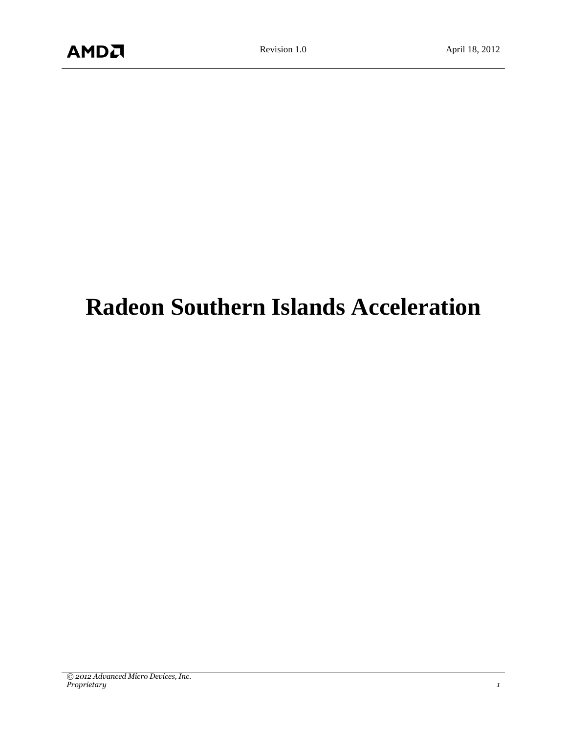# Radeon Southern Islands Acceleration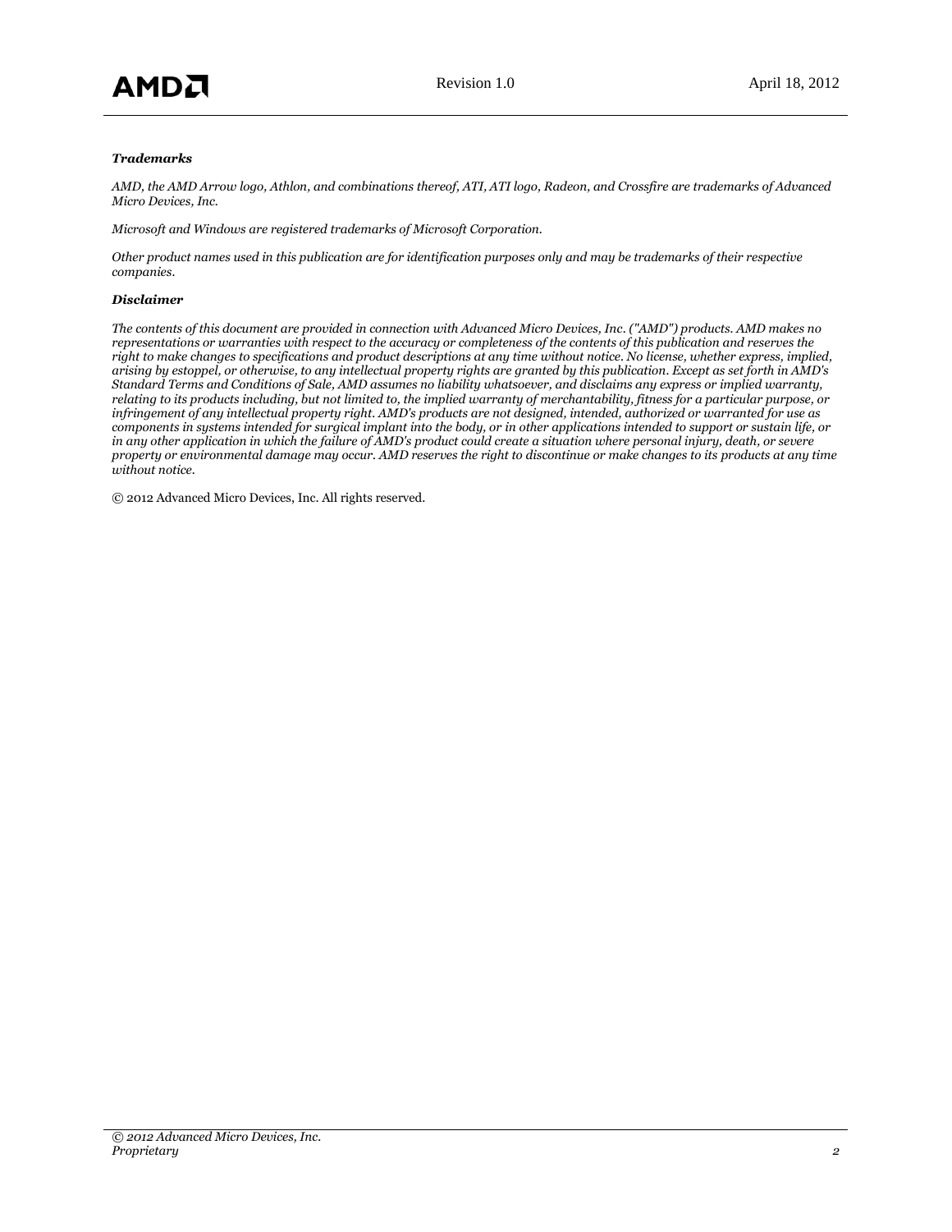***Trademarks***

*AMD, the AMD Arrow logo, Athlon, and combinations thereof, ATI, ATI logo, Radeon, and Crossfire are trademarks of Advanced Micro Devices, Inc.*

*Microsoft and Windows are registered trademarks of Microsoft Corporation.*

*Other product names used in this publication are for identification purposes only and may be trademarks of their respective companies.*

***Disclaimer***

*The contents of this document are provided in connection with Advanced Micro Devices, Inc. ("AMD") products. AMD makes no representations or warranties with respect to the accuracy or completeness of the contents of this publication and reserves the right to make changes to specifications and product descriptions at any time without notice. No license, whether express, implied, arising by estoppel, or otherwise, to any intellectual property rights are granted by this publication. Except as set forth in AMD's Standard Terms and Conditions of Sale, AMD assumes no liability whatsoever, and disclaims any express or implied warranty, relating to its products including, but not limited to, the implied warranty of merchantability, fitness for a particular purpose, or infringement of any intellectual property right. AMD's products are not designed, intended, authorized or warranted for use as components in systems intended for surgical implant into the body, or in other applications intended to support or sustain life, or in any other application in which the failure of AMD's product could create a situation where personal injury, death, or severe property or environmental damage may occur. AMD reserves the right to discontinue or make changes to its products at any time without notice.*

© 2012 Advanced Micro Devices, Inc. All rights reserved.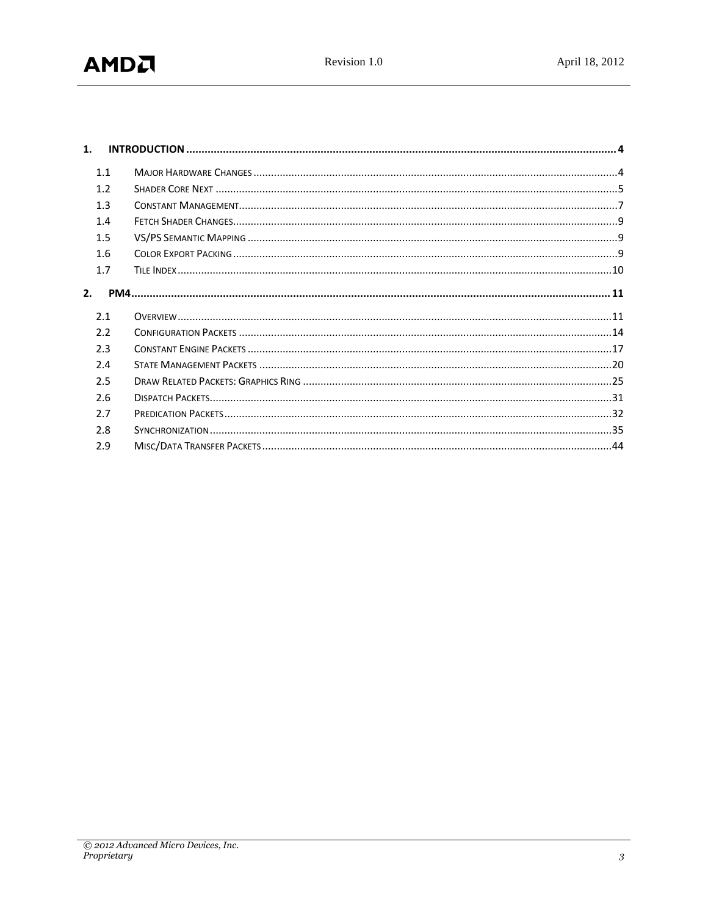1. **INTRODUCTION** ..... 4
   - 1.1 Major Hardware Changes ..... 4
   - 1.2 Shader Core Next ..... 5
   - 1.3 Constant Management ..... 7
   - 1.4 Fetch Shader Changes ..... 9
   - 1.5 VS/PS Semantic Mapping ..... 9
   - 1.6 Color Export Packing ..... 9
   - 1.7 Tile Index ..... 10
2. **PM4** ..... 11
   - 2.1 Overview ..... 11
   - 2.2 Configuration Packets ..... 14
   - 2.3 Constant Engine Packets ..... 17
   - 2.4 State Management Packets ..... 20
   - 2.5 Draw Related Packets: Graphics Ring ..... 25
   - 2.6 Dispatch Packets ..... 31
   - 2.7 Predication Packets ..... 32
   - 2.8 Synchronization ..... 35
   - 2.9 Misc/Data Transfer Packets ..... 44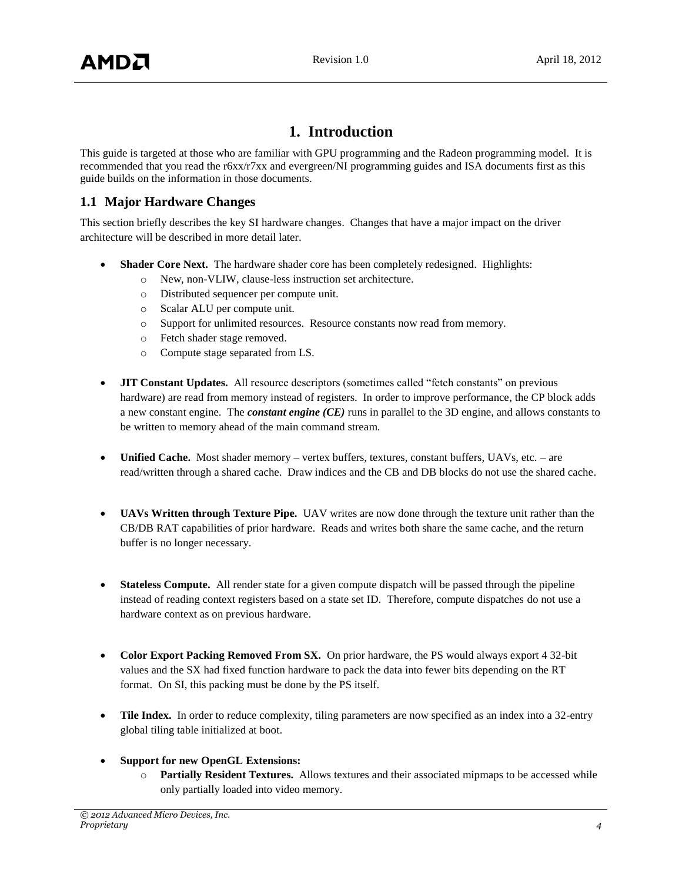# 1. Introduction

This guide is targeted at those who are familiar with GPU programming and the Radeon programming model. It is recommended that you read the r6xx/r7xx and evergreen/NI programming guides and ISA documents first as this guide builds on the information in those documents.

## 1.1 Major Hardware Changes

This section briefly describes the key SI hardware changes. Changes that have a major impact on the driver architecture will be described in more detail later.

- **Shader Core Next.** The hardware shader core has been completely redesigned. Highlights:
  - New, non-VLIW, clause-less instruction set architecture.
  - Distributed sequencer per compute unit.
  - Scalar ALU per compute unit.
  - Support for unlimited resources. Resource constants now read from memory.
  - Fetch shader stage removed.
  - Compute stage separated from LS.

- **JIT Constant Updates.** All resource descriptors (sometimes called "fetch constants" on previous hardware) are read from memory instead of registers. In order to improve performance, the CP block adds a new constant engine. The ***constant engine (CE)*** runs in parallel to the 3D engine, and allows constants to be written to memory ahead of the main command stream.

- **Unified Cache.** Most shader memory – vertex buffers, textures, constant buffers, UAVs, etc. – are read/written through a shared cache. Draw indices and the CB and DB blocks do not use the shared cache.

- **UAVs Written through Texture Pipe.** UAV writes are now done through the texture unit rather than the CB/DB RAT capabilities of prior hardware. Reads and writes both share the same cache, and the return buffer is no longer necessary.

- **Stateless Compute.** All render state for a given compute dispatch will be passed through the pipeline instead of reading context registers based on a state set ID. Therefore, compute dispatches do not use a hardware context as on previous hardware.

- **Color Export Packing Removed From SX.** On prior hardware, the PS would always export 4 32-bit values and the SX had fixed function hardware to pack the data into fewer bits depending on the RT format. On SI, this packing must be done by the PS itself.

- **Tile Index.** In order to reduce complexity, tiling parameters are now specified as an index into a 32-entry global tiling table initialized at boot.

- **Support for new OpenGL Extensions:**
  - **Partially Resident Textures.** Allows textures and their associated mipmaps to be accessed while only partially loaded into video memory.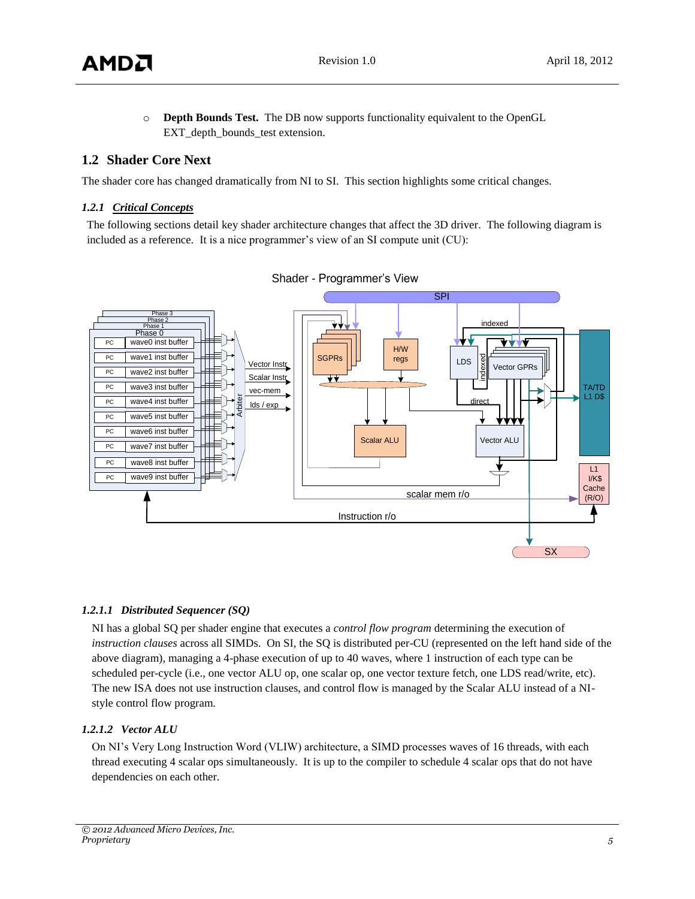- **Depth Bounds Test.** The DB now supports functionality equivalent to the OpenGL EXT_depth_bounds_test extension.

## 1.2 Shader Core Next

The shader core has changed dramatically from NI to SI. This section highlights some critical changes.

### 1.2.1 *Critical Concepts*

The following sections detail key shader architecture changes that affect the 3D driver. The following diagram is included as a reference. It is a nice programmer's view of an SI compute unit (CU):

#### 1.2.1.1 *Distributed Sequencer (SQ)*

NI has a global SQ per shader engine that executes a *control flow program* determining the execution of *instruction clauses* across all SIMDs. On SI, the SQ is distributed per-CU (represented on the left hand side of the above diagram), managing a 4-phase execution of up to 40 waves, where 1 instruction of each type can be scheduled per-cycle (i.e., one vector ALU op, one scalar op, one vector texture fetch, one LDS read/write, etc). The new ISA does not use instruction clauses, and control flow is managed by the Scalar ALU instead of a NI-style control flow program.

#### 1.2.1.2 *Vector ALU*

On NI's Very Long Instruction Word (VLIW) architecture, a SIMD processes waves of 16 threads, with each thread executing 4 scalar ops simultaneously. It is up to the compiler to schedule 4 scalar ops that do not have dependencies on each other.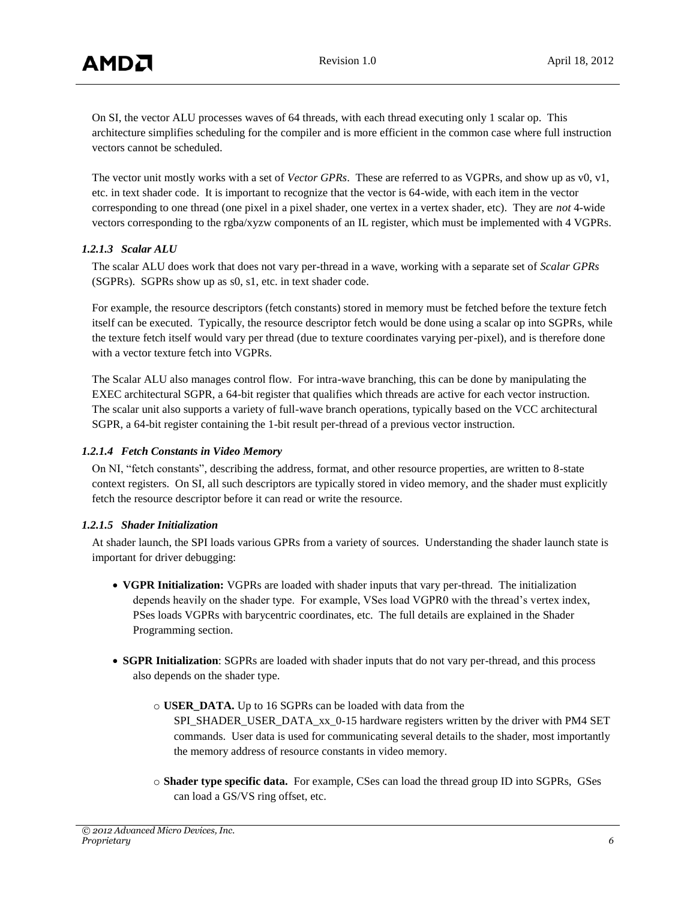On SI, the vector ALU processes waves of 64 threads, with each thread executing only 1 scalar op. This architecture simplifies scheduling for the compiler and is more efficient in the common case where full instruction vectors cannot be scheduled.

The vector unit mostly works with a set of *Vector GPRs*. These are referred to as VGPRs, and show up as v0, v1, etc. in text shader code. It is important to recognize that the vector is 64-wide, with each item in the vector corresponding to one thread (one pixel in a pixel shader, one vertex in a vertex shader, etc). They are *not* 4-wide vectors corresponding to the rgba/xyzw components of an IL register, which must be implemented with 4 VGPRs.

#### *1.2.1.3 Scalar ALU*

The scalar ALU does work that does not vary per-thread in a wave, working with a separate set of *Scalar GPRs* (SGPRs). SGPRs show up as s0, s1, etc. in text shader code.

For example, the resource descriptors (fetch constants) stored in memory must be fetched before the texture fetch itself can be executed. Typically, the resource descriptor fetch would be done using a scalar op into SGPRs, while the texture fetch itself would vary per thread (due to texture coordinates varying per-pixel), and is therefore done with a vector texture fetch into VGPRs.

The Scalar ALU also manages control flow. For intra-wave branching, this can be done by manipulating the EXEC architectural SGPR, a 64-bit register that qualifies which threads are active for each vector instruction. The scalar unit also supports a variety of full-wave branch operations, typically based on the VCC architectural SGPR, a 64-bit register containing the 1-bit result per-thread of a previous vector instruction.

#### *1.2.1.4 Fetch Constants in Video Memory*

On NI, "fetch constants", describing the address, format, and other resource properties, are written to 8-state context registers. On SI, all such descriptors are typically stored in video memory, and the shader must explicitly fetch the resource descriptor before it can read or write the resource.

#### *1.2.1.5 Shader Initialization*

At shader launch, the SPI loads various GPRs from a variety of sources. Understanding the shader launch state is important for driver debugging:

- **VGPR Initialization:** VGPRs are loaded with shader inputs that vary per-thread. The initialization depends heavily on the shader type. For example, VSes load VGPR0 with the thread's vertex index, PSes loads VGPRs with barycentric coordinates, etc. The full details are explained in the Shader Programming section.

- **SGPR Initialization**: SGPRs are loaded with shader inputs that do not vary per-thread, and this process also depends on the shader type.

  - **USER_DATA.** Up to 16 SGPRs can be loaded with data from the SPI_SHADER_USER_DATA_xx_0-15 hardware registers written by the driver with PM4 SET commands. User data is used for communicating several details to the shader, most importantly the memory address of resource constants in video memory.

  - **Shader type specific data.** For example, CSes can load the thread group ID into SGPRs, GSes can load a GS/VS ring offset, etc.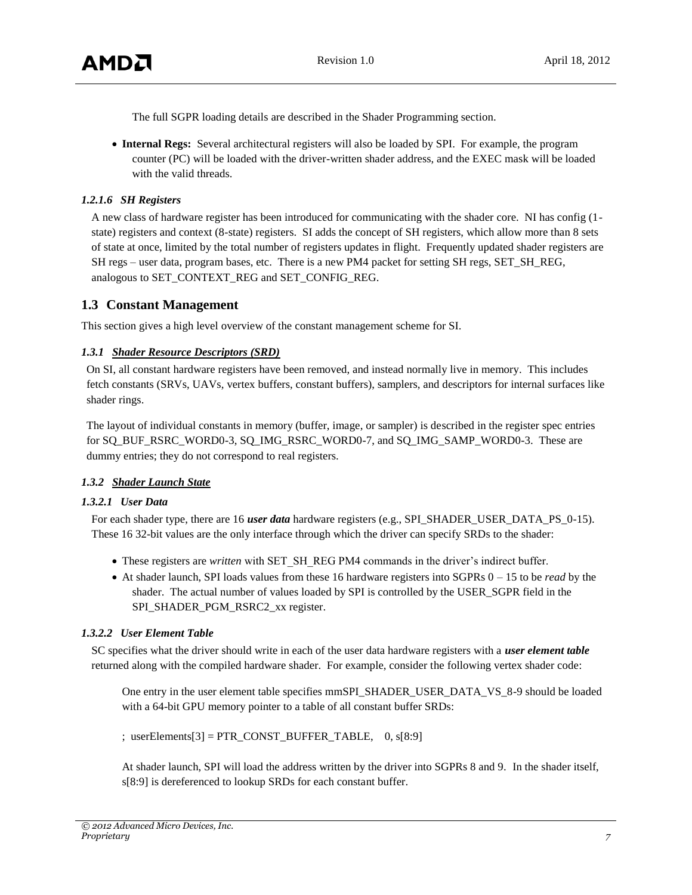The full SGPR loading details are described in the Shader Programming section.

- **Internal Regs:** Several architectural registers will also be loaded by SPI. For example, the program counter (PC) will be loaded with the driver-written shader address, and the EXEC mask will be loaded with the valid threads.

#### *1.2.1.6 SH Registers*

A new class of hardware register has been introduced for communicating with the shader core. NI has config (1-state) registers and context (8-state) registers. SI adds the concept of SH registers, which allow more than 8 sets of state at once, limited by the total number of registers updates in flight. Frequently updated shader registers are SH regs – user data, program bases, etc. There is a new PM4 packet for setting SH regs, SET_SH_REG, analogous to SET_CONTEXT_REG and SET_CONFIG_REG.

## 1.3 Constant Management

This section gives a high level overview of the constant management scheme for SI.

### *1.3.1 Shader Resource Descriptors (SRD)*

On SI, all constant hardware registers have been removed, and instead normally live in memory. This includes fetch constants (SRVs, UAVs, vertex buffers, constant buffers), samplers, and descriptors for internal surfaces like shader rings.

The layout of individual constants in memory (buffer, image, or sampler) is described in the register spec entries for SQ_BUF_RSRC_WORD0-3, SQ_IMG_RSRC_WORD0-7, and SQ_IMG_SAMP_WORD0-3. These are dummy entries; they do not correspond to real registers.

### *1.3.2 Shader Launch State*

#### *1.3.2.1 User Data*

For each shader type, there are 16 ***user data*** hardware registers (e.g., SPI_SHADER_USER_DATA_PS_0-15). These 16 32-bit values are the only interface through which the driver can specify SRDs to the shader:

- These registers are *written* with SET_SH_REG PM4 commands in the driver's indirect buffer.
- At shader launch, SPI loads values from these 16 hardware registers into SGPRs 0 – 15 to be *read* by the shader. The actual number of values loaded by SPI is controlled by the USER_SGPR field in the SPI_SHADER_PGM_RSRC2_xx register.

#### *1.3.2.2 User Element Table*

SC specifies what the driver should write in each of the user data hardware registers with a ***user element table*** returned along with the compiled hardware shader. For example, consider the following vertex shader code:

One entry in the user element table specifies mmSPI_SHADER_USER_DATA_VS_8-9 should be loaded with a 64-bit GPU memory pointer to a table of all constant buffer SRDs:

; userElements[3] = PTR_CONST_BUFFER_TABLE, 0, s[8:9]

At shader launch, SPI will load the address written by the driver into SGPRs 8 and 9. In the shader itself, s[8:9] is dereferenced to lookup SRDs for each constant buffer.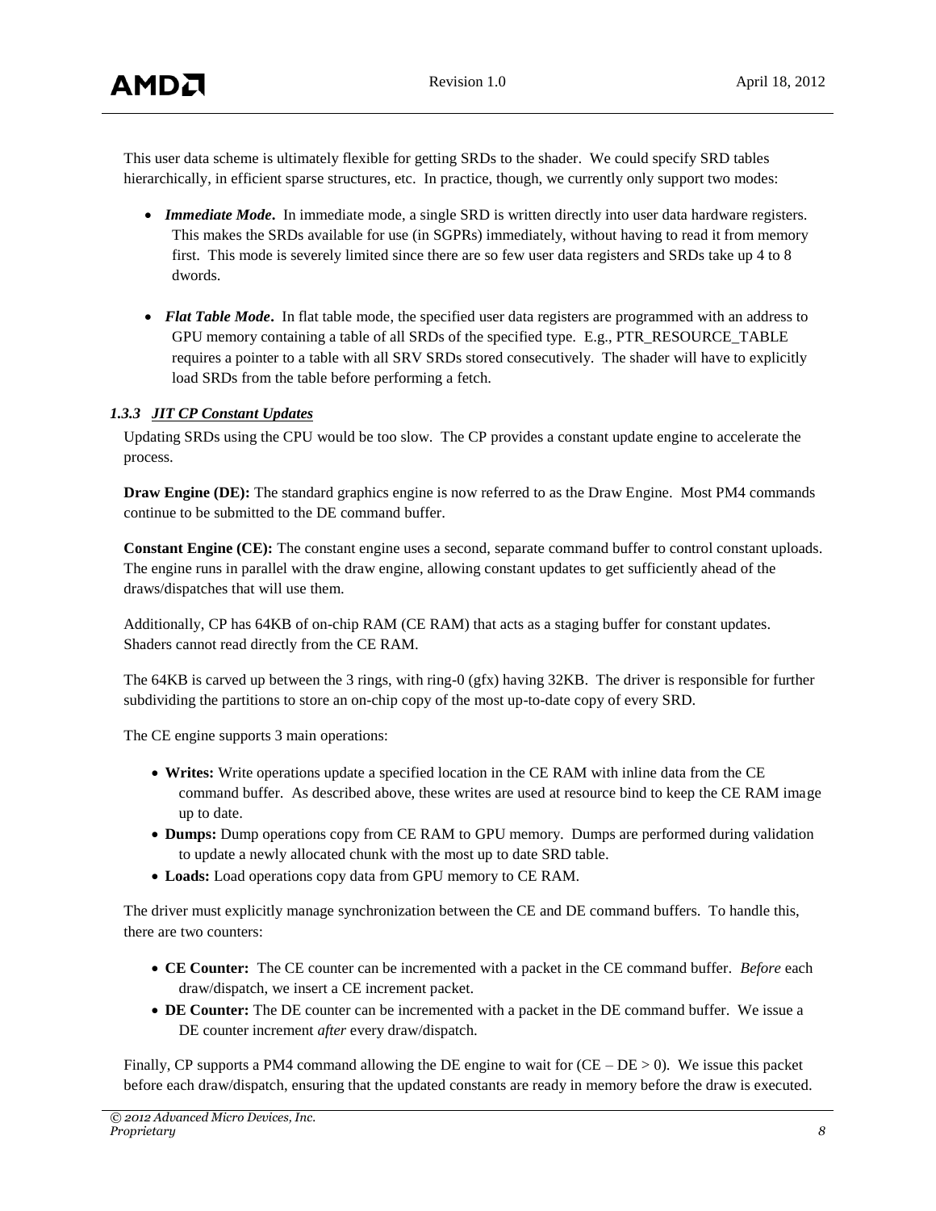This user data scheme is ultimately flexible for getting SRDs to the shader. We could specify SRD tables hierarchically, in efficient sparse structures, etc. In practice, though, we currently only support two modes:

- ***Immediate Mode***. In immediate mode, a single SRD is written directly into user data hardware registers. This makes the SRDs available for use (in SGPRs) immediately, without having to read it from memory first. This mode is severely limited since there are so few user data registers and SRDs take up 4 to 8 dwords.

- ***Flat Table Mode***. In flat table mode, the specified user data registers are programmed with an address to GPU memory containing a table of all SRDs of the specified type. E.g., PTR_RESOURCE_TABLE requires a pointer to a table with all SRV SRDs stored consecutively. The shader will have to explicitly load SRDs from the table before performing a fetch.

### *1.3.3 JIT CP Constant Updates*

Updating SRDs using the CPU would be too slow. The CP provides a constant update engine to accelerate the process.

**Draw Engine (DE):** The standard graphics engine is now referred to as the Draw Engine. Most PM4 commands continue to be submitted to the DE command buffer.

**Constant Engine (CE):** The constant engine uses a second, separate command buffer to control constant uploads. The engine runs in parallel with the draw engine, allowing constant updates to get sufficiently ahead of the draws/dispatches that will use them.

Additionally, CP has 64KB of on-chip RAM (CE RAM) that acts as a staging buffer for constant updates. Shaders cannot read directly from the CE RAM.

The 64KB is carved up between the 3 rings, with ring-0 (gfx) having 32KB. The driver is responsible for further subdividing the partitions to store an on-chip copy of the most up-to-date copy of every SRD.

The CE engine supports 3 main operations:

- **Writes:** Write operations update a specified location in the CE RAM with inline data from the CE command buffer. As described above, these writes are used at resource bind to keep the CE RAM image up to date.
- **Dumps:** Dump operations copy from CE RAM to GPU memory. Dumps are performed during validation to update a newly allocated chunk with the most up to date SRD table.
- **Loads:** Load operations copy data from GPU memory to CE RAM.

The driver must explicitly manage synchronization between the CE and DE command buffers. To handle this, there are two counters:

- **CE Counter:** The CE counter can be incremented with a packet in the CE command buffer. *Before* each draw/dispatch, we insert a CE increment packet.
- **DE Counter:** The DE counter can be incremented with a packet in the DE command buffer. We issue a DE counter increment *after* every draw/dispatch.

Finally, CP supports a PM4 command allowing the DE engine to wait for ($CE - DE > 0$). We issue this packet before each draw/dispatch, ensuring that the updated constants are ready in memory before the draw is executed.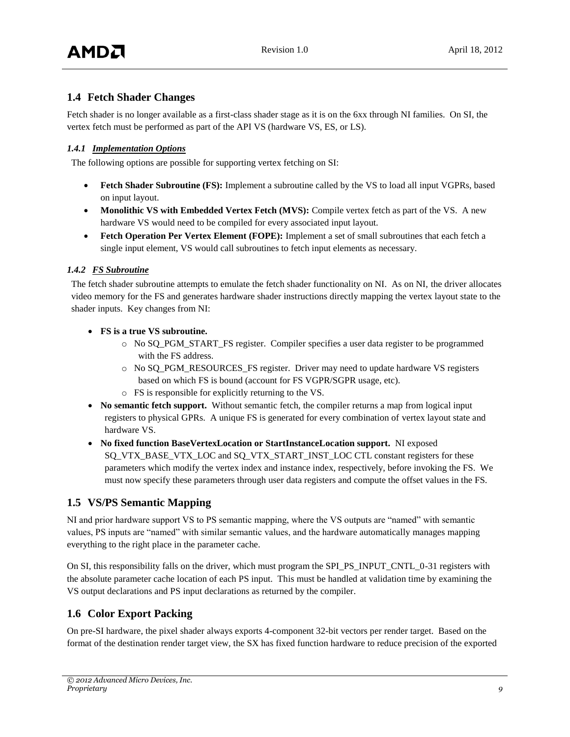## 1.4 Fetch Shader Changes

Fetch shader is no longer available as a first-class shader stage as it is on the 6xx through NI families. On SI, the vertex fetch must be performed as part of the API VS (hardware VS, ES, or LS).

### *1.4.1 Implementation Options*

The following options are possible for supporting vertex fetching on SI:

- **Fetch Shader Subroutine (FS):** Implement a subroutine called by the VS to load all input VGPRs, based on input layout.
- **Monolithic VS with Embedded Vertex Fetch (MVS):** Compile vertex fetch as part of the VS. A new hardware VS would need to be compiled for every associated input layout.
- **Fetch Operation Per Vertex Element (FOPE):** Implement a set of small subroutines that each fetch a single input element, VS would call subroutines to fetch input elements as necessary.

### *1.4.2 FS Subroutine*

The fetch shader subroutine attempts to emulate the fetch shader functionality on NI. As on NI, the driver allocates video memory for the FS and generates hardware shader instructions directly mapping the vertex layout state to the shader inputs. Key changes from NI:

- **FS is a true VS subroutine.**
  - No SQ_PGM_START_FS register. Compiler specifies a user data register to be programmed with the FS address.
  - No SQ_PGM_RESOURCES_FS register. Driver may need to update hardware VS registers based on which FS is bound (account for FS VGPR/SGPR usage, etc).
  - FS is responsible for explicitly returning to the VS.
- **No semantic fetch support.** Without semantic fetch, the compiler returns a map from logical input registers to physical GPRs. A unique FS is generated for every combination of vertex layout state and hardware VS.
- **No fixed function BaseVertexLocation or StartInstanceLocation support.** NI exposed SQ_VTX_BASE_VTX_LOC and SQ_VTX_START_INST_LOC CTL constant registers for these parameters which modify the vertex index and instance index, respectively, before invoking the FS. We must now specify these parameters through user data registers and compute the offset values in the FS.

## 1.5 VS/PS Semantic Mapping

NI and prior hardware support VS to PS semantic mapping, where the VS outputs are "named" with semantic values, PS inputs are "named" with similar semantic values, and the hardware automatically manages mapping everything to the right place in the parameter cache.

On SI, this responsibility falls on the driver, which must program the SPI_PS_INPUT_CNTL_0-31 registers with the absolute parameter cache location of each PS input. This must be handled at validation time by examining the VS output declarations and PS input declarations as returned by the compiler.

## 1.6 Color Export Packing

On pre-SI hardware, the pixel shader always exports 4-component 32-bit vectors per render target. Based on the format of the destination render target view, the SX has fixed function hardware to reduce precision of the exported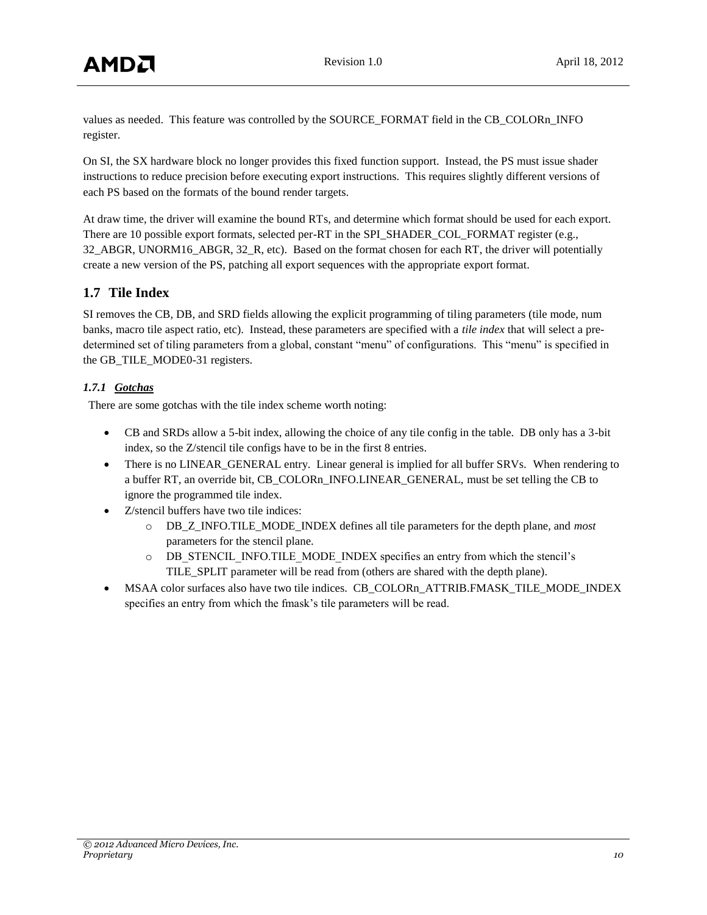values as needed. This feature was controlled by the SOURCE_FORMAT field in the CB_COLORn_INFO register.

On SI, the SX hardware block no longer provides this fixed function support. Instead, the PS must issue shader instructions to reduce precision before executing export instructions. This requires slightly different versions of each PS based on the formats of the bound render targets.

At draw time, the driver will examine the bound RTs, and determine which format should be used for each export. There are 10 possible export formats, selected per-RT in the SPI_SHADER_COL_FORMAT register (e.g., 32_ABGR, UNORM16_ABGR, 32_R, etc). Based on the format chosen for each RT, the driver will potentially create a new version of the PS, patching all export sequences with the appropriate export format.

## 1.7 Tile Index

SI removes the CB, DB, and SRD fields allowing the explicit programming of tiling parameters (tile mode, num banks, macro tile aspect ratio, etc). Instead, these parameters are specified with a *tile index* that will select a pre-determined set of tiling parameters from a global, constant "menu" of configurations. This "menu" is specified in the GB_TILE_MODE0-31 registers.

### *1.7.1 Gotchas*

There are some gotchas with the tile index scheme worth noting:

- CB and SRDs allow a 5-bit index, allowing the choice of any tile config in the table. DB only has a 3-bit index, so the Z/stencil tile configs have to be in the first 8 entries.
- There is no LINEAR_GENERAL entry. Linear general is implied for all buffer SRVs. When rendering to a buffer RT, an override bit, CB_COLORn_INFO.LINEAR_GENERAL, must be set telling the CB to ignore the programmed tile index.
- Z/stencil buffers have two tile indices:
  - DB_Z_INFO.TILE_MODE_INDEX defines all tile parameters for the depth plane, and *most* parameters for the stencil plane.
  - DB_STENCIL_INFO.TILE_MODE_INDEX specifies an entry from which the stencil's TILE_SPLIT parameter will be read from (others are shared with the depth plane).
- MSAA color surfaces also have two tile indices. CB_COLORn_ATTRIB.FMASK_TILE_MODE_INDEX specifies an entry from which the fmask's tile parameters will be read.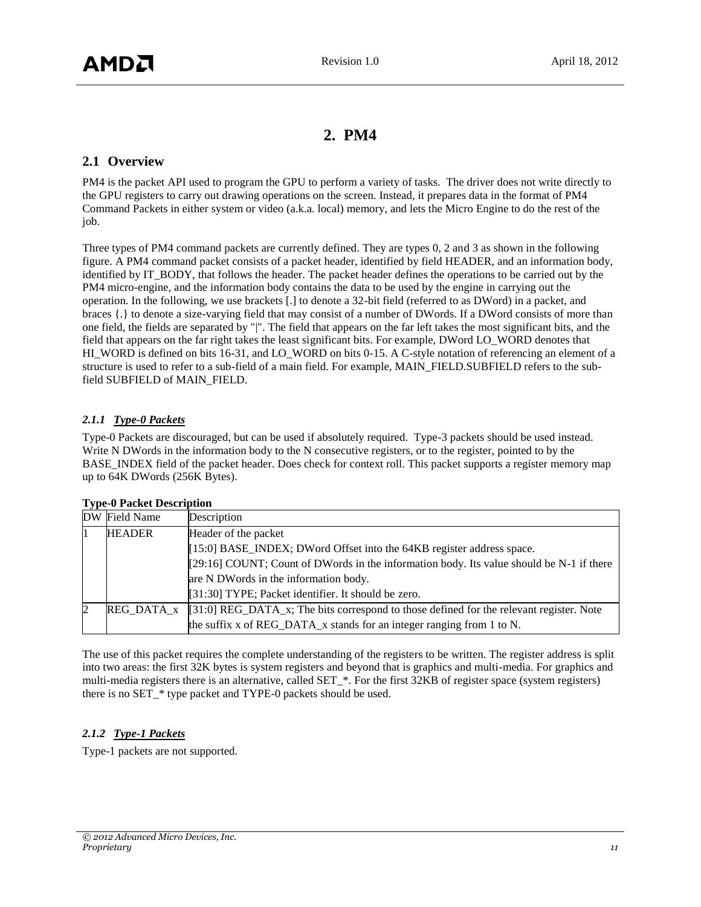# 2. PM4

## 2.1 Overview

PM4 is the packet API used to program the GPU to perform a variety of tasks. The driver does not write directly to the GPU registers to carry out drawing operations on the screen. Instead, it prepares data in the format of PM4 Command Packets in either system or video (a.k.a. local) memory, and lets the Micro Engine to do the rest of the job.

Three types of PM4 command packets are currently defined. They are types 0, 2 and 3 as shown in the following figure. A PM4 command packet consists of a packet header, identified by field HEADER, and an information body, identified by IT_BODY, that follows the header. The packet header defines the operations to be carried out by the PM4 micro-engine, and the information body contains the data to be used by the engine in carrying out the operation. In the following, we use brackets [.] to denote a 32-bit field (referred to as DWord) in a packet, and braces {.} to denote a size-varying field that may consist of a number of DWords. If a DWord consists of more than one field, the fields are separated by "|". The field that appears on the far left takes the most significant bits, and the field that appears on the far right takes the least significant bits. For example, DWord LO_WORD denotes that HI_WORD is defined on bits 16-31, and LO_WORD on bits 0-15. A C-style notation of referencing an element of a structure is used to refer to a sub-field of a main field. For example, MAIN_FIELD.SUBFIELD refers to the sub-field SUBFIELD of MAIN_FIELD.

### *2.1.1 Type-0 Packets*

Type-0 Packets are discouraged, but can be used if absolutely required. Type-3 packets should be used instead. Write N DWords in the information body to the N consecutive registers, or to the register, pointed to by the BASE_INDEX field of the packet header. Does check for context roll. This packet supports a register memory map up to 64K DWords (256K Bytes).

**Type-0 Packet Description**

| DW | Field Name | Description |
|---|---|---|
| 1 | HEADER | Header of the packet<br>[15:0] BASE_INDEX; DWord Offset into the 64KB register address space.<br>[29:16] COUNT; Count of DWords in the information body. Its value should be N-1 if there are N DWords in the information body.<br>[31:30] TYPE; Packet identifier. It should be zero. |
| 2 | REG_DATA_x | [31:0] REG_DATA_x; The bits correspond to those defined for the relevant register. Note the suffix x of REG_DATA_x stands for an integer ranging from 1 to N. |

The use of this packet requires the complete understanding of the registers to be written. The register address is split into two areas: the first 32K bytes is system registers and beyond that is graphics and multi-media. For graphics and multi-media registers there is an alternative, called SET_*. For the first 32KB of register space (system registers) there is no SET_* type packet and TYPE-0 packets should be used.

### *2.1.2 Type-1 Packets*

Type-1 packets are not supported.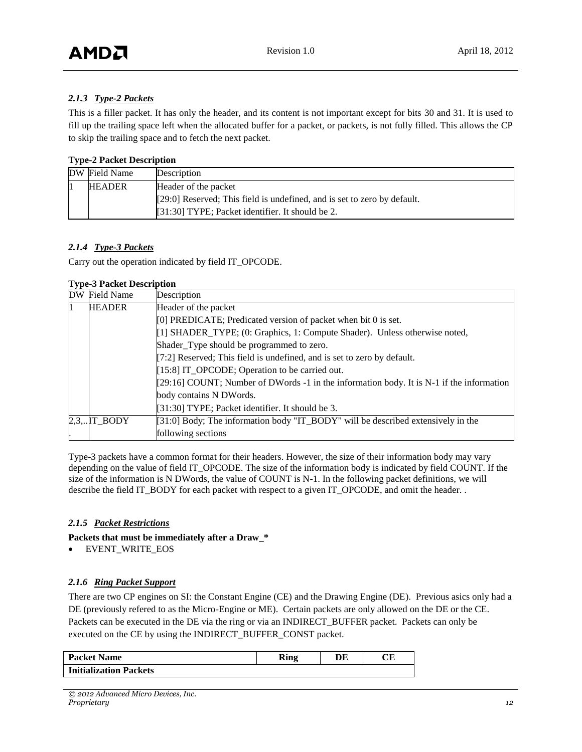### *2.1.3 Type-2 Packets*

This is a filler packet. It has only the header, and its content is not important except for bits 30 and 31. It is used to fill up the trailing space left when the allocated buffer for a packet, or packets, is not fully filled. This allows the CP to skip the trailing space and to fetch the next packet.

**Type-2 Packet Description**

| DW | Field Name | Description |
|---|---|---|
| 1 | HEADER | Header of the packet<br>[29:0] Reserved; This field is undefined, and is set to zero by default.<br>[31:30] TYPE; Packet identifier. It should be 2. |

### *2.1.4 Type-3 Packets*

Carry out the operation indicated by field IT_OPCODE.

**Type-3 Packet Description**

| DW | Field Name | Description |
|---|---|---|
| 1 | HEADER | Header of the packet<br>[0] PREDICATE; Predicated version of packet when bit 0 is set.<br>[1] SHADER_TYPE; (0: Graphics, 1: Compute Shader). Unless otherwise noted, Shader_Type should be programmed to zero.<br>[7:2] Reserved; This field is undefined, and is set to zero by default.<br>[15:8] IT_OPCODE; Operation to be carried out.<br>[29:16] COUNT; Number of DWords -1 in the information body. It is N-1 if the information body contains N DWords.<br>[31:30] TYPE; Packet identifier. It should be 3. |
| 2,3,... | IT_BODY | [31:0] Body; The information body "IT_BODY" will be described extensively in the following sections |

Type-3 packets have a common format for their headers. However, the size of their information body may vary depending on the value of field IT_OPCODE. The size of the information body is indicated by field COUNT. If the size of the information is N DWords, the value of COUNT is N-1. In the following packet definitions, we will describe the field IT_BODY for each packet with respect to a given IT_OPCODE, and omit the header. .

### *2.1.5 Packet Restrictions*

**Packets that must be immediately after a Draw_***

- EVENT_WRITE_EOS

### *2.1.6 Ring Packet Support*

There are two CP engines on SI: the Constant Engine (CE) and the Drawing Engine (DE). Previous asics only had a DE (previously refered to as the Micro-Engine or ME). Certain packets are only allowed on the DE or the CE. Packets can be executed in the DE via the ring or via an INDIRECT_BUFFER packet. Packets can only be executed on the CE by using the INDIRECT_BUFFER_CONST packet.

| Packet Name | Ring | DE | CE |
|---|---|---|---|
| **Initialization Packets** | | | |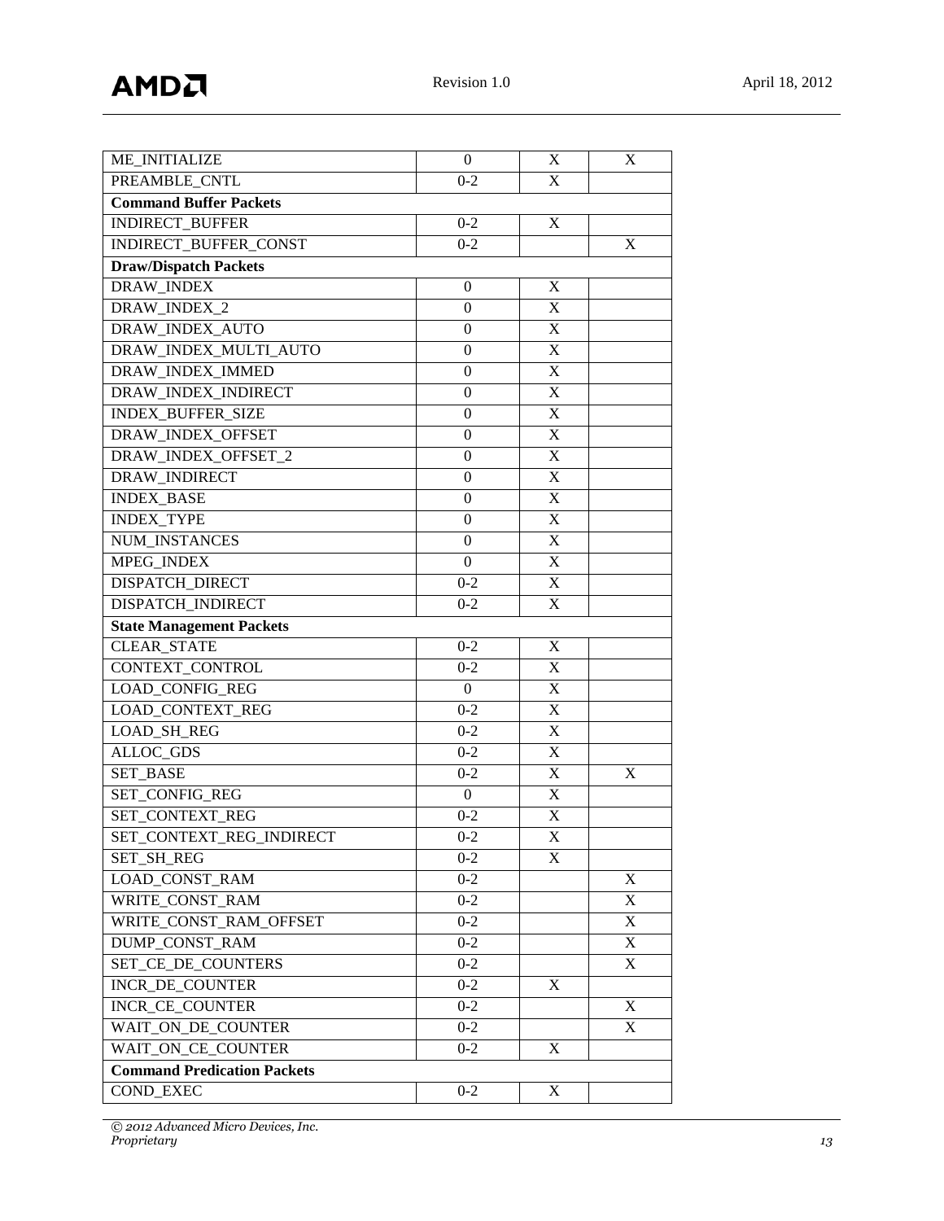| | | | |
|---|---|---|---|
| ME_INITIALIZE | 0 | X | X |
| PREAMBLE_CNTL | 0-2 | X | |
| **Command Buffer Packets** | | | |
| INDIRECT_BUFFER | 0-2 | X | |
| INDIRECT_BUFFER_CONST | 0-2 | | X |
| **Draw/Dispatch Packets** | | | |
| DRAW_INDEX | 0 | X | |
| DRAW_INDEX_2 | 0 | X | |
| DRAW_INDEX_AUTO | 0 | X | |
| DRAW_INDEX_MULTI_AUTO | 0 | X | |
| DRAW_INDEX_IMMED | 0 | X | |
| DRAW_INDEX_INDIRECT | 0 | X | |
| INDEX_BUFFER_SIZE | 0 | X | |
| DRAW_INDEX_OFFSET | 0 | X | |
| DRAW_INDEX_OFFSET_2 | 0 | X | |
| DRAW_INDIRECT | 0 | X | |
| INDEX_BASE | 0 | X | |
| INDEX_TYPE | 0 | X | |
| NUM_INSTANCES | 0 | X | |
| MPEG_INDEX | 0 | X | |
| DISPATCH_DIRECT | 0-2 | X | |
| DISPATCH_INDIRECT | 0-2 | X | |
| **State Management Packets** | | | |
| CLEAR_STATE | 0-2 | X | |
| CONTEXT_CONTROL | 0-2 | X | |
| LOAD_CONFIG_REG | 0 | X | |
| LOAD_CONTEXT_REG | 0-2 | X | |
| LOAD_SH_REG | 0-2 | X | |
| ALLOC_GDS | 0-2 | X | |
| SET_BASE | 0-2 | X | X |
| SET_CONFIG_REG | 0 | X | |
| SET_CONTEXT_REG | 0-2 | X | |
| SET_CONTEXT_REG_INDIRECT | 0-2 | X | |
| SET_SH_REG | 0-2 | X | |
| LOAD_CONST_RAM | 0-2 | | X |
| WRITE_CONST_RAM | 0-2 | | X |
| WRITE_CONST_RAM_OFFSET | 0-2 | | X |
| DUMP_CONST_RAM | 0-2 | | X |
| SET_CE_DE_COUNTERS | 0-2 | | X |
| INCR_DE_COUNTER | 0-2 | X | |
| INCR_CE_COUNTER | 0-2 | | X |
| WAIT_ON_DE_COUNTER | 0-2 | | X |
| WAIT_ON_CE_COUNTER | 0-2 | X | |
| **Command Predication Packets** | | | |
| COND_EXEC | 0-2 | X | |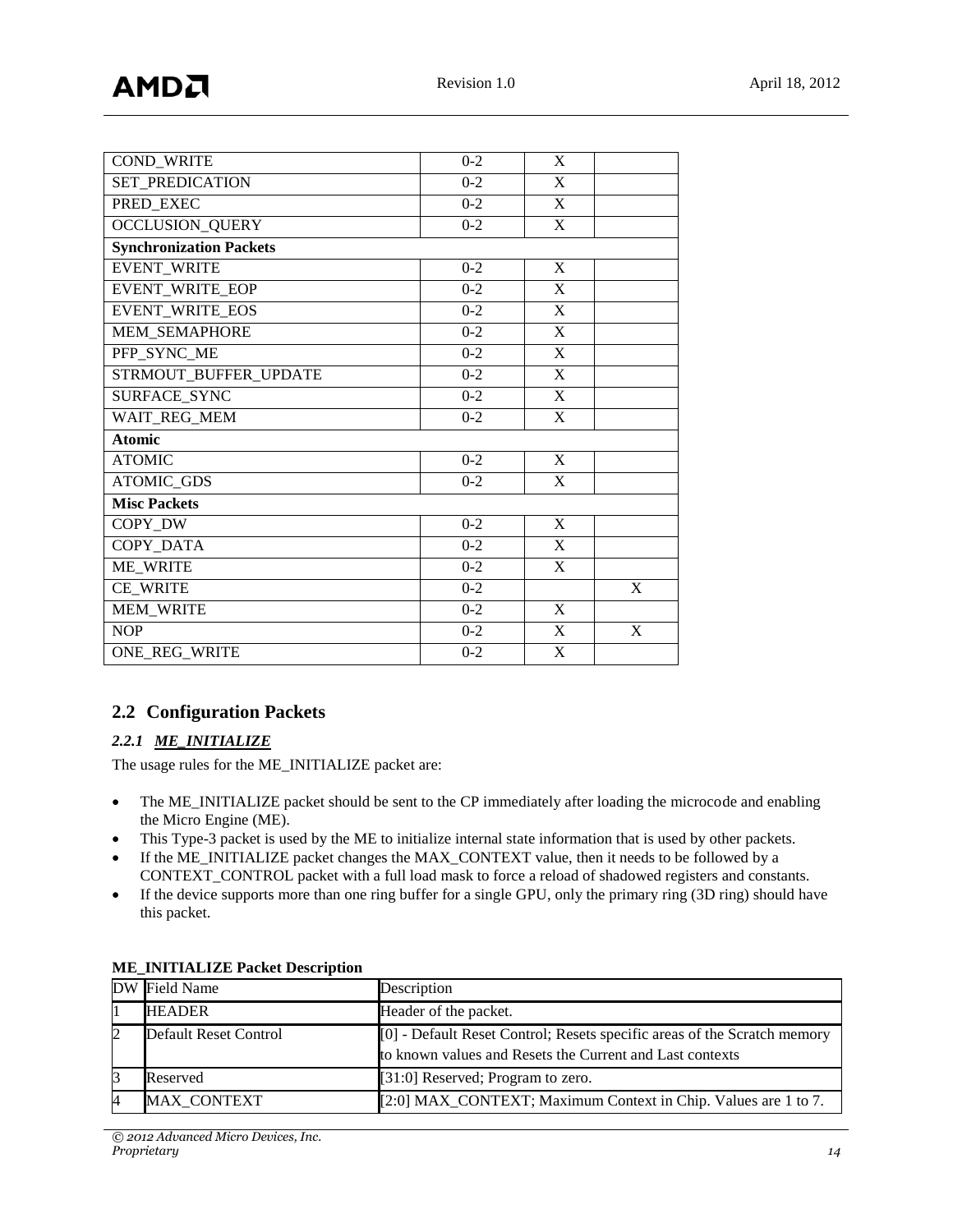| | | | |
|---|---|---|---|
| COND_WRITE | 0-2 | X | |
| SET_PREDICATION | 0-2 | X | |
| PRED_EXEC | 0-2 | X | |
| OCCLUSION_QUERY | 0-2 | X | |
| **Synchronization Packets** | | | |
| EVENT_WRITE | 0-2 | X | |
| EVENT_WRITE_EOP | 0-2 | X | |
| EVENT_WRITE_EOS | 0-2 | X | |
| MEM_SEMAPHORE | 0-2 | X | |
| PFP_SYNC_ME | 0-2 | X | |
| STRMOUT_BUFFER_UPDATE | 0-2 | X | |
| SURFACE_SYNC | 0-2 | X | |
| WAIT_REG_MEM | 0-2 | X | |
| **Atomic** | | | |
| ATOMIC | 0-2 | X | |
| ATOMIC_GDS | 0-2 | X | |
| **Misc Packets** | | | |
| COPY_DW | 0-2 | X | |
| COPY_DATA | 0-2 | X | |
| ME_WRITE | 0-2 | X | |
| CE_WRITE | 0-2 | | X |
| MEM_WRITE | 0-2 | X | |
| NOP | 0-2 | X | X |
| ONE_REG_WRITE | 0-2 | X | |

## 2.2 Configuration Packets

### *2.2.1 ME_INITIALIZE*

The usage rules for the ME_INITIALIZE packet are:

- The ME_INITIALIZE packet should be sent to the CP immediately after loading the microcode and enabling the Micro Engine (ME).
- This Type-3 packet is used by the ME to initialize internal state information that is used by other packets.
- If the ME_INITIALIZE packet changes the MAX_CONTEXT value, then it needs to be followed by a CONTEXT_CONTROL packet with a full load mask to force a reload of shadowed registers and constants.
- If the device supports more than one ring buffer for a single GPU, only the primary ring (3D ring) should have this packet.

**ME_INITIALIZE Packet Description**

| DW | Field Name | Description |
|---|---|---|
| 1 | HEADER | Header of the packet. |
| 2 | Default Reset Control | [0] - Default Reset Control; Resets specific areas of the Scratch memory to known values and Resets the Current and Last contexts |
| 3 | Reserved | [31:0] Reserved; Program to zero. |
| 4 | MAX_CONTEXT | [2:0] MAX_CONTEXT; Maximum Context in Chip. Values are 1 to 7. |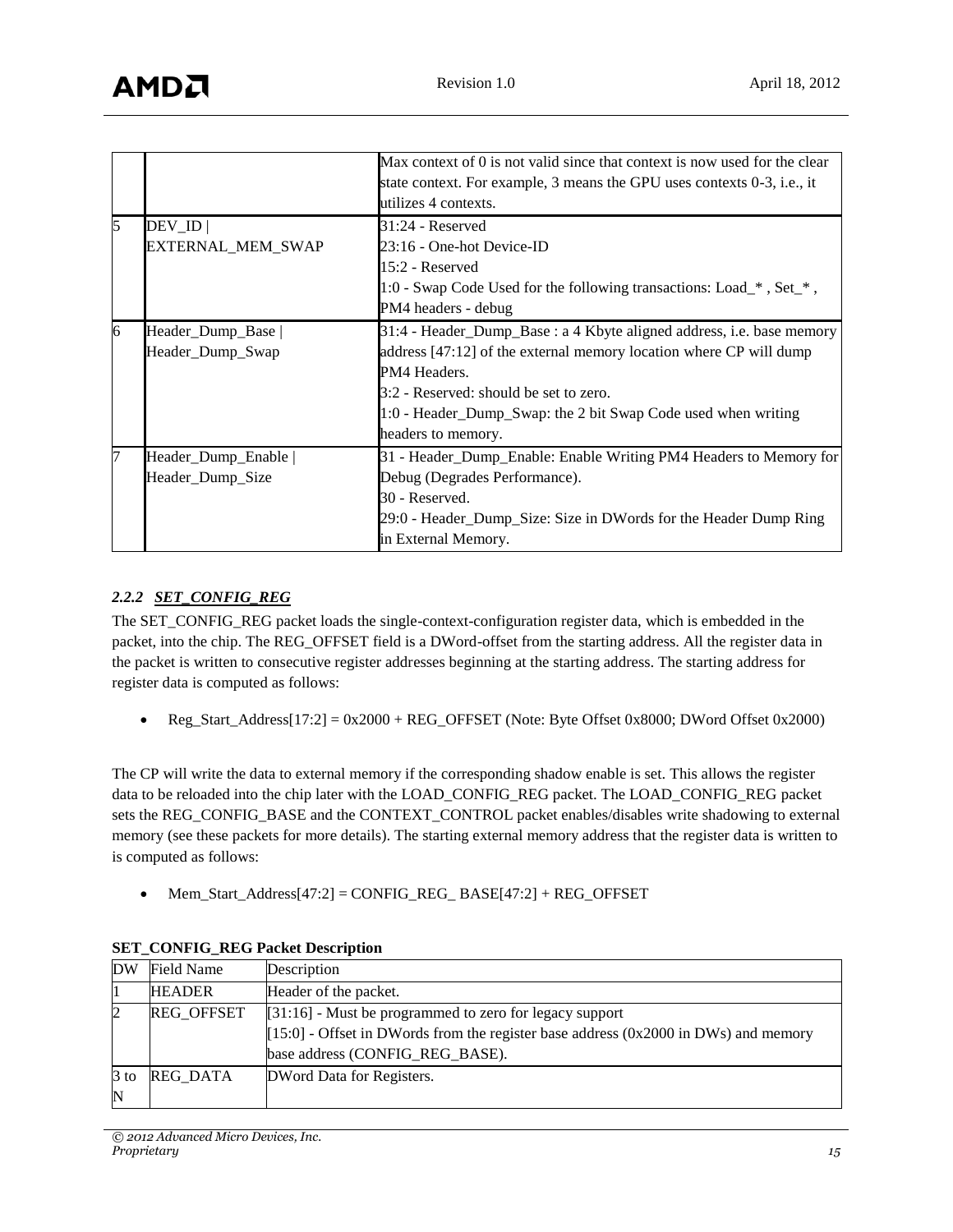| | | |
|---|---|---|
| | | Max context of 0 is not valid since that context is now used for the clear state context. For example, 3 means the GPU uses contexts 0-3, i.e., it utilizes 4 contexts. |
| 5 | DEV_ID \| EXTERNAL_MEM_SWAP | 31:24 - Reserved<br>23:16 - One-hot Device-ID<br>15:2 - Reserved<br>1:0 - Swap Code Used for the following transactions: Load_* , Set_* , PM4 headers - debug |
| 6 | Header_Dump_Base \| Header_Dump_Swap | 31:4 - Header_Dump_Base : a 4 Kbyte aligned address, i.e. base memory address [47:12] of the external memory location where CP will dump PM4 Headers.<br>3:2 - Reserved: should be set to zero.<br>1:0 - Header_Dump_Swap: the 2 bit Swap Code used when writing headers to memory. |
| 7 | Header_Dump_Enable \| Header_Dump_Size | 31 - Header_Dump_Enable: Enable Writing PM4 Headers to Memory for Debug (Degrades Performance).<br>30 - Reserved.<br>29:0 - Header_Dump_Size: Size in DWords for the Header Dump Ring in External Memory. |

### *2.2.2 SET_CONFIG_REG*

The SET_CONFIG_REG packet loads the single-context-configuration register data, which is embedded in the packet, into the chip. The REG_OFFSET field is a DWord-offset from the starting address. All the register data in the packet is written to consecutive register addresses beginning at the starting address. The starting address for register data is computed as follows:

- Reg_Start_Address[17:2] = 0x2000 + REG_OFFSET (Note: Byte Offset 0x8000; DWord Offset 0x2000)

The CP will write the data to external memory if the corresponding shadow enable is set. This allows the register data to be reloaded into the chip later with the LOAD_CONFIG_REG packet. The LOAD_CONFIG_REG packet sets the REG_CONFIG_BASE and the CONTEXT_CONTROL packet enables/disables write shadowing to external memory (see these packets for more details). The starting external memory address that the register data is written to is computed as follows:

- Mem_Start_Address[47:2] = CONFIG_REG_ BASE[47:2] + REG_OFFSET

**SET_CONFIG_REG Packet Description**

| DW | Field Name | Description |
|---|---|---|
| 1 | HEADER | Header of the packet. |
| 2 | REG_OFFSET | [31:16] - Must be programmed to zero for legacy support<br>[15:0] - Offset in DWords from the register base address (0x2000 in DWs) and memory base address (CONFIG_REG_BASE). |
| 3 to N | REG_DATA | DWord Data for Registers. |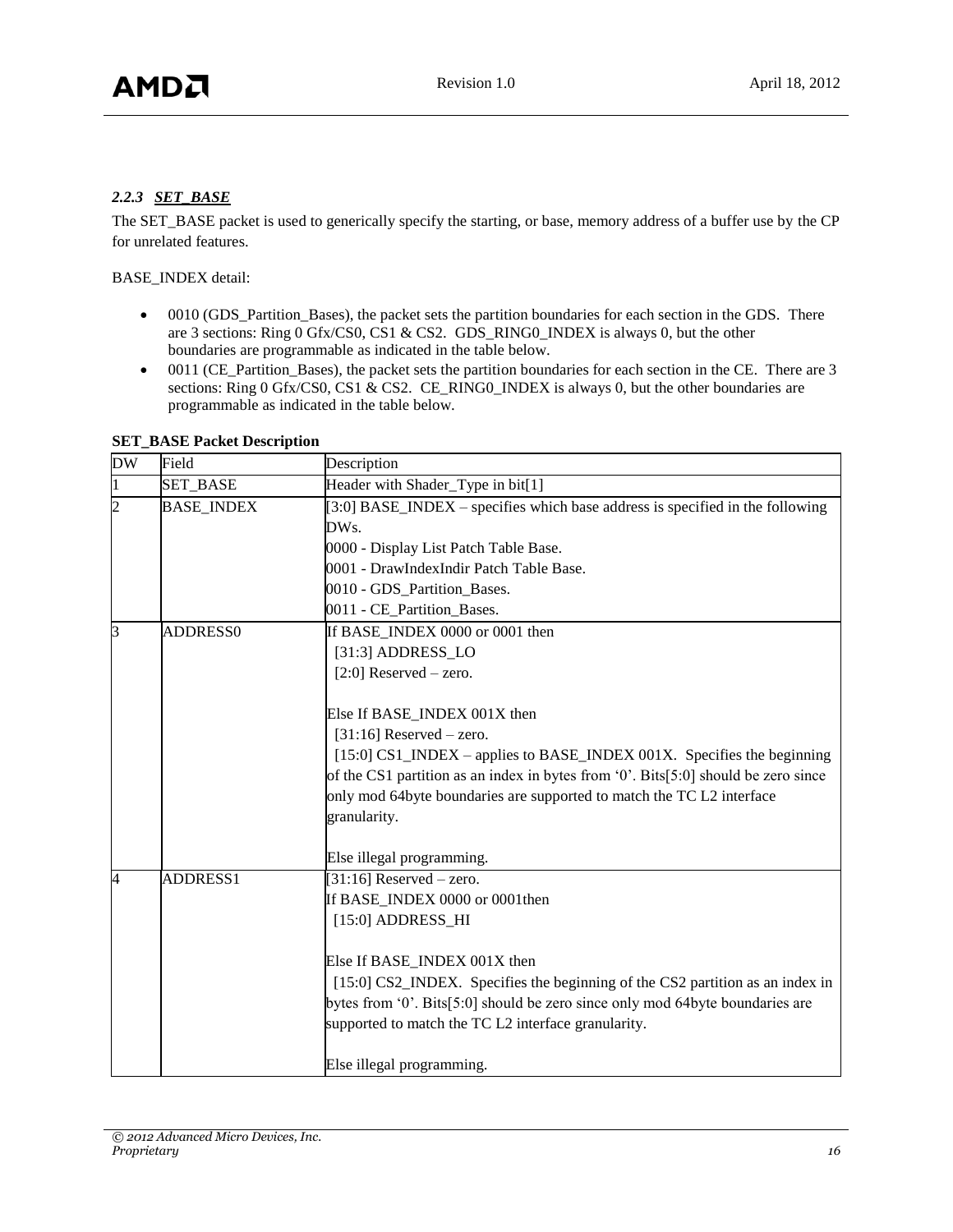### *2.2.3 SET_BASE*

The SET_BASE packet is used to generically specify the starting, or base, memory address of a buffer use by the CP for unrelated features.

BASE_INDEX detail:

- 0010 (GDS_Partition_Bases), the packet sets the partition boundaries for each section in the GDS. There are 3 sections: Ring 0 Gfx/CS0, CS1 & CS2. GDS_RING0_INDEX is always 0, but the other boundaries are programmable as indicated in the table below.
- 0011 (CE_Partition_Bases), the packet sets the partition boundaries for each section in the CE. There are 3 sections: Ring 0 Gfx/CS0, CS1 & CS2. CE_RING0_INDEX is always 0, but the other boundaries are programmable as indicated in the table below.

**SET_BASE Packet Description**

| DW | Field | Description |
|---|---|---|
| 1 | SET_BASE | Header with Shader_Type in bit[1] |
| 2 | BASE_INDEX | [3:0] BASE_INDEX – specifies which base address is specified in the following DWs.<br>0000 - Display List Patch Table Base.<br>0001 - DrawIndexIndir Patch Table Base.<br>0010 - GDS_Partition_Bases.<br>0011 - CE_Partition_Bases. |
| 3 | ADDRESS0 | If BASE_INDEX 0000 or 0001 then<br>[31:3] ADDRESS_LO<br>[2:0] Reserved – zero.<br><br>Else If BASE_INDEX 001X then<br>[31:16] Reserved – zero.<br>[15:0] CS1_INDEX – applies to BASE_INDEX 001X. Specifies the beginning of the CS1 partition as an index in bytes from '0'. Bits[5:0] should be zero since only mod 64byte boundaries are supported to match the TC L2 interface granularity.<br><br>Else illegal programming. |
| 4 | ADDRESS1 | [31:16] Reserved – zero.<br>If BASE_INDEX 0000 or 0001then<br>[15:0] ADDRESS_HI<br><br>Else If BASE_INDEX 001X then<br>[15:0] CS2_INDEX. Specifies the beginning of the CS2 partition as an index in bytes from '0'. Bits[5:0] should be zero since only mod 64byte boundaries are supported to match the TC L2 interface granularity.<br><br>Else illegal programming. |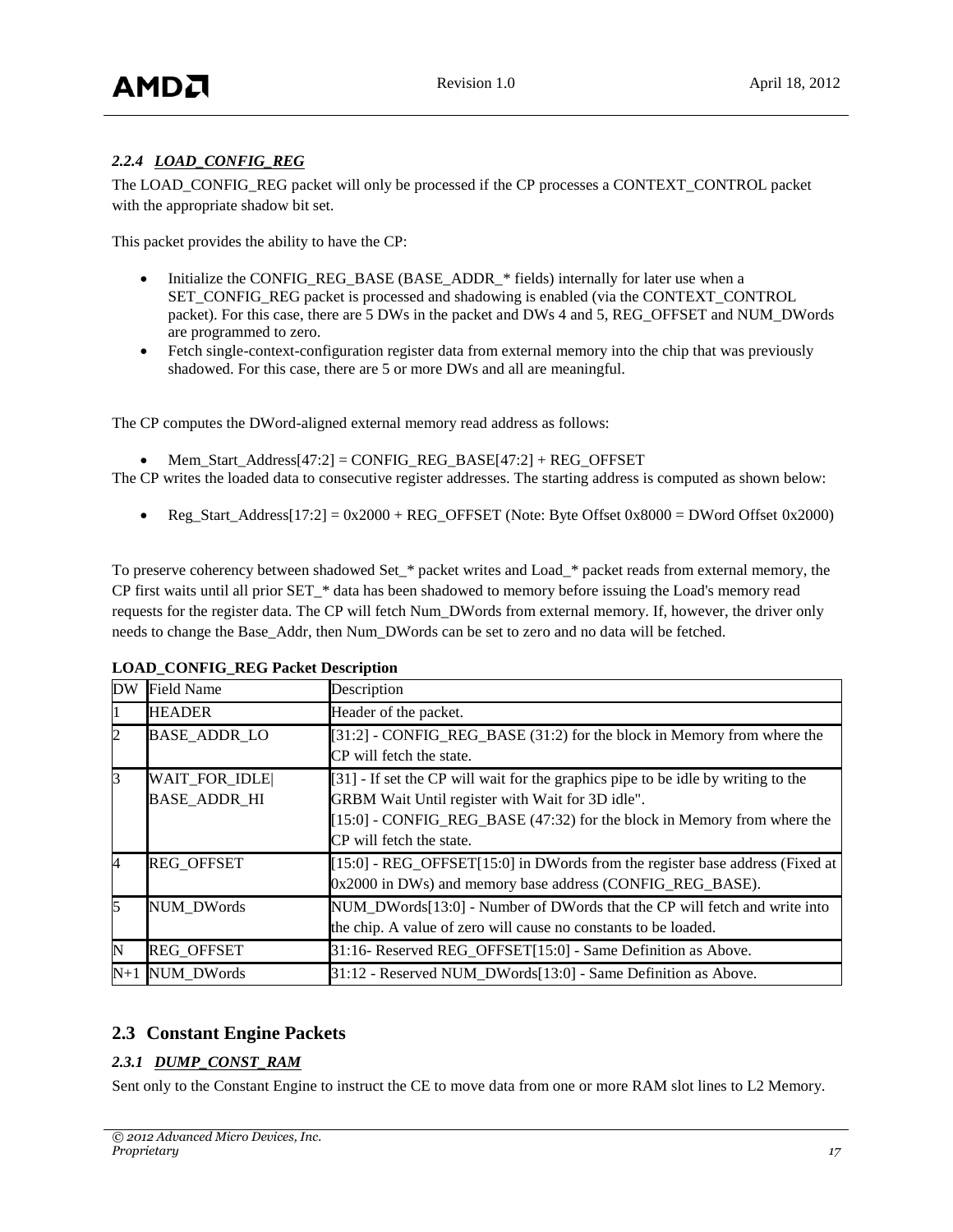### 2.2.4 *LOAD_CONFIG_REG*

The LOAD_CONFIG_REG packet will only be processed if the CP processes a CONTEXT_CONTROL packet with the appropriate shadow bit set.

This packet provides the ability to have the CP:

- Initialize the CONFIG_REG_BASE (BASE_ADDR_* fields) internally for later use when a SET_CONFIG_REG packet is processed and shadowing is enabled (via the CONTEXT_CONTROL packet). For this case, there are 5 DWs in the packet and DWs 4 and 5, REG_OFFSET and NUM_DWords are programmed to zero.
- Fetch single-context-configuration register data from external memory into the chip that was previously shadowed. For this case, there are 5 or more DWs and all are meaningful.

The CP computes the DWord-aligned external memory read address as follows:

- Mem_Start_Address[47:2] = CONFIG_REG_BASE[47:2] + REG_OFFSET

The CP writes the loaded data to consecutive register addresses. The starting address is computed as shown below:

- Reg_Start_Address[17:2] = 0x2000 + REG_OFFSET (Note: Byte Offset 0x8000 = DWord Offset 0x2000)

To preserve coherency between shadowed Set_* packet writes and Load_* packet reads from external memory, the CP first waits until all prior SET_* data has been shadowed to memory before issuing the Load's memory read requests for the register data. The CP will fetch Num_DWords from external memory. If, however, the driver only needs to change the Base_Addr, then Num_DWords can be set to zero and no data will be fetched.

**LOAD_CONFIG_REG Packet Description**

| DW | Field Name | Description |
|---|---|---|
| 1 | HEADER | Header of the packet. |
| 2 | BASE_ADDR_LO | [31:2] - CONFIG_REG_BASE (31:2) for the block in Memory from where the CP will fetch the state. |
| 3 | WAIT_FOR_IDLE\| BASE_ADDR_HI | [31] - If set the CP will wait for the graphics pipe to be idle by writing to the GRBM Wait Until register with Wait for 3D idle". [15:0] - CONFIG_REG_BASE (47:32) for the block in Memory from where the CP will fetch the state. |
| 4 | REG_OFFSET | [15:0] - REG_OFFSET[15:0] in DWords from the register base address (Fixed at 0x2000 in DWs) and memory base address (CONFIG_REG_BASE). |
| 5 | NUM_DWords | NUM_DWords[13:0] - Number of DWords that the CP will fetch and write into the chip. A value of zero will cause no constants to be loaded. |
| N | REG_OFFSET | 31:16- Reserved REG_OFFSET[15:0] - Same Definition as Above. |
| N+1 | NUM_DWords | 31:12 - Reserved NUM_DWords[13:0] - Same Definition as Above. |

## 2.3 Constant Engine Packets

### 2.3.1 *DUMP_CONST_RAM*

Sent only to the Constant Engine to instruct the CE to move data from one or more RAM slot lines to L2 Memory.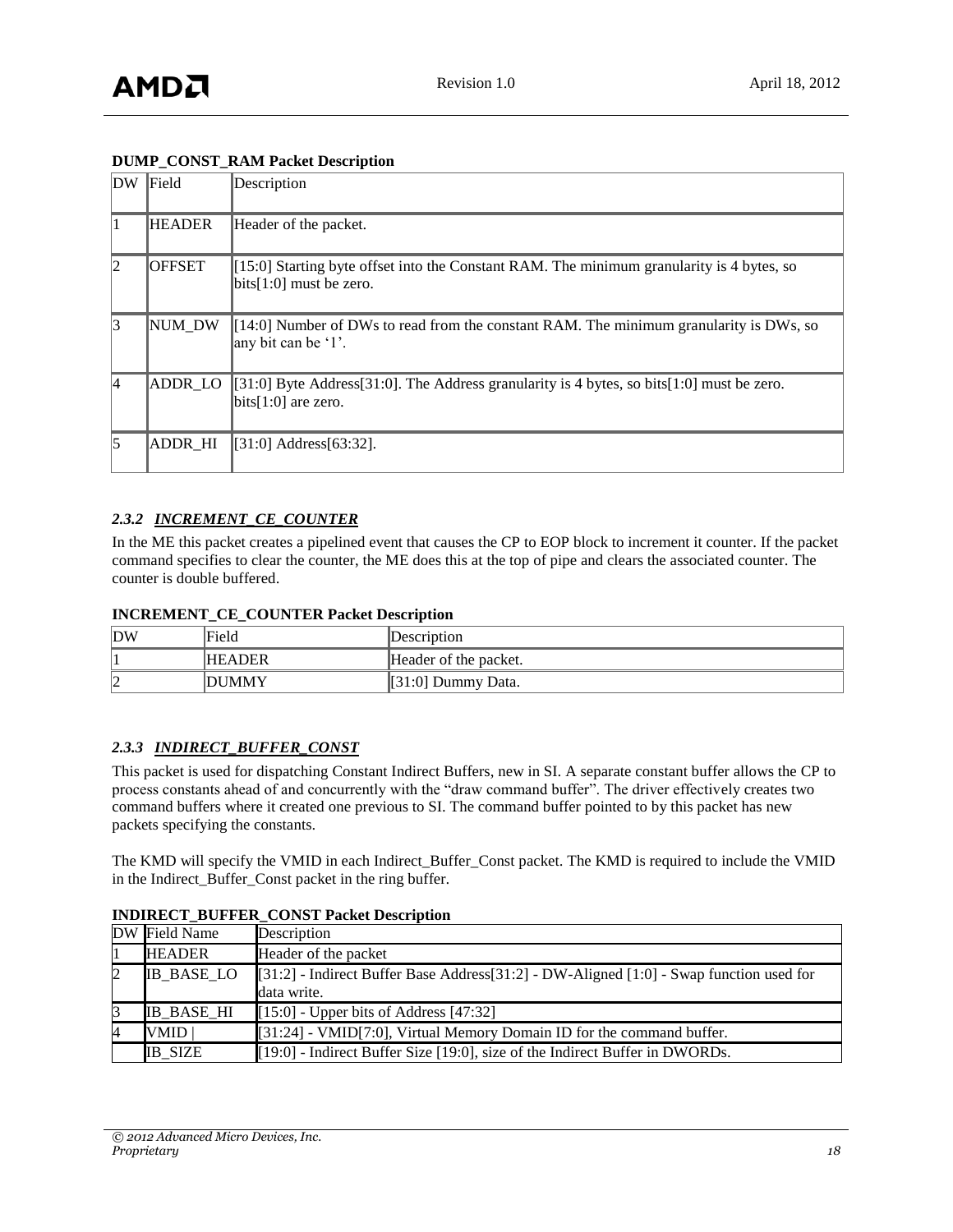**DUMP_CONST_RAM Packet Description**

| DW | Field | Description |
|---|---|---|
| 1 | HEADER | Header of the packet. |
| 2 | OFFSET | [15:0] Starting byte offset into the Constant RAM. The minimum granularity is 4 bytes, so bits[1:0] must be zero. |
| 3 | NUM_DW | [14:0] Number of DWs to read from the constant RAM. The minimum granularity is DWs, so any bit can be '1'. |
| 4 | ADDR_LO | [31:0] Byte Address[31:0]. The Address granularity is 4 bytes, so bits[1:0] must be zero. bits[1:0] are zero. |
| 5 | ADDR_HI | [31:0] Address[63:32]. |

### 2.3.2 INCREMENT_CE_COUNTER

In the ME this packet creates a pipelined event that causes the CP to EOP block to increment it counter. If the packet command specifies to clear the counter, the ME does this at the top of pipe and clears the associated counter. The counter is double buffered.

**INCREMENT_CE_COUNTER Packet Description**

| DW | Field | Description |
|---|---|---|
| 1 | HEADER | Header of the packet. |
| 2 | DUMMY | [31:0] Dummy Data. |

### 2.3.3 INDIRECT_BUFFER_CONST

This packet is used for dispatching Constant Indirect Buffers, new in SI. A separate constant buffer allows the CP to process constants ahead of and concurrently with the "draw command buffer". The driver effectively creates two command buffers where it created one previous to SI. The command buffer pointed to by this packet has new packets specifying the constants.

The KMD will specify the VMID in each Indirect_Buffer_Const packet. The KMD is required to include the VMID in the Indirect_Buffer_Const packet in the ring buffer.

**INDIRECT_BUFFER_CONST Packet Description**

| DW | Field Name | Description |
|---|---|---|
| 1 | HEADER | Header of the packet |
| 2 | IB_BASE_LO | [31:2] - Indirect Buffer Base Address[31:2] - DW-Aligned [1:0] - Swap function used for data write. |
| 3 | IB_BASE_HI | [15:0] - Upper bits of Address [47:32] |
| 4 | VMID \| | [31:24] - VMID[7:0], Virtual Memory Domain ID for the command buffer. |
| | IB_SIZE | [19:0] - Indirect Buffer Size [19:0], size of the Indirect Buffer in DWORDs. |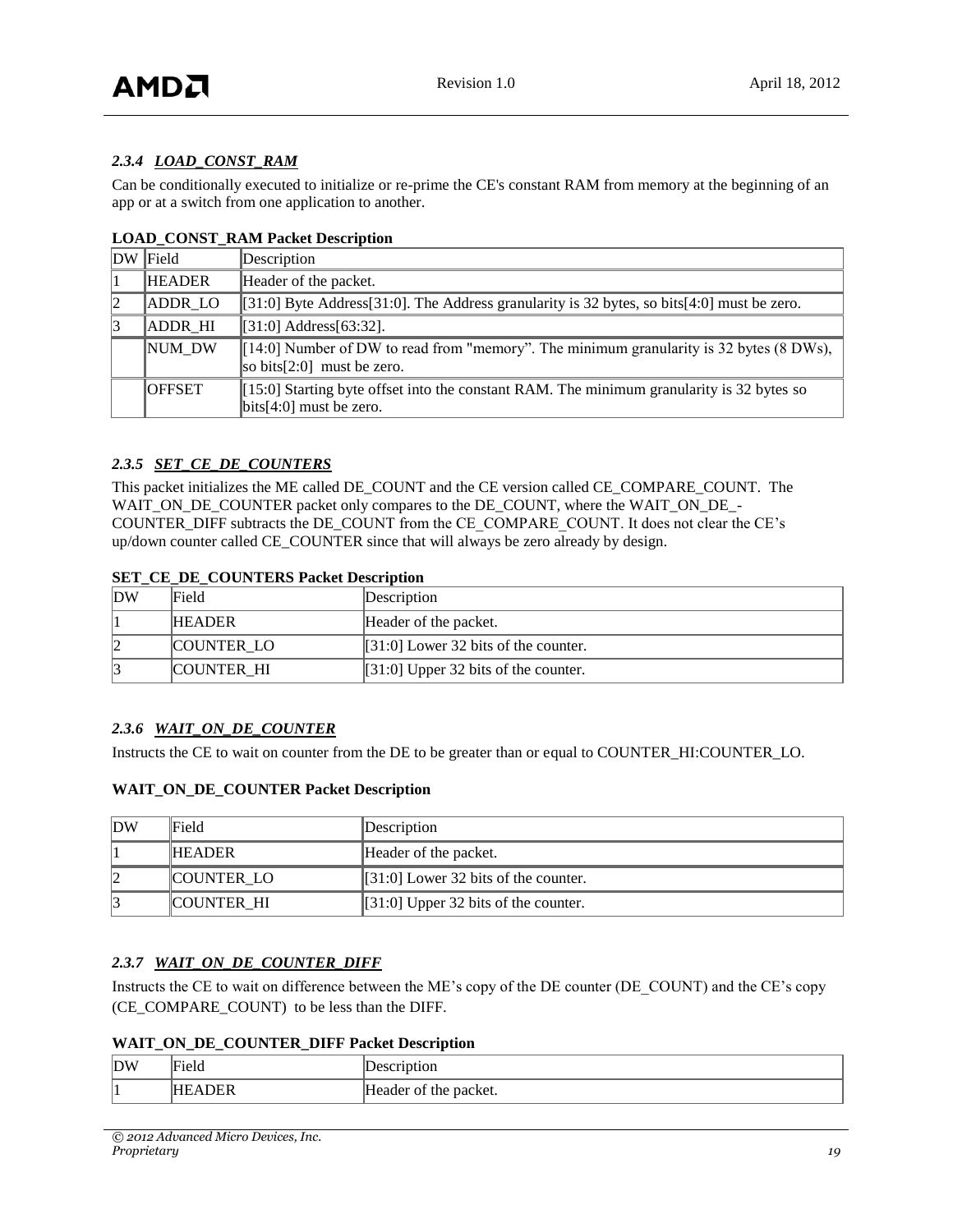### *2.3.4 LOAD_CONST_RAM*

Can be conditionally executed to initialize or re-prime the CE's constant RAM from memory at the beginning of an app or at a switch from one application to another.

**LOAD_CONST_RAM Packet Description**

| DW | Field | Description |
|---|---|---|
| 1 | HEADER | Header of the packet. |
| 2 | ADDR_LO | [31:0] Byte Address[31:0]. The Address granularity is 32 bytes, so bits[4:0] must be zero. |
| 3 | ADDR_HI | [31:0] Address[63:32]. |
| | NUM_DW | [14:0] Number of DW to read from "memory". The minimum granularity is 32 bytes (8 DWs), so bits[2:0] must be zero. |
| | OFFSET | [15:0] Starting byte offset into the constant RAM. The minimum granularity is 32 bytes so bits[4:0] must be zero. |

### *2.3.5 SET_CE_DE_COUNTERS*

This packet initializes the ME called DE_COUNT and the CE version called CE_COMPARE_COUNT. The WAIT_ON_DE_COUNTER packet only compares to the DE_COUNT, where the WAIT_ON_DE_-COUNTER_DIFF subtracts the DE_COUNT from the CE_COMPARE_COUNT. It does not clear the CE's up/down counter called CE_COUNTER since that will always be zero already by design.

**SET_CE_DE_COUNTERS Packet Description**

| DW | Field | Description |
|---|---|---|
| 1 | HEADER | Header of the packet. |
| 2 | COUNTER_LO | [31:0] Lower 32 bits of the counter. |
| 3 | COUNTER_HI | [31:0] Upper 32 bits of the counter. |

### *2.3.6 WAIT_ON_DE_COUNTER*

Instructs the CE to wait on counter from the DE to be greater than or equal to COUNTER_HI:COUNTER_LO.

**WAIT_ON_DE_COUNTER Packet Description**

| DW | Field | Description |
|---|---|---|
| 1 | HEADER | Header of the packet. |
| 2 | COUNTER_LO | [31:0] Lower 32 bits of the counter. |
| 3 | COUNTER_HI | [31:0] Upper 32 bits of the counter. |

### *2.3.7 WAIT_ON_DE_COUNTER_DIFF*

Instructs the CE to wait on difference between the ME's copy of the DE counter (DE_COUNT) and the CE's copy (CE_COMPARE_COUNT) to be less than the DIFF.

**WAIT_ON_DE_COUNTER_DIFF Packet Description**

| DW | Field | Description |
|---|---|---|
| 1 | HEADER | Header of the packet. |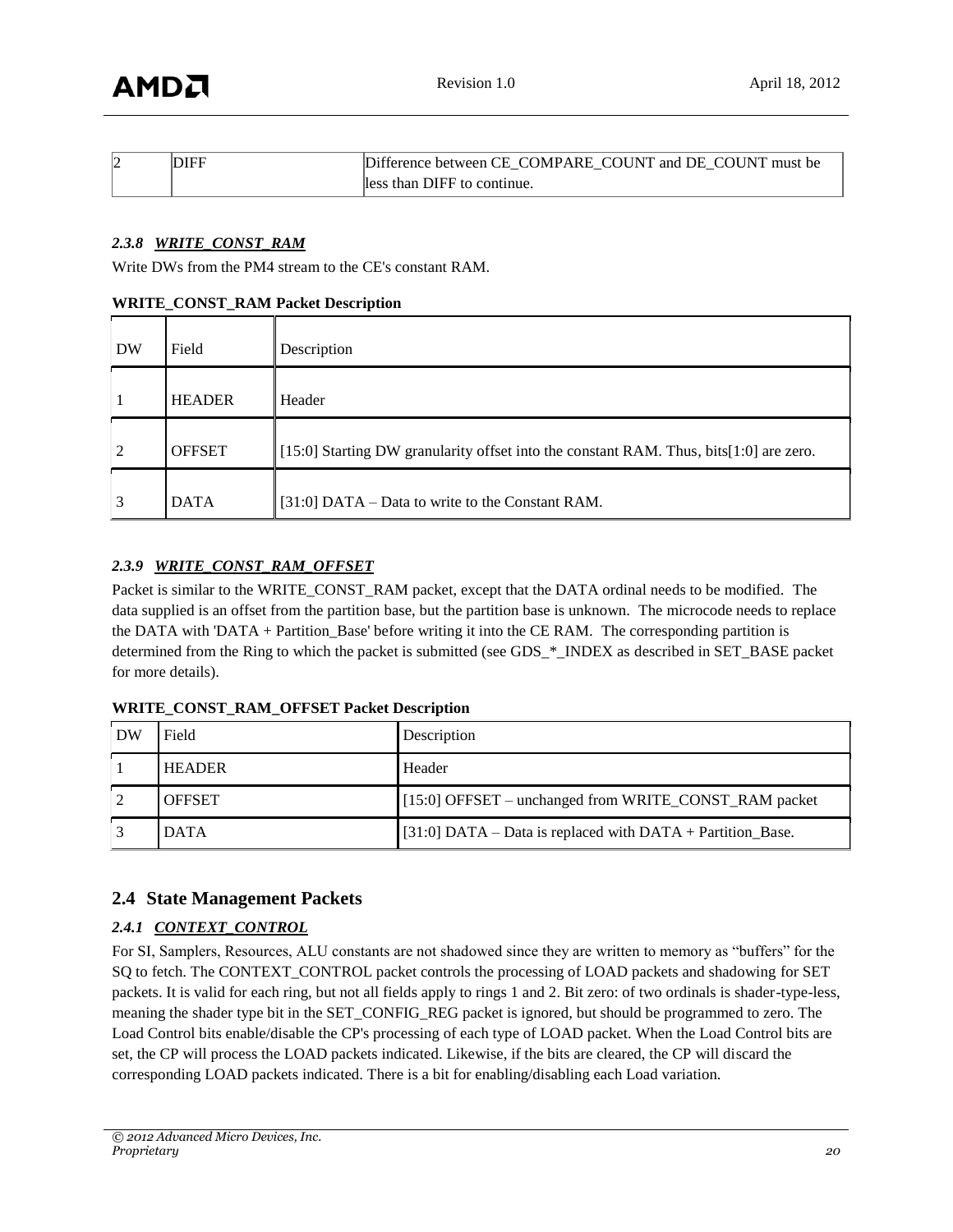| 2 | DIFF | Difference between CE_COMPARE_COUNT and DE_COUNT must be less than DIFF to continue. |
|---|---|---|

### *2.3.8 WRITE_CONST_RAM*

Write DWs from the PM4 stream to the CE's constant RAM.

**WRITE_CONST_RAM Packet Description**

| DW | Field | Description |
|---|---|---|
| 1 | HEADER | Header |
| 2 | OFFSET | [15:0] Starting DW granularity offset into the constant RAM. Thus, bits[1:0] are zero. |
| 3 | DATA | [31:0] DATA – Data to write to the Constant RAM. |

### *2.3.9 WRITE_CONST_RAM_OFFSET*

Packet is similar to the WRITE_CONST_RAM packet, except that the DATA ordinal needs to be modified. The data supplied is an offset from the partition base, but the partition base is unknown. The microcode needs to replace the DATA with 'DATA + Partition_Base' before writing it into the CE RAM. The corresponding partition is determined from the Ring to which the packet is submitted (see GDS_*_INDEX as described in SET_BASE packet for more details).

**WRITE_CONST_RAM_OFFSET Packet Description**

| DW | Field | Description |
|---|---|---|
| 1 | HEADER | Header |
| 2 | OFFSET | [15:0] OFFSET – unchanged from WRITE_CONST_RAM packet |
| 3 | DATA | [31:0] DATA – Data is replaced with DATA + Partition_Base. |

## 2.4 State Management Packets

### *2.4.1 CONTEXT_CONTROL*

For SI, Samplers, Resources, ALU constants are not shadowed since they are written to memory as “buffers” for the SQ to fetch. The CONTEXT_CONTROL packet controls the processing of LOAD packets and shadowing for SET packets. It is valid for each ring, but not all fields apply to rings 1 and 2. Bit zero: of two ordinals is shader-type-less, meaning the shader type bit in the SET_CONFIG_REG packet is ignored, but should be programmed to zero. The Load Control bits enable/disable the CP's processing of each type of LOAD packet. When the Load Control bits are set, the CP will process the LOAD packets indicated. Likewise, if the bits are cleared, the CP will discard the corresponding LOAD packets indicated. There is a bit for enabling/disabling each Load variation.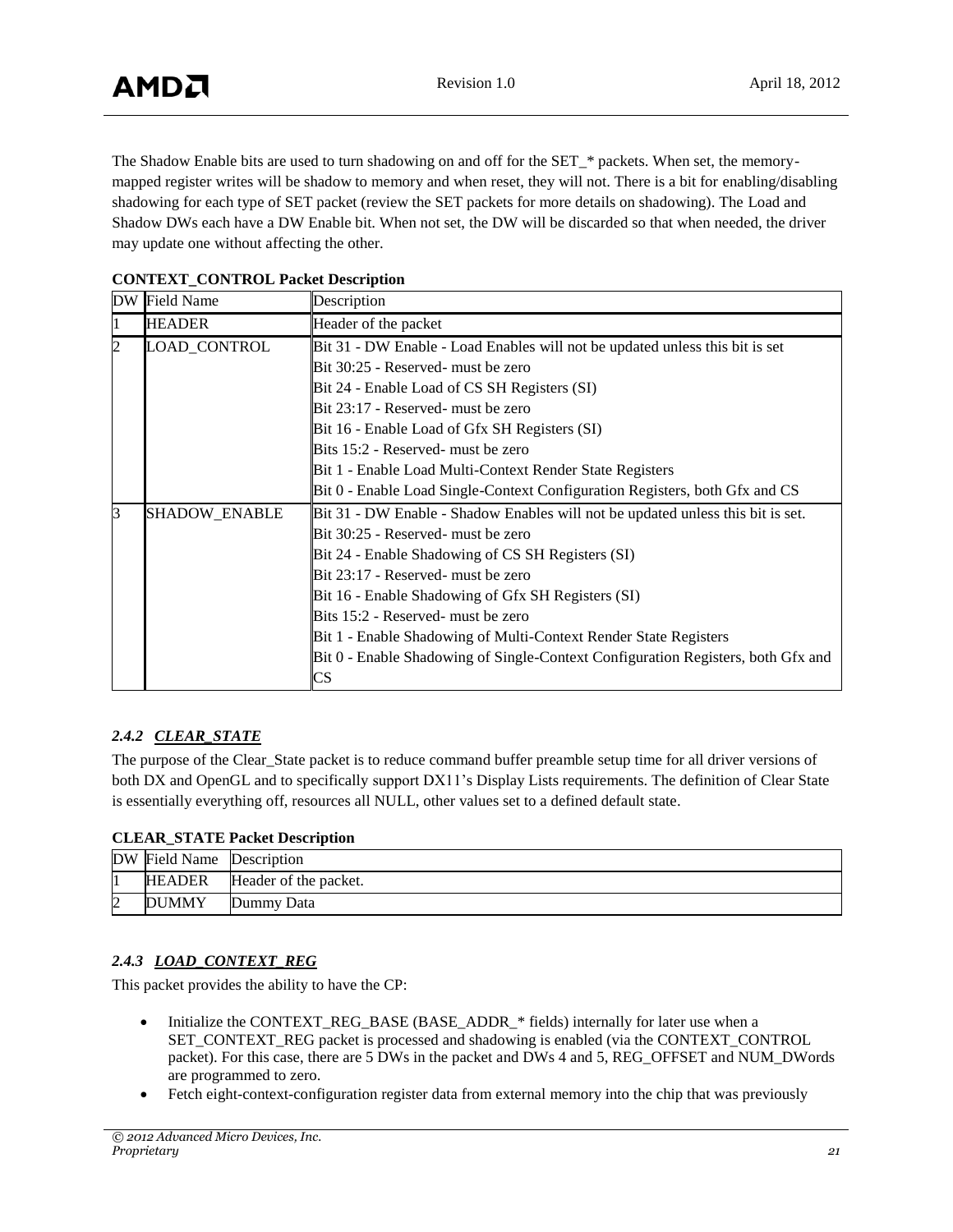The Shadow Enable bits are used to turn shadowing on and off for the SET_* packets. When set, the memory-mapped register writes will be shadow to memory and when reset, they will not. There is a bit for enabling/disabling shadowing for each type of SET packet (review the SET packets for more details on shadowing). The Load and Shadow DWs each have a DW Enable bit. When not set, the DW will be discarded so that when needed, the driver may update one without affecting the other.

**CONTEXT_CONTROL Packet Description**

| DW | Field Name | Description |
|---|---|---|
| 1 | HEADER | Header of the packet |
| 2 | LOAD_CONTROL | Bit 31 - DW Enable - Load Enables will not be updated unless this bit is set<br>Bit 30:25 - Reserved- must be zero<br>Bit 24 - Enable Load of CS SH Registers (SI)<br>Bit 23:17 - Reserved- must be zero<br>Bit 16 - Enable Load of Gfx SH Registers (SI)<br>Bits 15:2 - Reserved- must be zero<br>Bit 1 - Enable Load Multi-Context Render State Registers<br>Bit 0 - Enable Load Single-Context Configuration Registers, both Gfx and CS |
| 3 | SHADOW_ENABLE | Bit 31 - DW Enable - Shadow Enables will not be updated unless this bit is set.<br>Bit 30:25 - Reserved- must be zero<br>Bit 24 - Enable Shadowing of CS SH Registers (SI)<br>Bit 23:17 - Reserved- must be zero<br>Bit 16 - Enable Shadowing of Gfx SH Registers (SI)<br>Bits 15:2 - Reserved- must be zero<br>Bit 1 - Enable Shadowing of Multi-Context Render State Registers<br>Bit 0 - Enable Shadowing of Single-Context Configuration Registers, both Gfx and CS |

### *2.4.2 CLEAR_STATE*

The purpose of the Clear_State packet is to reduce command buffer preamble setup time for all driver versions of both DX and OpenGL and to specifically support DX11's Display Lists requirements. The definition of Clear State is essentially everything off, resources all NULL, other values set to a defined default state.

**CLEAR_STATE Packet Description**

| DW | Field Name | Description |
|---|---|---|
| 1 | HEADER | Header of the packet. |
| 2 | DUMMY | Dummy Data |

### *2.4.3 LOAD_CONTEXT_REG*

This packet provides the ability to have the CP:

- Initialize the CONTEXT_REG_BASE (BASE_ADDR_* fields) internally for later use when a SET_CONTEXT_REG packet is processed and shadowing is enabled (via the CONTEXT_CONTROL packet). For this case, there are 5 DWs in the packet and DWs 4 and 5, REG_OFFSET and NUM_DWords are programmed to zero.
- Fetch eight-context-configuration register data from external memory into the chip that was previously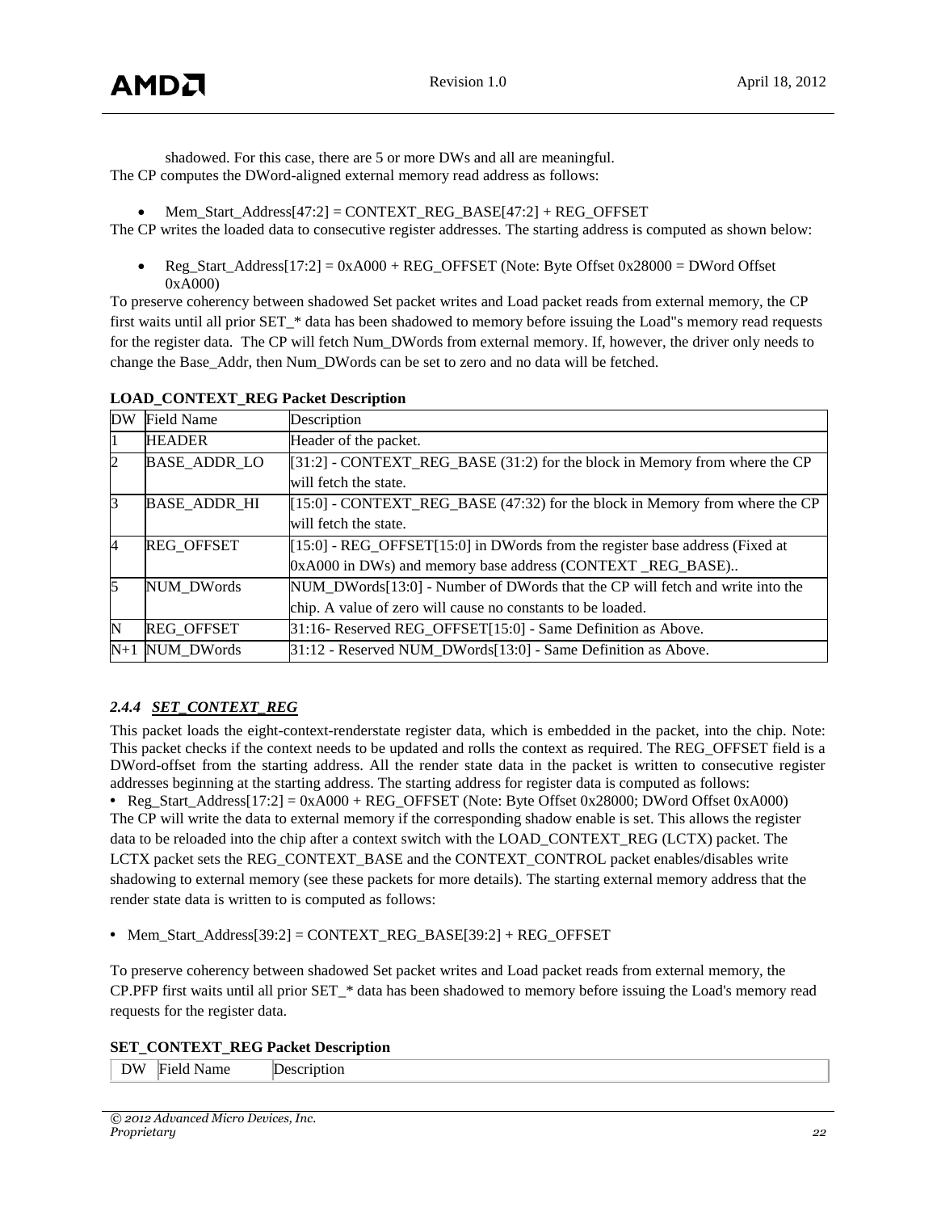shadowed. For this case, there are 5 or more DWs and all are meaningful.
The CP computes the DWord-aligned external memory read address as follows:

- Mem_Start_Address[47:2] = CONTEXT_REG_BASE[47:2] + REG_OFFSET

The CP writes the loaded data to consecutive register addresses. The starting address is computed as shown below:

- Reg_Start_Address[17:2] = 0xA000 + REG_OFFSET (Note: Byte Offset 0x28000 = DWord Offset 0xA000)

To preserve coherency between shadowed Set packet writes and Load packet reads from external memory, the CP first waits until all prior SET_* data has been shadowed to memory before issuing the Load"s memory read requests for the register data. The CP will fetch Num_DWords from external memory. If, however, the driver only needs to change the Base_Addr, then Num_DWords can be set to zero and no data will be fetched.

**LOAD_CONTEXT_REG Packet Description**

| DW | Field Name | Description |
|---|---|---|
| 1 | HEADER | Header of the packet. |
| 2 | BASE_ADDR_LO | [31:2] - CONTEXT_REG_BASE (31:2) for the block in Memory from where the CP will fetch the state. |
| 3 | BASE_ADDR_HI | [15:0] - CONTEXT_REG_BASE (47:32) for the block in Memory from where the CP will fetch the state. |
| 4 | REG_OFFSET | [15:0] - REG_OFFSET[15:0] in DWords from the register base address (Fixed at 0xA000 in DWs) and memory base address (CONTEXT _REG_BASE).. |
| 5 | NUM_DWords | NUM_DWords[13:0] - Number of DWords that the CP will fetch and write into the chip. A value of zero will cause no constants to be loaded. |
| N | REG_OFFSET | 31:16- Reserved REG_OFFSET[15:0] - Same Definition as Above. |
| N+1 | NUM_DWords | 31:12 - Reserved NUM_DWords[13:0] - Same Definition as Above. |

### *2.4.4 SET_CONTEXT_REG*

This packet loads the eight-context-renderstate register data, which is embedded in the packet, into the chip. Note: This packet checks if the context needs to be updated and rolls the context as required. The REG_OFFSET field is a DWord-offset from the starting address. All the render state data in the packet is written to consecutive register addresses beginning at the starting address. The starting address for register data is computed as follows:

- Reg_Start_Address[17:2] = 0xA000 + REG_OFFSET (Note: Byte Offset 0x28000; DWord Offset 0xA000)

The CP will write the data to external memory if the corresponding shadow enable is set. This allows the register data to be reloaded into the chip after a context switch with the LOAD_CONTEXT_REG (LCTX) packet. The LCTX packet sets the REG_CONTEXT_BASE and the CONTEXT_CONTROL packet enables/disables write shadowing to external memory (see these packets for more details). The starting external memory address that the render state data is written to is computed as follows:

- Mem_Start_Address[39:2] = CONTEXT_REG_BASE[39:2] + REG_OFFSET

To preserve coherency between shadowed Set packet writes and Load packet reads from external memory, the CP.PFP first waits until all prior SET_* data has been shadowed to memory before issuing the Load's memory read requests for the register data.

**SET_CONTEXT_REG Packet Description**

| DW | Field Name | Description |
|---|---|---|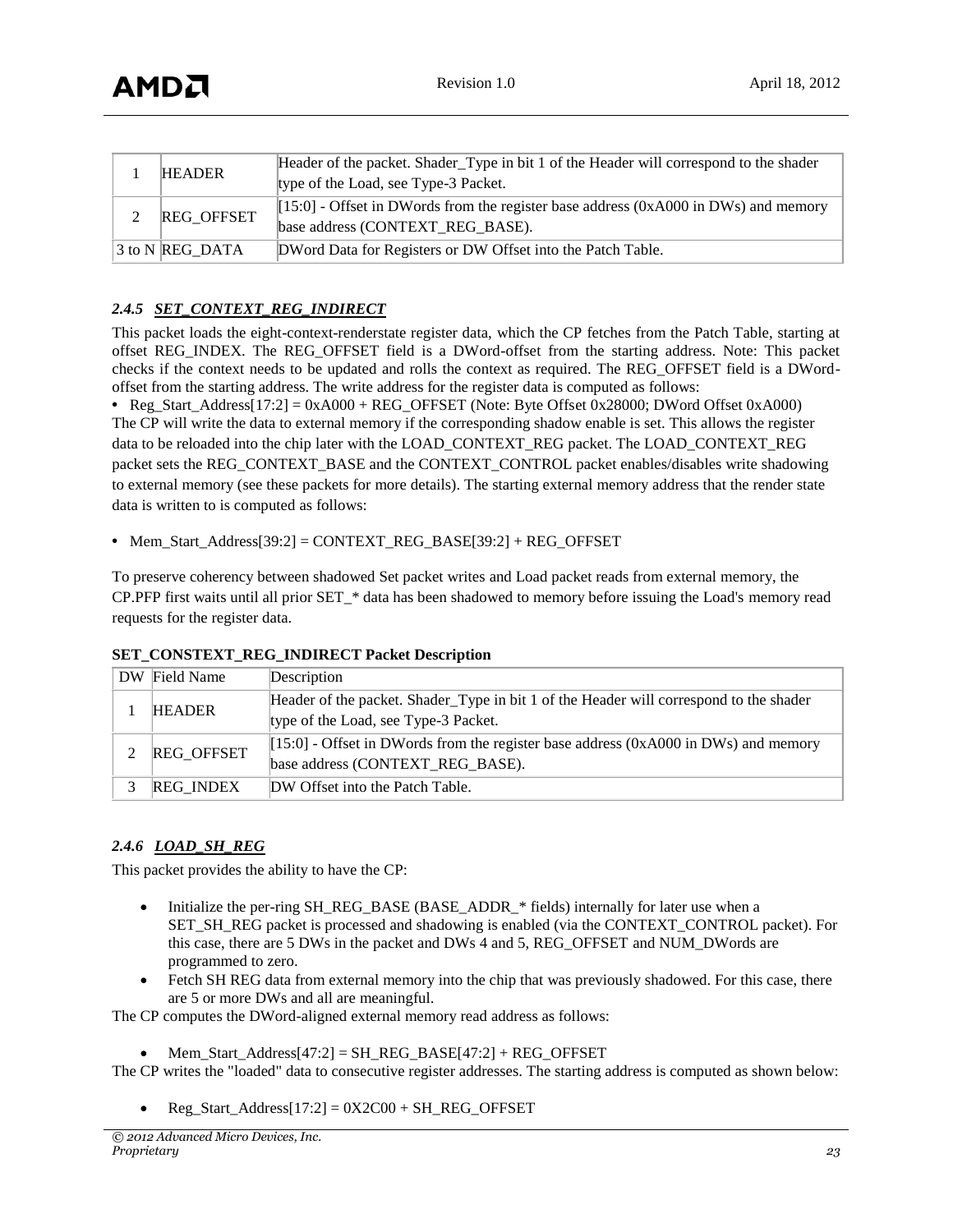| | | |
|---|---|---|
| 1 | HEADER | Header of the packet. Shader_Type in bit 1 of the Header will correspond to the shader type of the Load, see Type-3 Packet. |
| 2 | REG_OFFSET | [15:0] - Offset in DWords from the register base address (0xA000 in DWs) and memory base address (CONTEXT_REG_BASE). |
| 3 to N | REG_DATA | DWord Data for Registers or DW Offset into the Patch Table. |

### 2.4.5 SET_CONTEXT_REG_INDIRECT

This packet loads the eight-context-renderstate register data, which the CP fetches from the Patch Table, starting at offset REG_INDEX. The REG_OFFSET field is a DWord-offset from the starting address. Note: This packet checks if the context needs to be updated and rolls the context as required. The REG_OFFSET field is a DWord-offset from the starting address. The write address for the register data is computed as follows:

- Reg_Start_Address[17:2] = 0xA000 + REG_OFFSET (Note: Byte Offset 0x28000; DWord Offset 0xA000)

The CP will write the data to external memory if the corresponding shadow enable is set. This allows the register data to be reloaded into the chip later with the LOAD_CONTEXT_REG packet. The LOAD_CONTEXT_REG packet sets the REG_CONTEXT_BASE and the CONTEXT_CONTROL packet enables/disables write shadowing to external memory (see these packets for more details). The starting external memory address that the render state data is written to is computed as follows:

- Mem_Start_Address[39:2] = CONTEXT_REG_BASE[39:2] + REG_OFFSET

To preserve coherency between shadowed Set packet writes and Load packet reads from external memory, the CP.PFP first waits until all prior SET_* data has been shadowed to memory before issuing the Load's memory read requests for the register data.

**SET_CONSTEXT_REG_INDIRECT Packet Description**

| DW | Field Name | Description |
|---|---|---|
| 1 | HEADER | Header of the packet. Shader_Type in bit 1 of the Header will correspond to the shader type of the Load, see Type-3 Packet. |
| 2 | REG_OFFSET | [15:0] - Offset in DWords from the register base address (0xA000 in DWs) and memory base address (CONTEXT_REG_BASE). |
| 3 | REG_INDEX | DW Offset into the Patch Table. |

### 2.4.6 LOAD_SH_REG

This packet provides the ability to have the CP:

- Initialize the per-ring SH_REG_BASE (BASE_ADDR_* fields) internally for later use when a SET_SH_REG packet is processed and shadowing is enabled (via the CONTEXT_CONTROL packet). For this case, there are 5 DWs in the packet and DWs 4 and 5, REG_OFFSET and NUM_DWords are programmed to zero.
- Fetch SH REG data from external memory into the chip that was previously shadowed. For this case, there are 5 or more DWs and all are meaningful.

The CP computes the DWord-aligned external memory read address as follows:

- Mem_Start_Address[47:2] = SH_REG_BASE[47:2] + REG_OFFSET

The CP writes the "loaded" data to consecutive register addresses. The starting address is computed as shown below:

- Reg_Start_Address[17:2] = 0X2C00 + SH_REG_OFFSET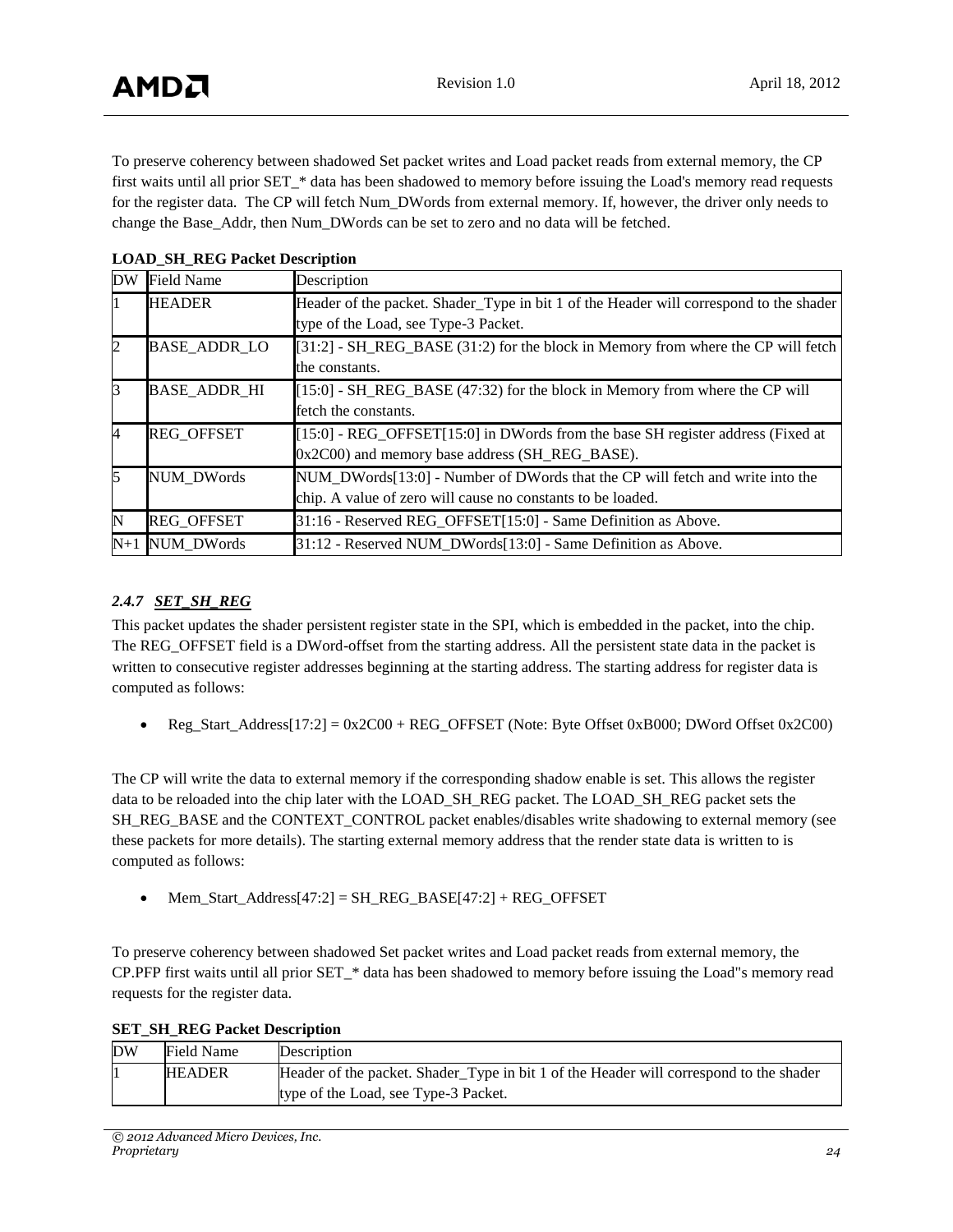To preserve coherency between shadowed Set packet writes and Load packet reads from external memory, the CP first waits until all prior SET_* data has been shadowed to memory before issuing the Load's memory read requests for the register data. The CP will fetch Num_DWords from external memory. If, however, the driver only needs to change the Base_Addr, then Num_DWords can be set to zero and no data will be fetched.

**LOAD_SH_REG Packet Description**

| DW | Field Name | Description |
|---|---|---|
| 1 | HEADER | Header of the packet. Shader_Type in bit 1 of the Header will correspond to the shader type of the Load, see Type-3 Packet. |
| 2 | BASE_ADDR_LO | [31:2] - SH_REG_BASE (31:2) for the block in Memory from where the CP will fetch the constants. |
| 3 | BASE_ADDR_HI | [15:0] - SH_REG_BASE (47:32) for the block in Memory from where the CP will fetch the constants. |
| 4 | REG_OFFSET | [15:0] - REG_OFFSET[15:0] in DWords from the base SH register address (Fixed at 0x2C00) and memory base address (SH_REG_BASE). |
| 5 | NUM_DWords | NUM_DWords[13:0] - Number of DWords that the CP will fetch and write into the chip. A value of zero will cause no constants to be loaded. |
| N | REG_OFFSET | 31:16 - Reserved REG_OFFSET[15:0] - Same Definition as Above. |
| N+1 | NUM_DWords | 31:12 - Reserved NUM_DWords[13:0] - Same Definition as Above. |

### *2.4.7 SET_SH_REG*

This packet updates the shader persistent register state in the SPI, which is embedded in the packet, into the chip. The REG_OFFSET field is a DWord-offset from the starting address. All the persistent state data in the packet is written to consecutive register addresses beginning at the starting address. The starting address for register data is computed as follows:

- Reg_Start_Address[17:2] = 0x2C00 + REG_OFFSET (Note: Byte Offset 0xB000; DWord Offset 0x2C00)

The CP will write the data to external memory if the corresponding shadow enable is set. This allows the register data to be reloaded into the chip later with the LOAD_SH_REG packet. The LOAD_SH_REG packet sets the SH_REG_BASE and the CONTEXT_CONTROL packet enables/disables write shadowing to external memory (see these packets for more details). The starting external memory address that the render state data is written to is computed as follows:

- Mem_Start_Address[47:2] = SH_REG_BASE[47:2] + REG_OFFSET

To preserve coherency between shadowed Set packet writes and Load packet reads from external memory, the CP.PFP first waits until all prior SET_* data has been shadowed to memory before issuing the Load"s memory read requests for the register data.

**SET_SH_REG Packet Description**

| DW | Field Name | Description |
|---|---|---|
| 1 | HEADER | Header of the packet. Shader_Type in bit 1 of the Header will correspond to the shader type of the Load, see Type-3 Packet. |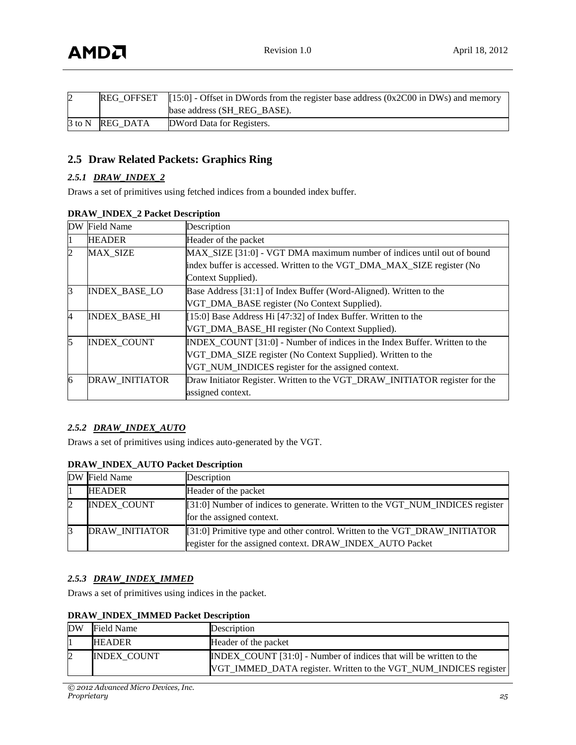| 2 | REG_OFFSET | [15:0] - Offset in DWords from the register base address (0x2C00 in DWs) and memory base address (SH_REG_BASE). |
|---|---|---|
| 3 to N | REG_DATA | DWord Data for Registers. |

## 2.5 Draw Related Packets: Graphics Ring

### 2.5.1 DRAW_INDEX_2

Draws a set of primitives using fetched indices from a bounded index buffer.

**DRAW_INDEX_2 Packet Description**

| DW | Field Name | Description |
|---|---|---|
| 1 | HEADER | Header of the packet |
| 2 | MAX_SIZE | MAX_SIZE [31:0] - VGT DMA maximum number of indices until out of bound index buffer is accessed. Written to the VGT_DMA_MAX_SIZE register (No Context Supplied). |
| 3 | INDEX_BASE_LO | Base Address [31:1] of Index Buffer (Word-Aligned). Written to the VGT_DMA_BASE register (No Context Supplied). |
| 4 | INDEX_BASE_HI | [15:0] Base Address Hi [47:32] of Index Buffer. Written to the VGT_DMA_BASE_HI register (No Context Supplied). |
| 5 | INDEX_COUNT | INDEX_COUNT [31:0] - Number of indices in the Index Buffer. Written to the VGT_DMA_SIZE register (No Context Supplied). Written to the VGT_NUM_INDICES register for the assigned context. |
| 6 | DRAW_INITIATOR | Draw Initiator Register. Written to the VGT_DRAW_INITIATOR register for the assigned context. |

### 2.5.2 DRAW_INDEX_AUTO

Draws a set of primitives using indices auto-generated by the VGT.

**DRAW_INDEX_AUTO Packet Description**

| DW | Field Name | Description |
|---|---|---|
| 1 | HEADER | Header of the packet |
| 2 | INDEX_COUNT | [31:0] Number of indices to generate. Written to the VGT_NUM_INDICES register for the assigned context. |
| 3 | DRAW_INITIATOR | [31:0] Primitive type and other control. Written to the VGT_DRAW_INITIATOR register for the assigned context. DRAW_INDEX_AUTO Packet |

### 2.5.3 DRAW_INDEX_IMMED

Draws a set of primitives using indices in the packet.

**DRAW_INDEX_IMMED Packet Description**

| DW | Field Name | Description |
|---|---|---|
| 1 | HEADER | Header of the packet |
| 2 | INDEX_COUNT | INDEX_COUNT [31:0] - Number of indices that will be written to the VGT_IMMED_DATA register. Written to the VGT_NUM_INDICES register |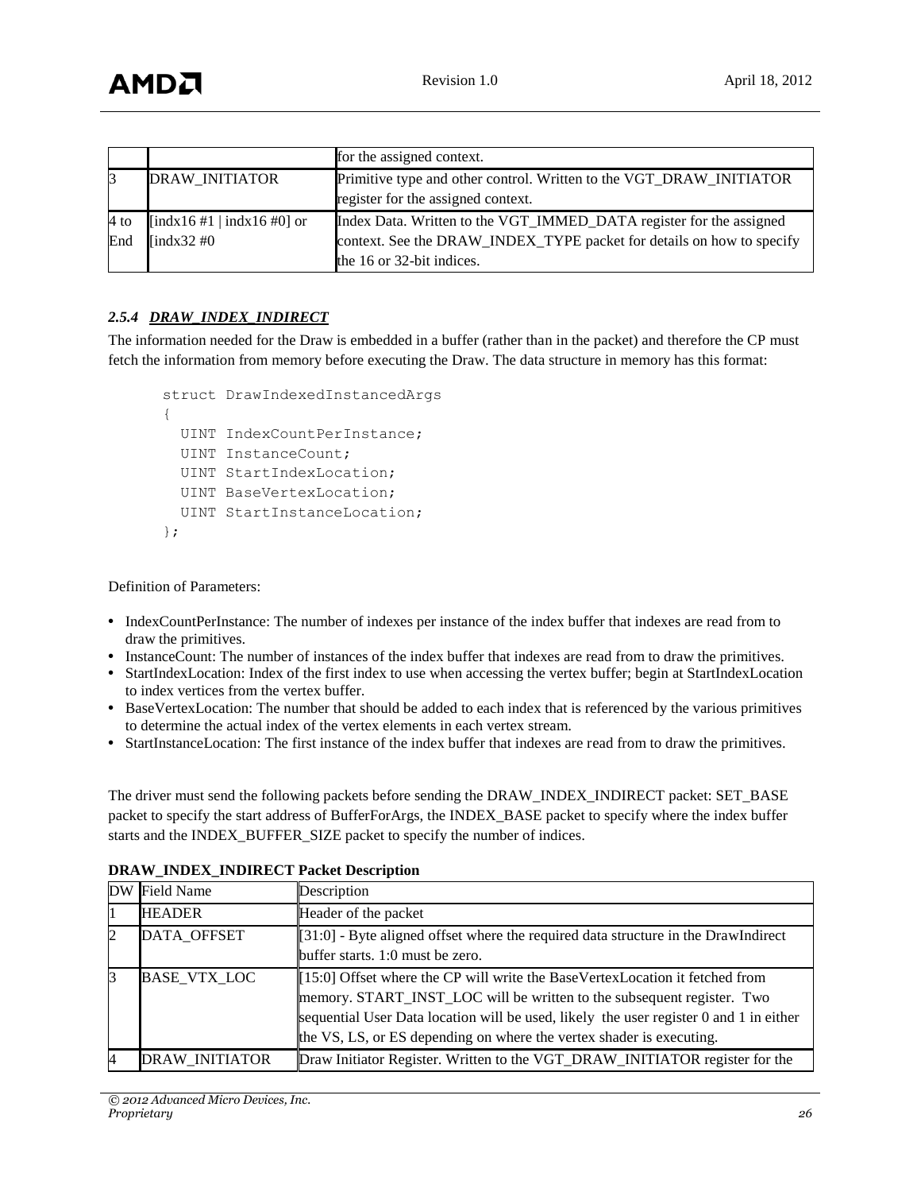| | | for the assigned context. |
|---|---|---|
| 3 | DRAW_INITIATOR | Primitive type and other control. Written to the VGT_DRAW_INITIATOR register for the assigned context. |
| 4 to End | [indx16 #1 \| indx16 #0] or [indx32 #0 | Index Data. Written to the VGT_IMMED_DATA register for the assigned context. See the DRAW_INDEX_TYPE packet for details on how to specify the 16 or 32-bit indices. |

### *2.5.4 DRAW_INDEX_INDIRECT*

The information needed for the Draw is embedded in a buffer (rather than in the packet) and therefore the CP must fetch the information from memory before executing the Draw. The data structure in memory has this format:

```
struct DrawIndexedInstancedArgs
{
  UINT IndexCountPerInstance;
  UINT InstanceCount;
  UINT StartIndexLocation;
  UINT BaseVertexLocation;
  UINT StartInstanceLocation;
};
```

Definition of Parameters:

- IndexCountPerInstance: The number of indexes per instance of the index buffer that indexes are read from to draw the primitives.
- InstanceCount: The number of instances of the index buffer that indexes are read from to draw the primitives.
- StartIndexLocation: Index of the first index to use when accessing the vertex buffer; begin at StartIndexLocation to index vertices from the vertex buffer.
- BaseVertexLocation: The number that should be added to each index that is referenced by the various primitives to determine the actual index of the vertex elements in each vertex stream.
- StartInstanceLocation: The first instance of the index buffer that indexes are read from to draw the primitives.

The driver must send the following packets before sending the DRAW_INDEX_INDIRECT packet: SET_BASE packet to specify the start address of BufferForArgs, the INDEX_BASE packet to specify where the index buffer starts and the INDEX_BUFFER_SIZE packet to specify the number of indices.

**DRAW_INDEX_INDIRECT Packet Description**

| DW | Field Name | Description |
|---|---|---|
| 1 | HEADER | Header of the packet |
| 2 | DATA_OFFSET | [31:0] - Byte aligned offset where the required data structure in the DrawIndirect buffer starts. 1:0 must be zero. |
| 3 | BASE_VTX_LOC | [15:0] Offset where the CP will write the BaseVertexLocation it fetched from memory. START_INST_LOC will be written to the subsequent register. Two sequential User Data location will be used, likely the user register 0 and 1 in either the VS, LS, or ES depending on where the vertex shader is executing. |
| 4 | DRAW_INITIATOR | Draw Initiator Register. Written to the VGT_DRAW_INITIATOR register for the |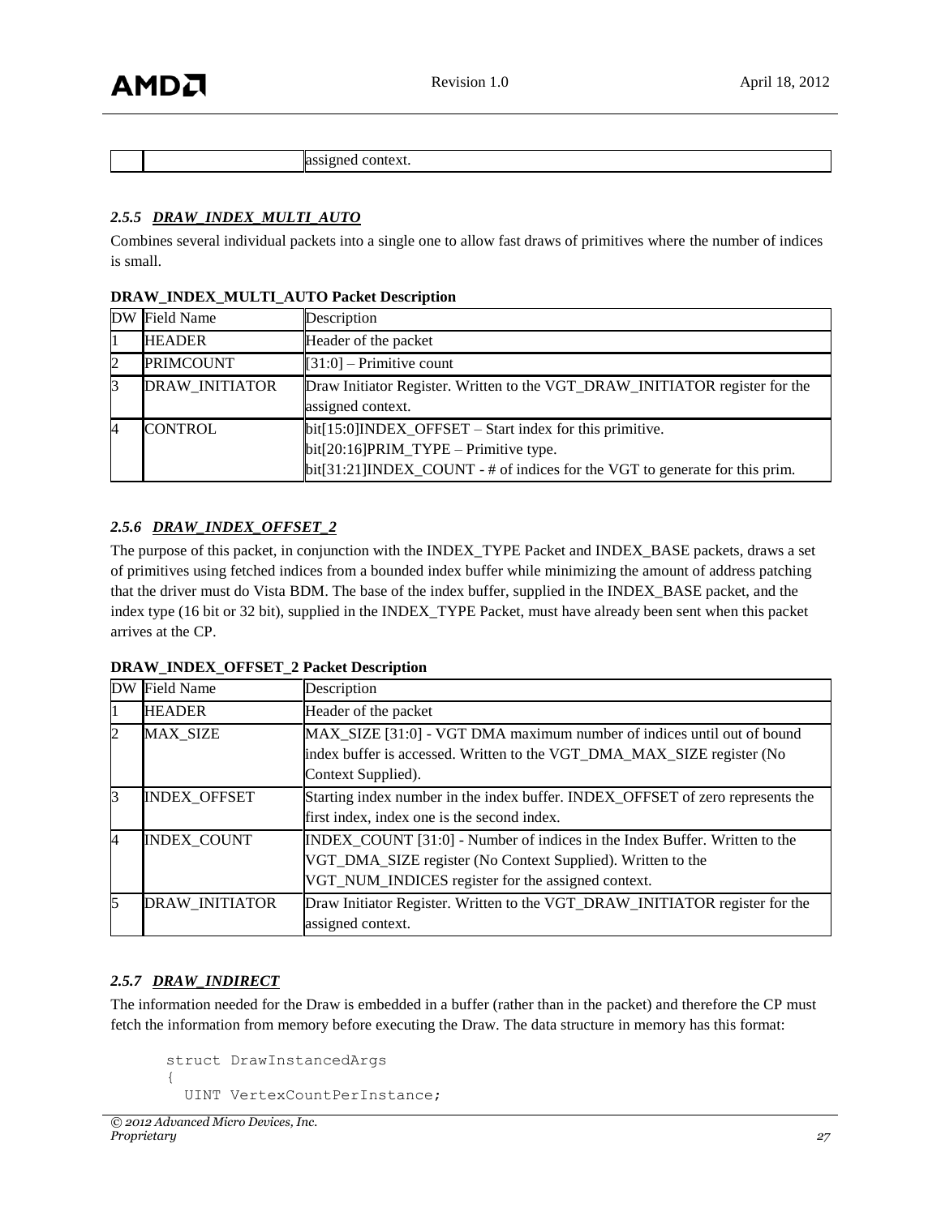| | | assigned context. |
|---|---|---|

### 2.5.5 DRAW_INDEX_MULTI_AUTO

Combines several individual packets into a single one to allow fast draws of primitives where the number of indices is small.

**DRAW_INDEX_MULTI_AUTO Packet Description**

| DW | Field Name | Description |
|---|---|---|
| 1 | HEADER | Header of the packet |
| 2 | PRIMCOUNT | [31:0] – Primitive count |
| 3 | DRAW_INITIATOR | Draw Initiator Register. Written to the VGT_DRAW_INITIATOR register for the assigned context. |
| 4 | CONTROL | bit[15:0]INDEX_OFFSET – Start index for this primitive.<br>bit[20:16]PRIM_TYPE – Primitive type.<br>bit[31:21]INDEX_COUNT - # of indices for the VGT to generate for this prim. |

### 2.5.6 DRAW_INDEX_OFFSET_2

The purpose of this packet, in conjunction with the INDEX_TYPE Packet and INDEX_BASE packets, draws a set of primitives using fetched indices from a bounded index buffer while minimizing the amount of address patching that the driver must do Vista BDM. The base of the index buffer, supplied in the INDEX_BASE packet, and the index type (16 bit or 32 bit), supplied in the INDEX_TYPE Packet, must have already been sent when this packet arrives at the CP.

**DRAW_INDEX_OFFSET_2 Packet Description**

| DW | Field Name | Description |
|---|---|---|
| 1 | HEADER | Header of the packet |
| 2 | MAX_SIZE | MAX_SIZE [31:0] - VGT DMA maximum number of indices until out of bound index buffer is accessed. Written to the VGT_DMA_MAX_SIZE register (No Context Supplied). |
| 3 | INDEX_OFFSET | Starting index number in the index buffer. INDEX_OFFSET of zero represents the first index, index one is the second index. |
| 4 | INDEX_COUNT | INDEX_COUNT [31:0] - Number of indices in the Index Buffer. Written to the VGT_DMA_SIZE register (No Context Supplied). Written to the VGT_NUM_INDICES register for the assigned context. |
| 5 | DRAW_INITIATOR | Draw Initiator Register. Written to the VGT_DRAW_INITIATOR register for the assigned context. |

### 2.5.7 DRAW_INDIRECT

The information needed for the Draw is embedded in a buffer (rather than in the packet) and therefore the CP must fetch the information from memory before executing the Draw. The data structure in memory has this format:

```
struct DrawInstancedArgs
{
  UINT VertexCountPerInstance;
```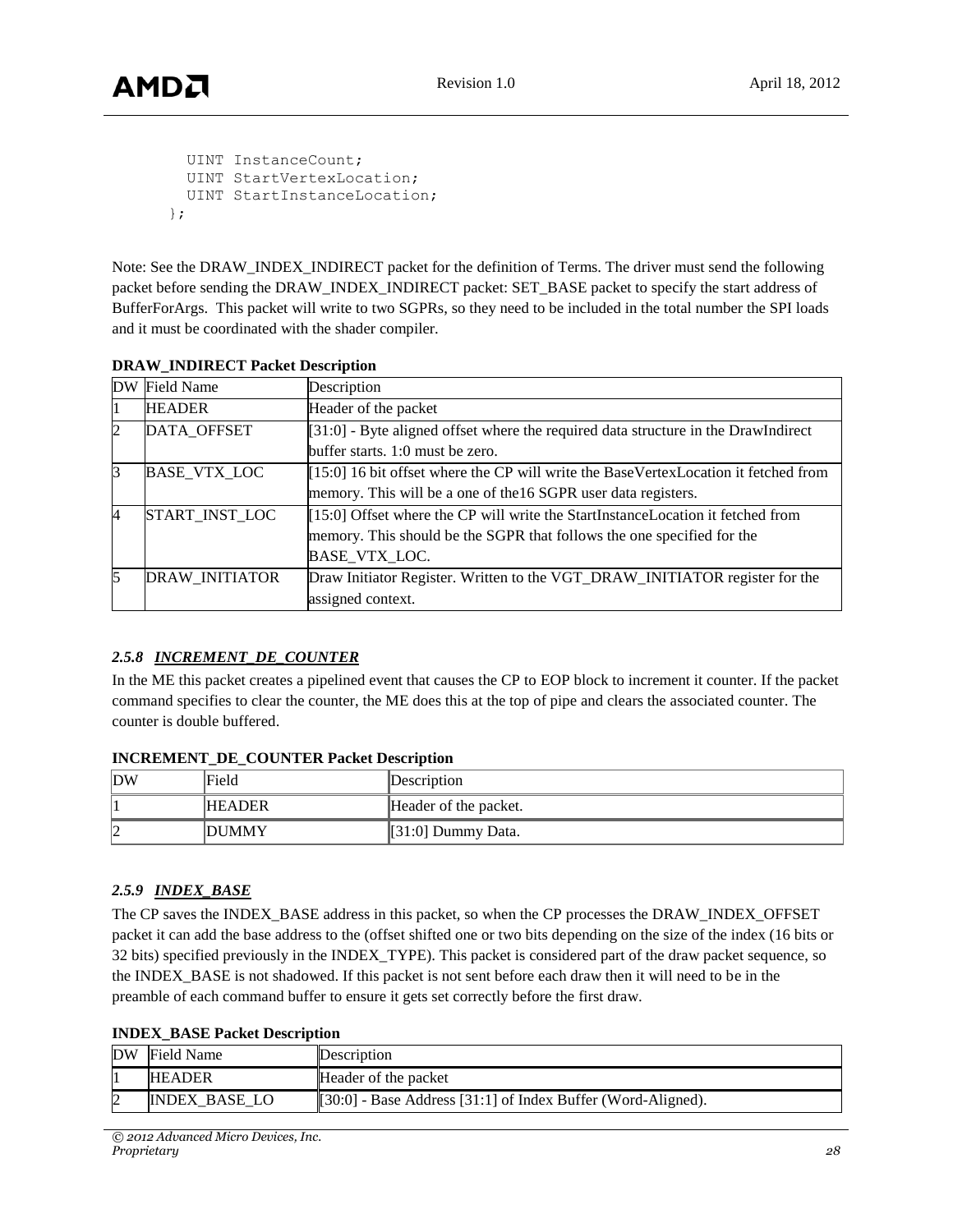```
    UINT InstanceCount;
    UINT StartVertexLocation;
    UINT StartInstanceLocation;
  };
```

Note: See the DRAW_INDEX_INDIRECT packet for the definition of Terms. The driver must send the following packet before sending the DRAW_INDEX_INDIRECT packet: SET_BASE packet to specify the start address of BufferForArgs. This packet will write to two SGPRs, so they need to be included in the total number the SPI loads and it must be coordinated with the shader compiler.

**DRAW_INDIRECT Packet Description**

| DW | Field Name | Description |
|---|---|---|
| 1 | HEADER | Header of the packet |
| 2 | DATA_OFFSET | [31:0] - Byte aligned offset where the required data structure in the DrawIndirect buffer starts. 1:0 must be zero. |
| 3 | BASE_VTX_LOC | [15:0] 16 bit offset where the CP will write the BaseVertexLocation it fetched from memory. This will be a one of the16 SGPR user data registers. |
| 4 | START_INST_LOC | [15:0] Offset where the CP will write the StartInstanceLocation it fetched from memory. This should be the SGPR that follows the one specified for the BASE_VTX_LOC. |
| 5 | DRAW_INITIATOR | Draw Initiator Register. Written to the VGT_DRAW_INITIATOR register for the assigned context. |

### *2.5.8 INCREMENT_DE_COUNTER*

In the ME this packet creates a pipelined event that causes the CP to EOP block to increment it counter. If the packet command specifies to clear the counter, the ME does this at the top of pipe and clears the associated counter. The counter is double buffered.

**INCREMENT_DE_COUNTER Packet Description**

| DW | Field | Description |
|---|---|---|
| 1 | HEADER | Header of the packet. |
| 2 | DUMMY | [31:0] Dummy Data. |

### *2.5.9 INDEX_BASE*

The CP saves the INDEX_BASE address in this packet, so when the CP processes the DRAW_INDEX_OFFSET packet it can add the base address to the (offset shifted one or two bits depending on the size of the index (16 bits or 32 bits) specified previously in the INDEX_TYPE). This packet is considered part of the draw packet sequence, so the INDEX_BASE is not shadowed. If this packet is not sent before each draw then it will need to be in the preamble of each command buffer to ensure it gets set correctly before the first draw.

**INDEX_BASE Packet Description**

| DW | Field Name | Description |
|---|---|---|
| 1 | HEADER | Header of the packet |
| 2 | INDEX_BASE_LO | [30:0] - Base Address [31:1] of Index Buffer (Word-Aligned). |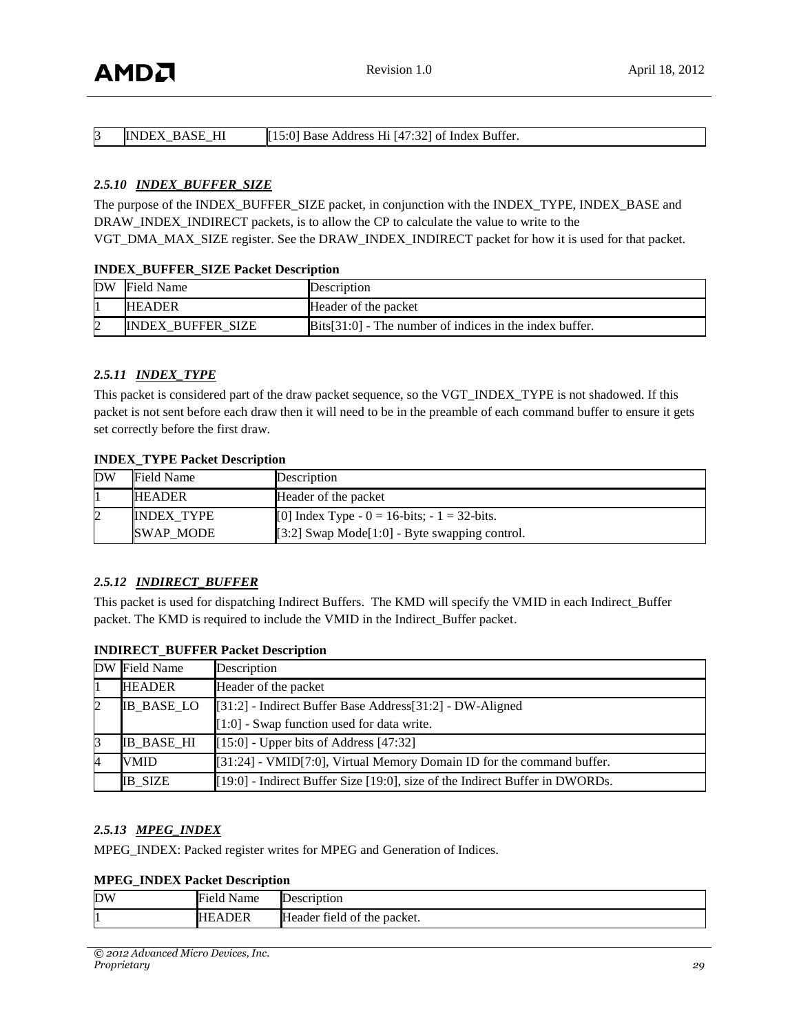| 3 | INDEX_BASE_HI | [15:0] Base Address Hi [47:32] of Index Buffer. |
|---|---|---|

### *2.5.10 INDEX_BUFFER_SIZE*

The purpose of the INDEX_BUFFER_SIZE packet, in conjunction with the INDEX_TYPE, INDEX_BASE and DRAW_INDEX_INDIRECT packets, is to allow the CP to calculate the value to write to the VGT_DMA_MAX_SIZE register. See the DRAW_INDEX_INDIRECT packet for how it is used for that packet.

**INDEX_BUFFER_SIZE Packet Description**

| DW | Field Name | Description |
|---|---|---|
| 1 | HEADER | Header of the packet |
| 2 | INDEX_BUFFER_SIZE | Bits[31:0] - The number of indices in the index buffer. |

### *2.5.11 INDEX_TYPE*

This packet is considered part of the draw packet sequence, so the VGT_INDEX_TYPE is not shadowed. If this packet is not sent before each draw then it will need to be in the preamble of each command buffer to ensure it gets set correctly before the first draw.

**INDEX_TYPE Packet Description**

| DW | Field Name | Description |
|---|---|---|
| 1 | HEADER | Header of the packet |
| 2 | INDEX_TYPE<br>SWAP_MODE | [0] Index Type - 0 = 16-bits; - 1 = 32-bits.<br>[3:2] Swap Mode[1:0] - Byte swapping control. |

### *2.5.12 INDIRECT_BUFFER*

This packet is used for dispatching Indirect Buffers. The KMD will specify the VMID in each Indirect_Buffer packet. The KMD is required to include the VMID in the Indirect_Buffer packet.

**INDIRECT_BUFFER Packet Description**

| DW | Field Name | Description |
|---|---|---|
| 1 | HEADER | Header of the packet |
| 2 | IB_BASE_LO | [31:2] - Indirect Buffer Base Address[31:2] - DW-Aligned<br>[1:0] - Swap function used for data write. |
| 3 | IB_BASE_HI | [15:0] - Upper bits of Address [47:32] |
| 4 | VMID | [31:24] - VMID[7:0], Virtual Memory Domain ID for the command buffer. |
| | IB_SIZE | [19:0] - Indirect Buffer Size [19:0], size of the Indirect Buffer in DWORDs. |

### *2.5.13 MPEG_INDEX*

MPEG_INDEX: Packed register writes for MPEG and Generation of Indices.

**MPEG_INDEX Packet Description**

| DW | Field Name | Description |
|---|---|---|
| 1 | HEADER | Header field of the packet. |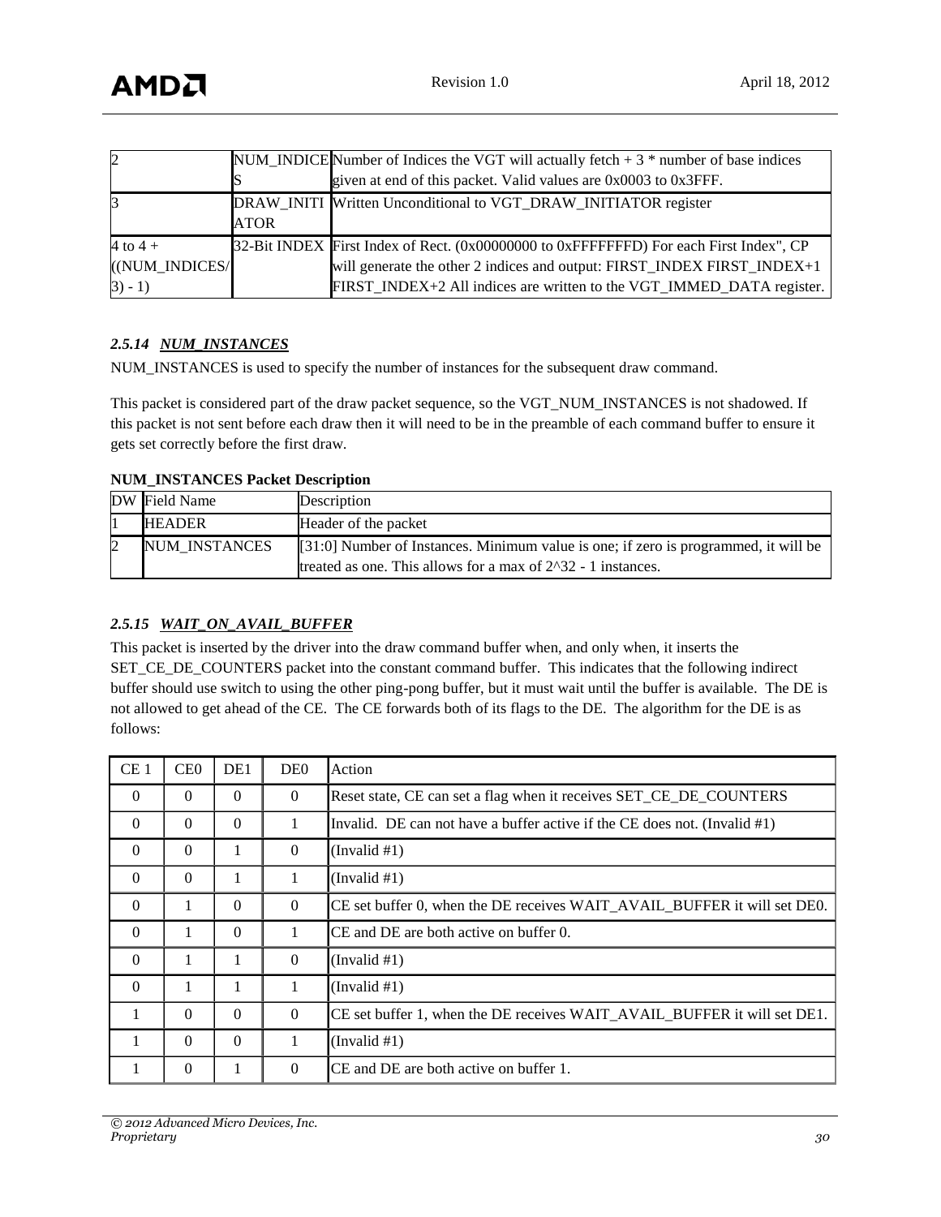| | | |
|---|---|---|
| 2 | NUM_INDICES | Number of Indices the VGT will actually fetch + 3 * number of base indices given at end of this packet. Valid values are 0x0003 to 0x3FFF. |
| 3 | DRAW_INITIATOR | Written Unconditional to VGT_DRAW_INITIATOR register |
| 4 to 4 + ((NUM_INDICES/3) - 1) | 32-Bit INDEX | First Index of Rect. (0x00000000 to 0xFFFFFFFD) For each First Index", CP will generate the other 2 indices and output: FIRST_INDEX FIRST_INDEX+1 FIRST_INDEX+2 All indices are written to the VGT_IMMED_DATA register. |

### *2.5.14 NUM_INSTANCES*

NUM_INSTANCES is used to specify the number of instances for the subsequent draw command.

This packet is considered part of the draw packet sequence, so the VGT_NUM_INSTANCES is not shadowed. If this packet is not sent before each draw then it will need to be in the preamble of each command buffer to ensure it gets set correctly before the first draw.

**NUM_INSTANCES Packet Description**

| DW | Field Name | Description |
|---|---|---|
| 1 | HEADER | Header of the packet |
| 2 | NUM_INSTANCES | [31:0] Number of Instances. Minimum value is one; if zero is programmed, it will be treated as one. This allows for a max of 2^32 - 1 instances. |

### *2.5.15 WAIT_ON_AVAIL_BUFFER*

This packet is inserted by the driver into the draw command buffer when, and only when, it inserts the SET_CE_DE_COUNTERS packet into the constant command buffer. This indicates that the following indirect buffer should use switch to using the other ping-pong buffer, but it must wait until the buffer is available. The DE is not allowed to get ahead of the CE. The CE forwards both of its flags to the DE. The algorithm for the DE is as follows:

| CE 1 | CE0 | DE1 | DE0 | Action |
|---|---|---|---|---|
| 0 | 0 | 0 | 0 | Reset state, CE can set a flag when it receives SET_CE_DE_COUNTERS |
| 0 | 0 | 0 | 1 | Invalid. DE can not have a buffer active if the CE does not. (Invalid #1) |
| 0 | 0 | 1 | 0 | (Invalid #1) |
| 0 | 0 | 1 | 1 | (Invalid #1) |
| 0 | 1 | 0 | 0 | CE set buffer 0, when the DE receives WAIT_AVAIL_BUFFER it will set DE0. |
| 0 | 1 | 0 | 1 | CE and DE are both active on buffer 0. |
| 0 | 1 | 1 | 0 | (Invalid #1) |
| 0 | 1 | 1 | 1 | (Invalid #1) |
| 1 | 0 | 0 | 0 | CE set buffer 1, when the DE receives WAIT_AVAIL_BUFFER it will set DE1. |
| 1 | 0 | 0 | 1 | (Invalid #1) |
| 1 | 0 | 1 | 0 | CE and DE are both active on buffer 1. |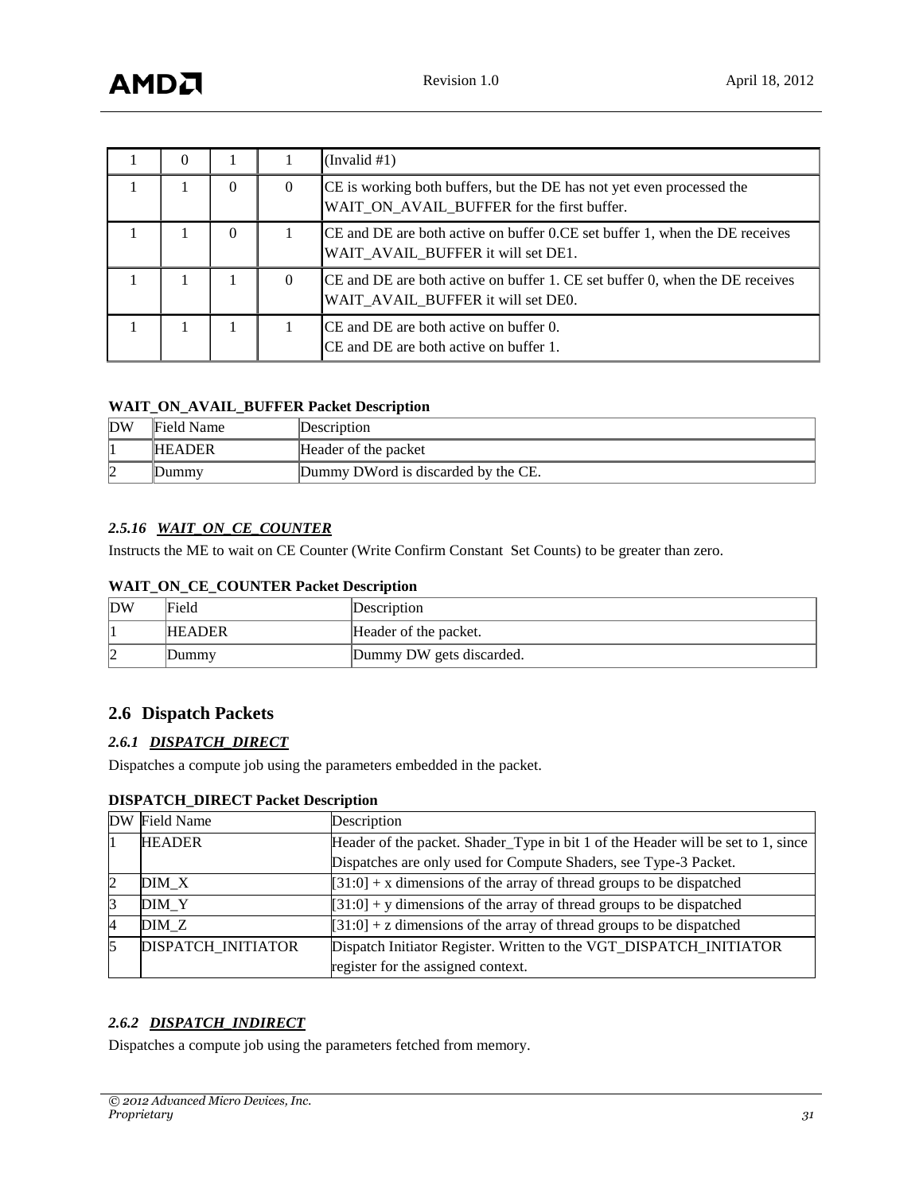| | | | | |
|---|---|---|---|---|
| 1 | 0 | 1 | 1 | (Invalid #1) |
| 1 | 1 | 0 | 0 | CE is working both buffers, but the DE has not yet even processed the WAIT_ON_AVAIL_BUFFER for the first buffer. |
| 1 | 1 | 0 | 1 | CE and DE are both active on buffer 0.CE set buffer 1, when the DE receives WAIT_AVAIL_BUFFER it will set DE1. |
| 1 | 1 | 1 | 0 | CE and DE are both active on buffer 1. CE set buffer 0, when the DE receives WAIT_AVAIL_BUFFER it will set DE0. |
| 1 | 1 | 1 | 1 | CE and DE are both active on buffer 0.<br>CE and DE are both active on buffer 1. |

**WAIT_ON_AVAIL_BUFFER Packet Description**

| DW | Field Name | Description |
|---|---|---|
| 1 | HEADER | Header of the packet |
| 2 | Dummy | Dummy DWord is discarded by the CE. |

### *2.5.16 WAIT_ON_CE_COUNTER*

Instructs the ME to wait on CE Counter (Write Confirm Constant Set Counts) to be greater than zero.

**WAIT_ON_CE_COUNTER Packet Description**

| DW | Field | Description |
|---|---|---|
| 1 | HEADER | Header of the packet. |
| 2 | Dummy | Dummy DW gets discarded. |

## 2.6 Dispatch Packets

### *2.6.1 DISPATCH_DIRECT*

Dispatches a compute job using the parameters embedded in the packet.

**DISPATCH_DIRECT Packet Description**

| DW | Field Name | Description |
|---|---|---|
| 1 | HEADER | Header of the packet. Shader_Type in bit 1 of the Header will be set to 1, since Dispatches are only used for Compute Shaders, see Type-3 Packet. |
| 2 | DIM_X | [31:0] + x dimensions of the array of thread groups to be dispatched |
| 3 | DIM_Y | [31:0] + y dimensions of the array of thread groups to be dispatched |
| 4 | DIM_Z | [31:0] + z dimensions of the array of thread groups to be dispatched |
| 5 | DISPATCH_INITIATOR | Dispatch Initiator Register. Written to the VGT_DISPATCH_INITIATOR register for the assigned context. |

### *2.6.2 DISPATCH_INDIRECT*

Dispatches a compute job using the parameters fetched from memory.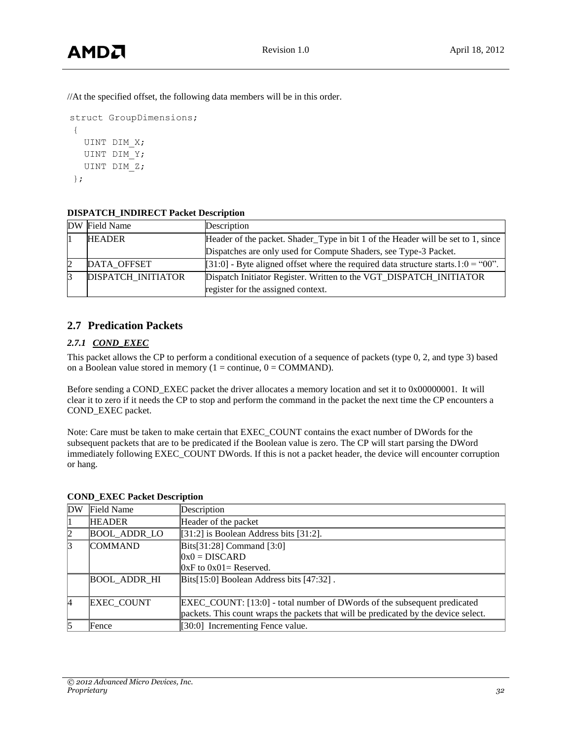//At the specified offset, the following data members will be in this order.

```
struct GroupDimensions;
 {
   UINT DIM_X;
   UINT DIM_Y;
   UINT DIM_Z;
 };
```

**DISPATCH_INDIRECT Packet Description**

| DW | Field Name | Description |
|---|---|---|
| 1 | HEADER | Header of the packet. Shader_Type in bit 1 of the Header will be set to 1, since Dispatches are only used for Compute Shaders, see Type-3 Packet. |
| 2 | DATA_OFFSET | [31:0] - Byte aligned offset where the required data structure starts.1:0 = “00”. |
| 3 | DISPATCH_INITIATOR | Dispatch Initiator Register. Written to the VGT_DISPATCH_INITIATOR register for the assigned context. |

## 2.7 Predication Packets

### *2.7.1 COND_EXEC*

This packet allows the CP to perform a conditional execution of a sequence of packets (type 0, 2, and type 3) based on a Boolean value stored in memory (1 = continue, 0 = COMMAND).

Before sending a COND_EXEC packet the driver allocates a memory location and set it to 0x00000001. It will clear it to zero if it needs the CP to stop and perform the command in the packet the next time the CP encounters a COND_EXEC packet.

Note: Care must be taken to make certain that EXEC_COUNT contains the exact number of DWords for the subsequent packets that are to be predicated if the Boolean value is zero. The CP will start parsing the DWord immediately following EXEC_COUNT DWords. If this is not a packet header, the device will encounter corruption or hang.

**COND_EXEC Packet Description**

| DW | Field Name | Description |
|---|---|---|
| 1 | HEADER | Header of the packet |
| 2 | BOOL_ADDR_LO | [31:2] is Boolean Address bits [31:2]. |
| 3 | COMMAND | Bits[31:28] Command [3:0]<br>0x0 = DISCARD<br>0xF to 0x01= Reserved. |
| | BOOL_ADDR_HI | Bits[15:0] Boolean Address bits [47:32] . |
| 4 | EXEC_COUNT | EXEC_COUNT: [13:0] - total number of DWords of the subsequent predicated packets. This count wraps the packets that will be predicated by the device select. |
| 5 | Fence | [30:0] Incrementing Fence value. |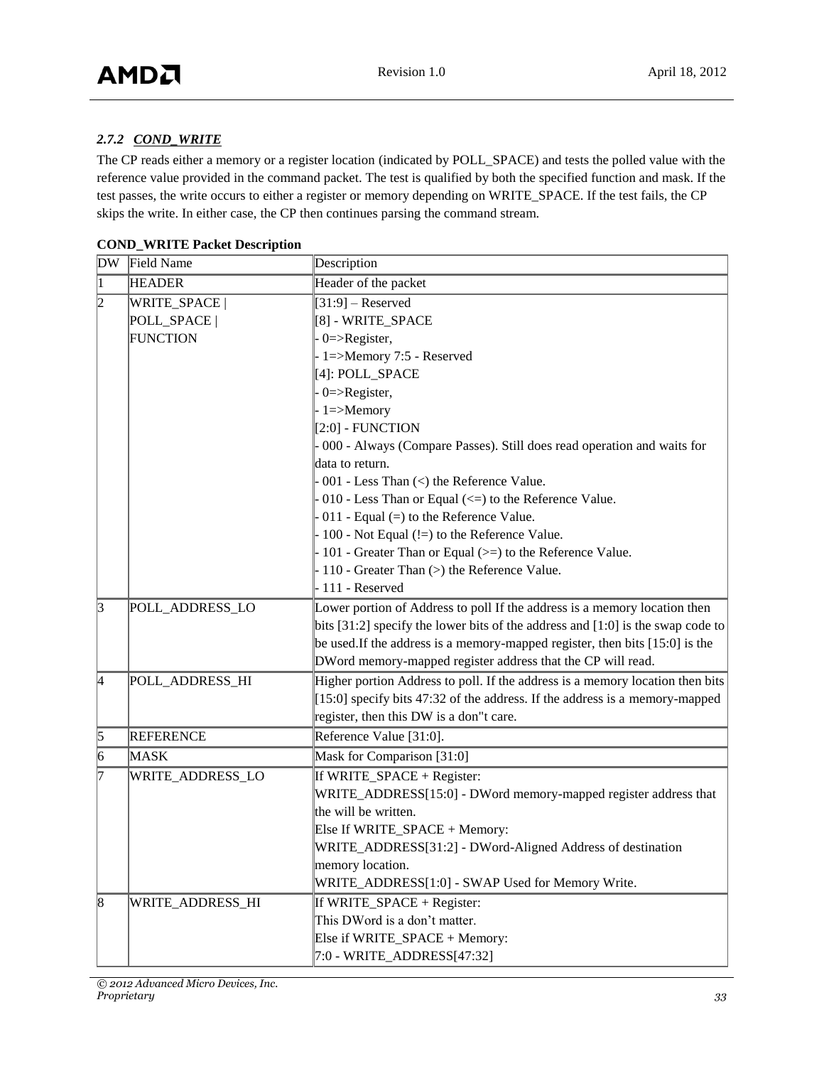### *2.7.2 COND_WRITE*

The CP reads either a memory or a register location (indicated by POLL_SPACE) and tests the polled value with the reference value provided in the command packet. The test is qualified by both the specified function and mask. If the test passes, the write occurs to either a register or memory depending on WRITE_SPACE. If the test fails, the CP skips the write. In either case, the CP then continues parsing the command stream.

**COND_WRITE Packet Description**

| DW | Field Name | Description |
|---|---|---|
| 1 | HEADER | Header of the packet |
| 2 | WRITE_SPACE \| POLL_SPACE \| FUNCTION | [31:9] – Reserved<br>[8] - WRITE_SPACE<br>- 0=>Register,<br>- 1=>Memory 7:5 - Reserved<br>[4]: POLL_SPACE<br>- 0=>Register,<br>- 1=>Memory<br>[2:0] - FUNCTION<br>- 000 - Always (Compare Passes). Still does read operation and waits for data to return.<br>- 001 - Less Than (<) the Reference Value.<br>- 010 - Less Than or Equal (<=) to the Reference Value.<br>- 011 - Equal (=) to the Reference Value.<br>- 100 - Not Equal (!=) to the Reference Value.<br>- 101 - Greater Than or Equal (>=) to the Reference Value.<br>- 110 - Greater Than (>) the Reference Value.<br>- 111 - Reserved |
| 3 | POLL_ADDRESS_LO | Lower portion of Address to poll If the address is a memory location then bits [31:2] specify the lower bits of the address and [1:0] is the swap code to be used.If the address is a memory-mapped register, then bits [15:0] is the DWord memory-mapped register address that the CP will read. |
| 4 | POLL_ADDRESS_HI | Higher portion Address to poll. If the address is a memory location then bits [15:0] specify bits 47:32 of the address. If the address is a memory-mapped register, then this DW is a don"t care. |
| 5 | REFERENCE | Reference Value [31:0]. |
| 6 | MASK | Mask for Comparison [31:0] |
| 7 | WRITE_ADDRESS_LO | If WRITE_SPACE + Register:<br>WRITE_ADDRESS[15:0] - DWord memory-mapped register address that the will be written.<br>Else If WRITE_SPACE + Memory:<br>WRITE_ADDRESS[31:2] - DWord-Aligned Address of destination memory location.<br>WRITE_ADDRESS[1:0] - SWAP Used for Memory Write. |
| 8 | WRITE_ADDRESS_HI | If WRITE_SPACE + Register:<br>This DWord is a don’t matter.<br>Else if WRITE_SPACE + Memory:<br>7:0 - WRITE_ADDRESS[47:32] |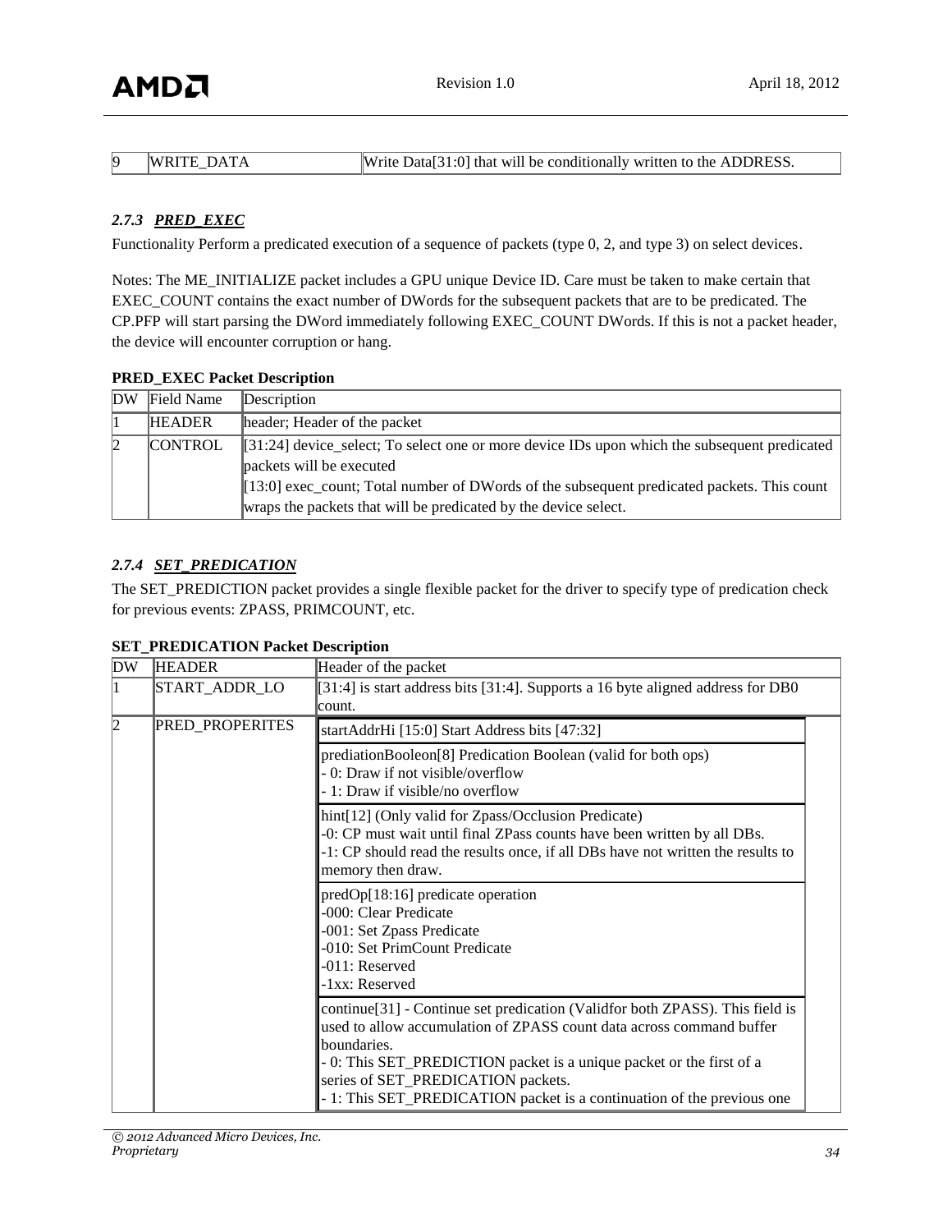| 9 | WRITE_DATA | Write Data[31:0] that will be conditionally written to the ADDRESS. |
|---|---|---|

### *2.7.3 PRED_EXEC*

Functionality Perform a predicated execution of a sequence of packets (type 0, 2, and type 3) on select devices.

Notes: The ME_INITIALIZE packet includes a GPU unique Device ID. Care must be taken to make certain that EXEC_COUNT contains the exact number of DWords for the subsequent packets that are to be predicated. The CP.PFP will start parsing the DWord immediately following EXEC_COUNT DWords. If this is not a packet header, the device will encounter corruption or hang.

**PRED_EXEC Packet Description**

| DW | Field Name | Description |
|---|---|---|
| 1 | HEADER | header; Header of the packet |
| 2 | CONTROL | [31:24] device_select; To select one or more device IDs upon which the subsequent predicated packets will be executed<br>[13:0] exec_count; Total number of DWords of the subsequent predicated packets. This count wraps the packets that will be predicated by the device select. |

### *2.7.4 SET_PREDICATION*

The SET_PREDICTION packet provides a single flexible packet for the driver to specify type of predication check for previous events: ZPASS, PRIMCOUNT, etc.

**SET_PREDICATION Packet Description**

| DW | HEADER | Header of the packet |
|---|---|---|
| 1 | START_ADDR_LO | [31:4] is start address bits [31:4]. Supports a 16 byte aligned address for DB0 count. |
| 2 | PRED_PROPERITES | startAddrHi [15:0] Start Address bits [47:32] |
| | | prediationBooleon[8] Predication Boolean (valid for both ops)<br>- 0: Draw if not visible/overflow<br>- 1: Draw if visible/no overflow |
| | | hint[12] (Only valid for Zpass/Occlusion Predicate)<br>-0: CP must wait until final ZPass counts have been written by all DBs.<br>-1: CP should read the results once, if all DBs have not written the results to memory then draw. |
| | | predOp[18:16] predicate operation<br>-000: Clear Predicate<br>-001: Set Zpass Predicate<br>-010: Set PrimCount Predicate<br>-011: Reserved<br>-1xx: Reserved |
| | | continue[31] - Continue set predication (Validfor both ZPASS). This field is used to allow accumulation of ZPASS count data across command buffer boundaries.<br>- 0: This SET_PREDICTION packet is a unique packet or the first of a series of SET_PREDICATION packets.<br>- 1: This SET_PREDICATION packet is a continuation of the previous one |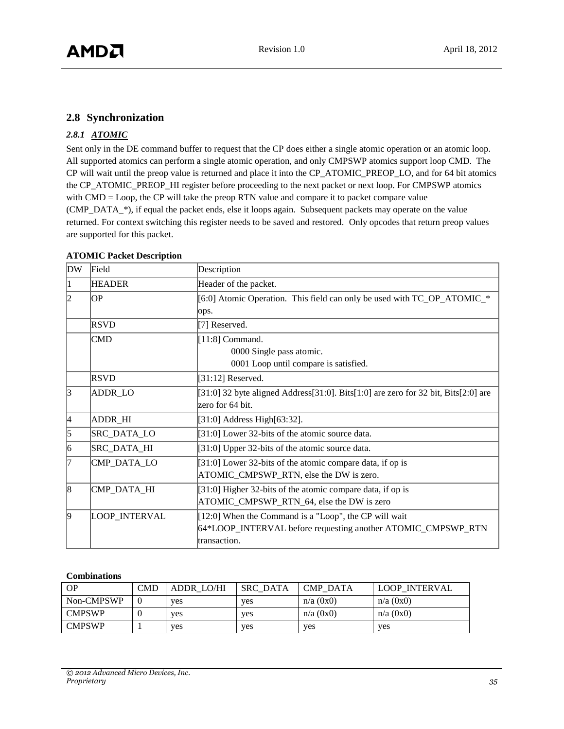## 2.8 Synchronization

### *2.8.1 ATOMIC*

Sent only in the DE command buffer to request that the CP does either a single atomic operation or an atomic loop. All supported atomics can perform a single atomic operation, and only CMPSWP atomics support loop CMD. The CP will wait until the preop value is returned and place it into the CP_ATOMIC_PREOP_LO, and for 64 bit atomics the CP_ATOMIC_PREOP_HI register before proceeding to the next packet or next loop. For CMPSWP atomics with CMD = Loop, the CP will take the preop RTN value and compare it to packet compare value (CMP_DATA_*), if equal the packet ends, else it loops again. Subsequent packets may operate on the value returned. For context switching this register needs to be saved and restored. Only opcodes that return preop values are supported for this packet.

**ATOMIC Packet Description**

| DW | Field | Description |
|---|---|---|
| 1 | HEADER | Header of the packet. |
| 2 | OP | [6:0] Atomic Operation. This field can only be used with TC_OP_ATOMIC_* ops. |
| | RSVD | [7] Reserved. |
| | CMD | [11:8] Command.<br>0000 Single pass atomic.<br>0001 Loop until compare is satisfied. |
| | RSVD | [31:12] Reserved. |
| 3 | ADDR_LO | [31:0] 32 byte aligned Address[31:0]. Bits[1:0] are zero for 32 bit, Bits[2:0] are zero for 64 bit. |
| 4 | ADDR_HI | [31:0] Address High[63:32]. |
| 5 | SRC_DATA_LO | [31:0] Lower 32-bits of the atomic source data. |
| 6 | SRC_DATA_HI | [31:0] Upper 32-bits of the atomic source data. |
| 7 | CMP_DATA_LO | [31:0] Lower 32-bits of the atomic compare data, if op is ATOMIC_CMPSWP_RTN, else the DW is zero. |
| 8 | CMP_DATA_HI | [31:0] Higher 32-bits of the atomic compare data, if op is ATOMIC_CMPSWP_RTN_64, else the DW is zero |
| 9 | LOOP_INTERVAL | [12:0] When the Command is a "Loop", the CP will wait 64*LOOP_INTERVAL before requesting another ATOMIC_CMPSWP_RTN transaction. |

**Combinations**

| OP | CMD | ADDR_LO/HI | SRC_DATA | CMP_DATA | LOOP_INTERVAL |
|---|---|---|---|---|---|
| Non-CMPSWP | 0 | yes | yes | n/a (0x0) | n/a (0x0) |
| CMPSWP | 0 | yes | yes | n/a (0x0) | n/a (0x0) |
| CMPSWP | 1 | yes | yes | yes | yes |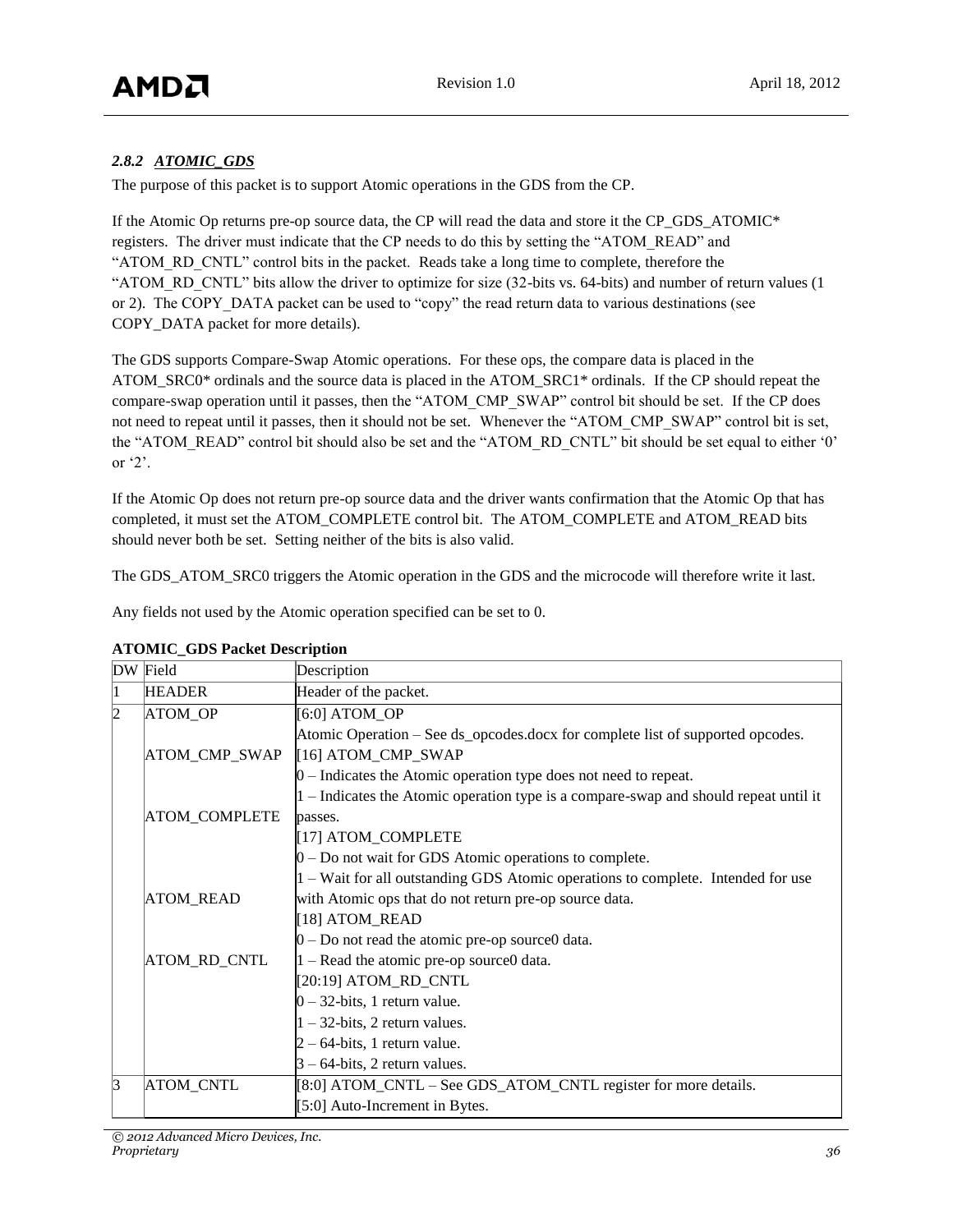### 2.8.2 ATOMIC_GDS

The purpose of this packet is to support Atomic operations in the GDS from the CP.

If the Atomic Op returns pre-op source data, the CP will read the data and store it the CP_GDS_ATOMIC* registers. The driver must indicate that the CP needs to do this by setting the "ATOM_READ" and "ATOM_RD_CNTL" control bits in the packet. Reads take a long time to complete, therefore the "ATOM_RD_CNTL" bits allow the driver to optimize for size (32-bits vs. 64-bits) and number of return values (1 or 2). The COPY_DATA packet can be used to "copy" the read return data to various destinations (see COPY_DATA packet for more details).

The GDS supports Compare-Swap Atomic operations. For these ops, the compare data is placed in the ATOM_SRC0* ordinals and the source data is placed in the ATOM_SRC1* ordinals. If the CP should repeat the compare-swap operation until it passes, then the "ATOM_CMP_SWAP" control bit should be set. If the CP does not need to repeat until it passes, then it should not be set. Whenever the "ATOM_CMP_SWAP" control bit is set, the "ATOM_READ" control bit should also be set and the "ATOM_RD_CNTL" bit should be set equal to either '0' or '2'.

If the Atomic Op does not return pre-op source data and the driver wants confirmation that the Atomic Op that has completed, it must set the ATOM_COMPLETE control bit. The ATOM_COMPLETE and ATOM_READ bits should never both be set. Setting neither of the bits is also valid.

The GDS_ATOM_SRC0 triggers the Atomic operation in the GDS and the microcode will therefore write it last.

Any fields not used by the Atomic operation specified can be set to 0.

**ATOMIC_GDS Packet Description**

| DW | Field | Description |
|---|---|---|
| 1 | HEADER | Header of the packet. |
| 2 | ATOM_OP<br><br>ATOM_CMP_SWAP<br><br><br>ATOM_COMPLETE<br><br><br>ATOM_READ<br><br>ATOM_RD_CNTL | [6:0] ATOM_OP<br>Atomic Operation – See ds_opcodes.docx for complete list of supported opcodes.<br>[16] ATOM_CMP_SWAP<br>0 – Indicates the Atomic operation type does not need to repeat.<br>1 – Indicates the Atomic operation type is a compare-swap and should repeat until it passes.<br>[17] ATOM_COMPLETE<br>0 – Do not wait for GDS Atomic operations to complete.<br>1 – Wait for all outstanding GDS Atomic operations to complete. Intended for use with Atomic ops that do not return pre-op source data.<br>[18] ATOM_READ<br>0 – Do not read the atomic pre-op source0 data.<br>1 – Read the atomic pre-op source0 data.<br>[20:19] ATOM_RD_CNTL<br>0 – 32-bits, 1 return value.<br>1 – 32-bits, 2 return values.<br>2 – 64-bits, 1 return value.<br>3 – 64-bits, 2 return values. |
| 3 | ATOM_CNTL | [8:0] ATOM_CNTL – See GDS_ATOM_CNTL register for more details.<br>[5:0] Auto-Increment in Bytes. |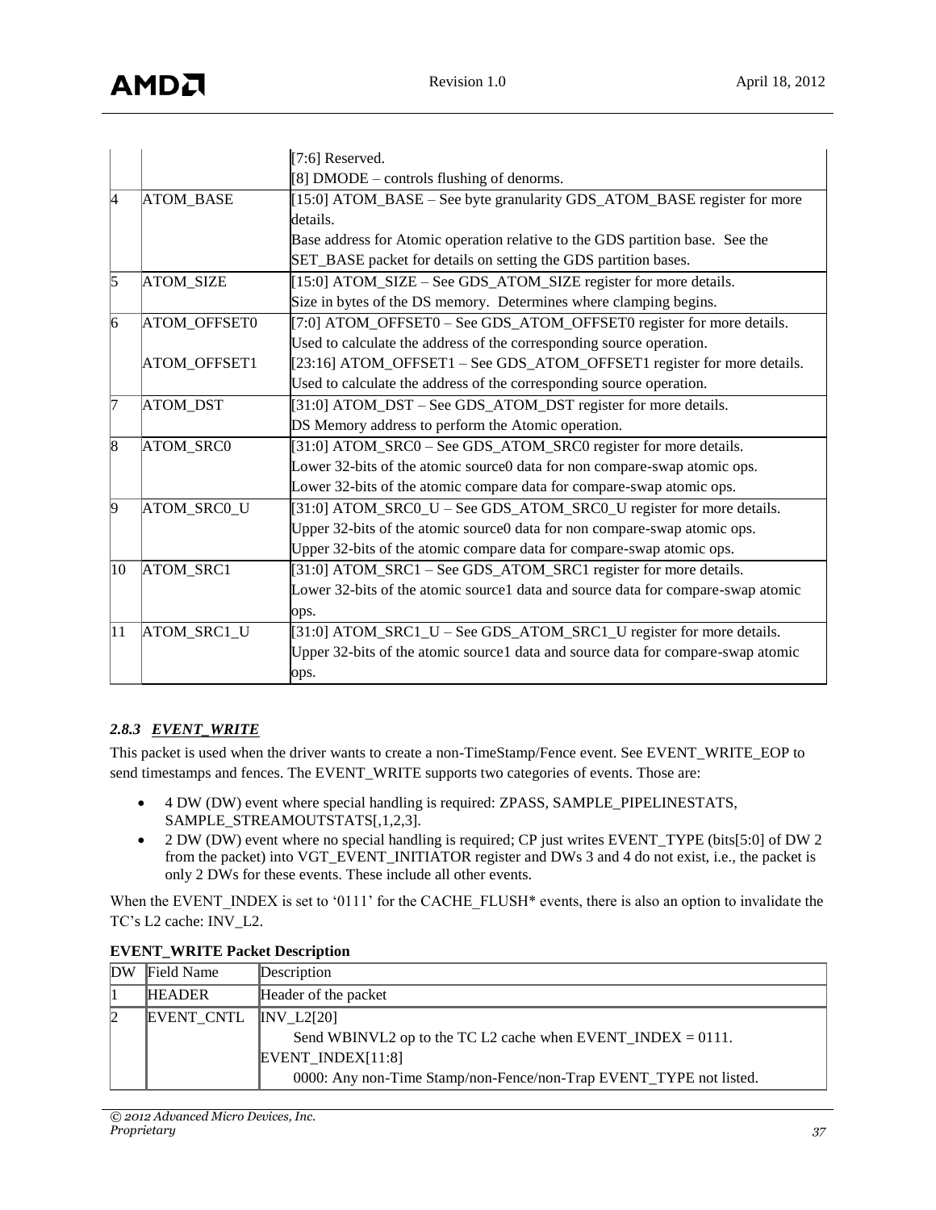| DW | Field Name | Description |
|---|---|---|
| | | [7:6] Reserved.<br>[8] DMODE – controls flushing of denorms. |
| 4 | ATOM_BASE | [15:0] ATOM_BASE – See byte granularity GDS_ATOM_BASE register for more details.<br>Base address for Atomic operation relative to the GDS partition base. See the SET_BASE packet for details on setting the GDS partition bases. |
| 5 | ATOM_SIZE | [15:0] ATOM_SIZE – See GDS_ATOM_SIZE register for more details.<br>Size in bytes of the DS memory. Determines where clamping begins. |
| 6 | ATOM_OFFSET0<br><br>ATOM_OFFSET1 | [7:0] ATOM_OFFSET0 – See GDS_ATOM_OFFSET0 register for more details.<br>Used to calculate the address of the corresponding source operation.<br>[23:16] ATOM_OFFSET1 – See GDS_ATOM_OFFSET1 register for more details.<br>Used to calculate the address of the corresponding source operation. |
| 7 | ATOM_DST | [31:0] ATOM_DST – See GDS_ATOM_DST register for more details.<br>DS Memory address to perform the Atomic operation. |
| 8 | ATOM_SRC0 | [31:0] ATOM_SRC0 – See GDS_ATOM_SRC0 register for more details.<br>Lower 32-bits of the atomic source0 data for non compare-swap atomic ops.<br>Lower 32-bits of the atomic compare data for compare-swap atomic ops. |
| 9 | ATOM_SRC0_U | [31:0] ATOM_SRC0_U – See GDS_ATOM_SRC0_U register for more details.<br>Upper 32-bits of the atomic source0 data for non compare-swap atomic ops.<br>Upper 32-bits of the atomic compare data for compare-swap atomic ops. |
| 10 | ATOM_SRC1 | [31:0] ATOM_SRC1 – See GDS_ATOM_SRC1 register for more details.<br>Lower 32-bits of the atomic source1 data and source data for compare-swap atomic ops. |
| 11 | ATOM_SRC1_U | [31:0] ATOM_SRC1_U – See GDS_ATOM_SRC1_U register for more details.<br>Upper 32-bits of the atomic source1 data and source data for compare-swap atomic ops. |

### *2.8.3 EVENT_WRITE*

This packet is used when the driver wants to create a non-TimeStamp/Fence event. See EVENT_WRITE_EOP to send timestamps and fences. The EVENT_WRITE supports two categories of events. Those are:

- 4 DW (DW) event where special handling is required: ZPASS, SAMPLE_PIPELINESTATS, SAMPLE_STREAMOUTSTATS[,1,2,3].
- 2 DW (DW) event where no special handling is required; CP just writes EVENT_TYPE (bits[5:0] of DW 2 from the packet) into VGT_EVENT_INITIATOR register and DWs 3 and 4 do not exist, i.e., the packet is only 2 DWs for these events. These include all other events.

When the EVENT_INDEX is set to '0111' for the CACHE_FLUSH* events, there is also an option to invalidate the TC's L2 cache: INV_L2.

**EVENT_WRITE Packet Description**

| DW | Field Name | Description |
|---|---|---|
| 1 | HEADER | Header of the packet |
| 2 | EVENT_CNTL | INV_L2[20]<br>Send WBINVL2 op to the TC L2 cache when EVENT_INDEX = 0111.<br>EVENT_INDEX[11:8]<br>0000: Any non-Time Stamp/non-Fence/non-Trap EVENT_TYPE not listed. |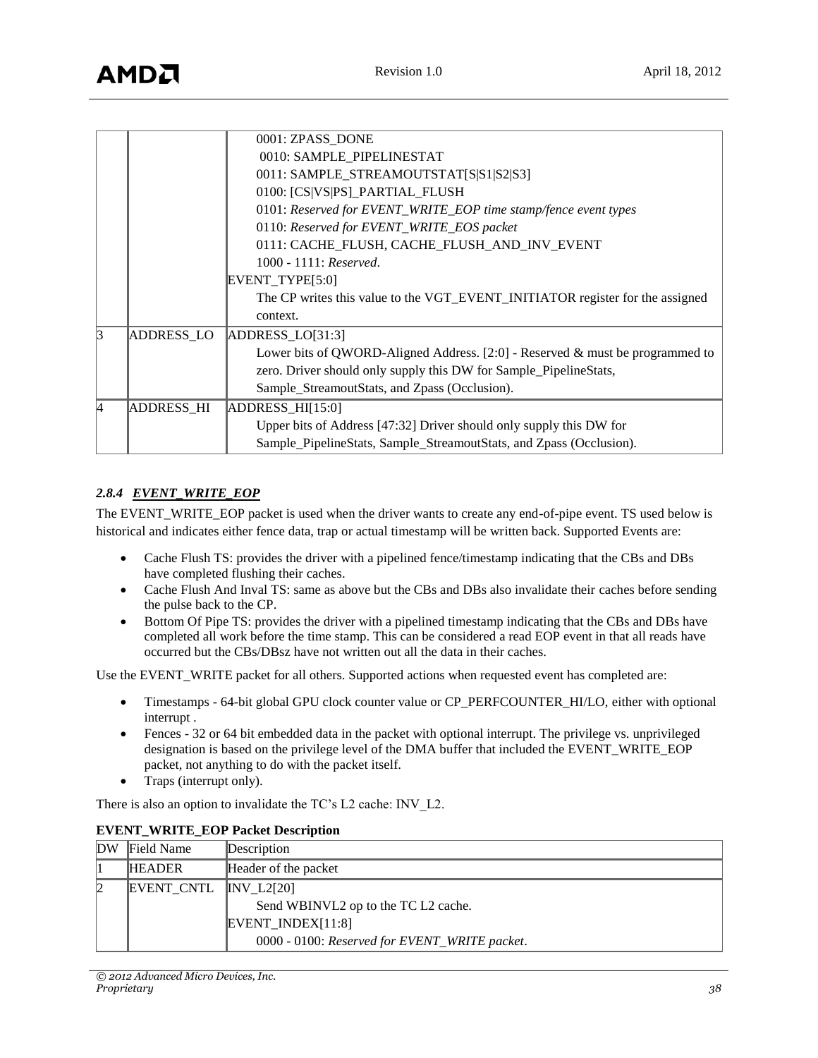| | | 0001: ZPASS_DONE<br>0010: SAMPLE_PIPELINESTAT<br>0011: SAMPLE_STREAMOUTSTAT[S\|S1\|S2\|S3]<br>0100: [CS\|VS\|PS]_PARTIAL_FLUSH<br>0101: *Reserved for EVENT_WRITE_EOP time stamp/fence event types*<br>0110: *Reserved for EVENT_WRITE_EOS packet*<br>0111: CACHE_FLUSH, CACHE_FLUSH_AND_INV_EVENT<br>1000 - 1111: *Reserved*.<br>EVENT_TYPE[5:0]<br>The CP writes this value to the VGT_EVENT_INITIATOR register for the assigned context. |
|---|---|---|
| 3 | ADDRESS_LO | ADDRESS_LO[31:3]<br>Lower bits of QWORD-Aligned Address. [2:0] - Reserved & must be programmed to zero. Driver should only supply this DW for Sample_PipelineStats, Sample_StreamoutStats, and Zpass (Occlusion). |
| 4 | ADDRESS_HI | ADDRESS_HI[15:0]<br>Upper bits of Address [47:32] Driver should only supply this DW for Sample_PipelineStats, Sample_StreamoutStats, and Zpass (Occlusion). |

### *2.8.4 EVENT_WRITE_EOP*

The EVENT_WRITE_EOP packet is used when the driver wants to create any end-of-pipe event. TS used below is historical and indicates either fence data, trap or actual timestamp will be written back. Supported Events are:

- Cache Flush TS: provides the driver with a pipelined fence/timestamp indicating that the CBs and DBs have completed flushing their caches.
- Cache Flush And Inval TS: same as above but the CBs and DBs also invalidate their caches before sending the pulse back to the CP.
- Bottom Of Pipe TS: provides the driver with a pipelined timestamp indicating that the CBs and DBs have completed all work before the time stamp. This can be considered a read EOP event in that all reads have occurred but the CBs/DBsz have not written out all the data in their caches.

Use the EVENT_WRITE packet for all others. Supported actions when requested event has completed are:

- Timestamps - 64-bit global GPU clock counter value or CP_PERFCOUNTER_HI/LO, either with optional interrupt .
- Fences - 32 or 64 bit embedded data in the packet with optional interrupt. The privilege vs. unprivileged designation is based on the privilege level of the DMA buffer that included the EVENT_WRITE_EOP packet, not anything to do with the packet itself.
- Traps (interrupt only).

There is also an option to invalidate the TC's L2 cache: INV_L2.

**EVENT_WRITE_EOP Packet Description**

| DW | Field Name | Description |
|---|---|---|
| 1 | HEADER | Header of the packet |
| 2 | EVENT_CNTL | INV_L2[20]<br>Send WBINVL2 op to the TC L2 cache.<br>EVENT_INDEX[11:8]<br>0000 - 0100: *Reserved for EVENT_WRITE packet*. |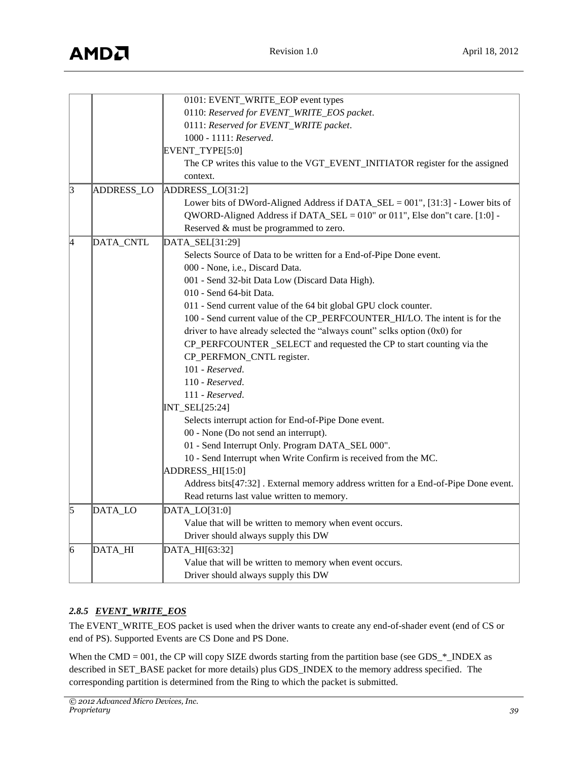| | | |
|---|---|---|
| | | 0101: EVENT_WRITE_EOP event types<br>0110: *Reserved for EVENT_WRITE_EOS packet*.<br>0111: *Reserved for EVENT_WRITE packet*.<br>1000 - 1111: *Reserved*.<br>EVENT_TYPE[5:0]<br>The CP writes this value to the VGT_EVENT_INITIATOR register for the assigned context. |
| 3 | ADDRESS_LO | ADDRESS_LO[31:2]<br>Lower bits of DWord-Aligned Address if DATA_SEL = 001", [31:3] - Lower bits of QWORD-Aligned Address if DATA_SEL = 010" or 011", Else don"t care. [1:0] - Reserved & must be programmed to zero. |
| 4 | DATA_CNTL | DATA_SEL[31:29]<br>Selects Source of Data to be written for a End-of-Pipe Done event.<br>000 - None, i.e., Discard Data.<br>001 - Send 32-bit Data Low (Discard Data High).<br>010 - Send 64-bit Data.<br>011 - Send current value of the 64 bit global GPU clock counter.<br>100 - Send current value of the CP_PERFCOUNTER_HI/LO. The intent is for the driver to have already selected the "always count" sclks option (0x0) for CP_PERFCOUNTER _SELECT and requested the CP to start counting via the CP_PERFMON_CNTL register.<br>101 - *Reserved*.<br>110 - *Reserved*.<br>111 - *Reserved*.<br>INT_SEL[25:24]<br>Selects interrupt action for End-of-Pipe Done event.<br>00 - None (Do not send an interrupt).<br>01 - Send Interrupt Only. Program DATA_SEL 000".<br>10 - Send Interrupt when Write Confirm is received from the MC.<br>ADDRESS_HI[15:0]<br>Address bits[47:32] . External memory address written for a End-of-Pipe Done event. Read returns last value written to memory. |
| 5 | DATA_LO | DATA_LO[31:0]<br>Value that will be written to memory when event occurs.<br>Driver should always supply this DW |
| 6 | DATA_HI | DATA_HI[63:32]<br>Value that will be written to memory when event occurs.<br>Driver should always supply this DW |

### *2.8.5 EVENT_WRITE_EOS*

The EVENT_WRITE_EOS packet is used when the driver wants to create any end-of-shader event (end of CS or end of PS). Supported Events are CS Done and PS Done.

When the CMD = 001, the CP will copy SIZE dwords starting from the partition base (see GDS_*_INDEX as described in SET_BASE packet for more details) plus GDS_INDEX to the memory address specified. The corresponding partition is determined from the Ring to which the packet is submitted.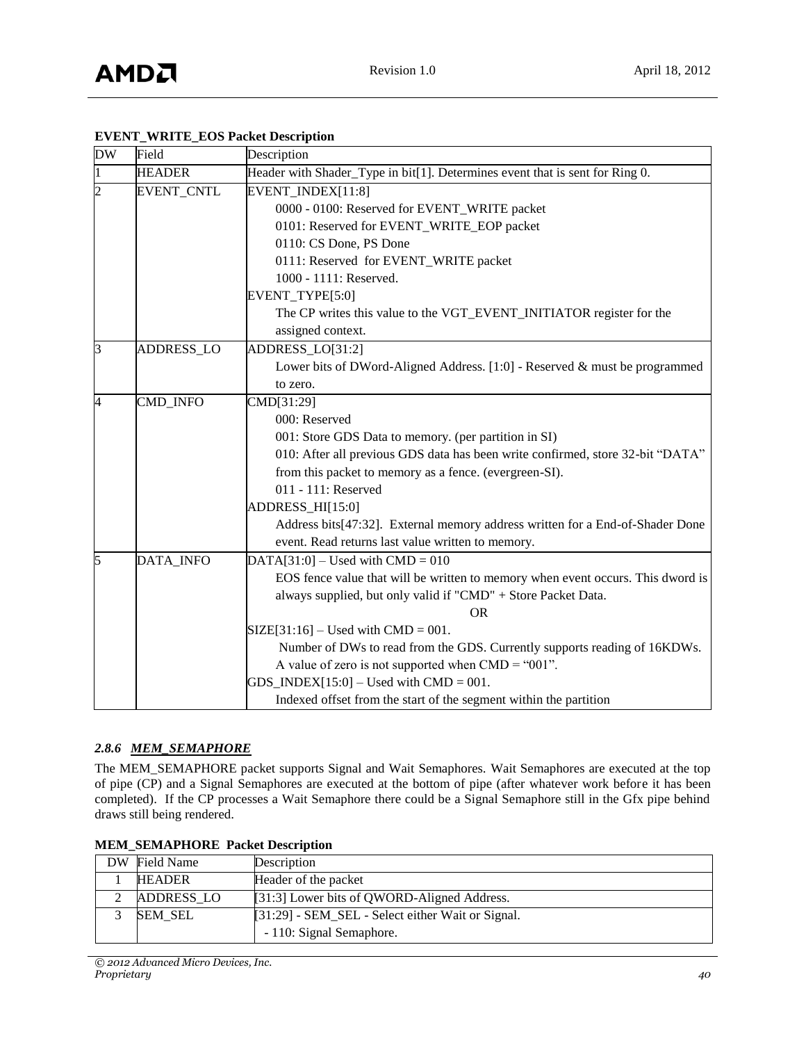**EVENT_WRITE_EOS Packet Description**

| DW | Field | Description |
|---|---|---|
| 1 | HEADER | Header with Shader_Type in bit[1]. Determines event that is sent for Ring 0. |
| 2 | EVENT_CNTL | EVENT_INDEX[11:8]<br>0000 - 0100: Reserved for EVENT_WRITE packet<br>0101: Reserved for EVENT_WRITE_EOP packet<br>0110: CS Done, PS Done<br>0111: Reserved for EVENT_WRITE packet<br>1000 - 1111: Reserved.<br>EVENT_TYPE[5:0]<br>The CP writes this value to the VGT_EVENT_INITIATOR register for the assigned context. |
| 3 | ADDRESS_LO | ADDRESS_LO[31:2]<br>Lower bits of DWord-Aligned Address. [1:0] - Reserved & must be programmed to zero. |
| 4 | CMD_INFO | CMD[31:29]<br>000: Reserved<br>001: Store GDS Data to memory. (per partition in SI)<br>010: After all previous GDS data has been write confirmed, store 32-bit "DATA" from this packet to memory as a fence. (evergreen-SI).<br>011 - 111: Reserved<br>ADDRESS_HI[15:0]<br>Address bits[47:32]. External memory address written for a End-of-Shader Done event. Read returns last value written to memory. |
| 5 | DATA_INFO | DATA[31:0] – Used with CMD = 010<br>EOS fence value that will be written to memory when event occurs. This dword is always supplied, but only valid if "CMD" + Store Packet Data.<br>OR<br>SIZE[31:16] – Used with CMD = 001.<br>Number of DWs to read from the GDS. Currently supports reading of 16KDWs. A value of zero is not supported when CMD = "001".<br>GDS_INDEX[15:0] – Used with CMD = 001.<br>Indexed offset from the start of the segment within the partition |

### *2.8.6 MEM_SEMAPHORE*

The MEM_SEMAPHORE packet supports Signal and Wait Semaphores. Wait Semaphores are executed at the top of pipe (CP) and a Signal Semaphores are executed at the bottom of pipe (after whatever work before it has been completed). If the CP processes a Wait Semaphore there could be a Signal Semaphore still in the Gfx pipe behind draws still being rendered.

**MEM_SEMAPHORE Packet Description**

| DW | Field Name | Description |
|---|---|---|
| 1 | HEADER | Header of the packet |
| 2 | ADDRESS_LO | [31:3] Lower bits of QWORD-Aligned Address. |
| 3 | SEM_SEL | [31:29] - SEM_SEL - Select either Wait or Signal.<br>- 110: Signal Semaphore. |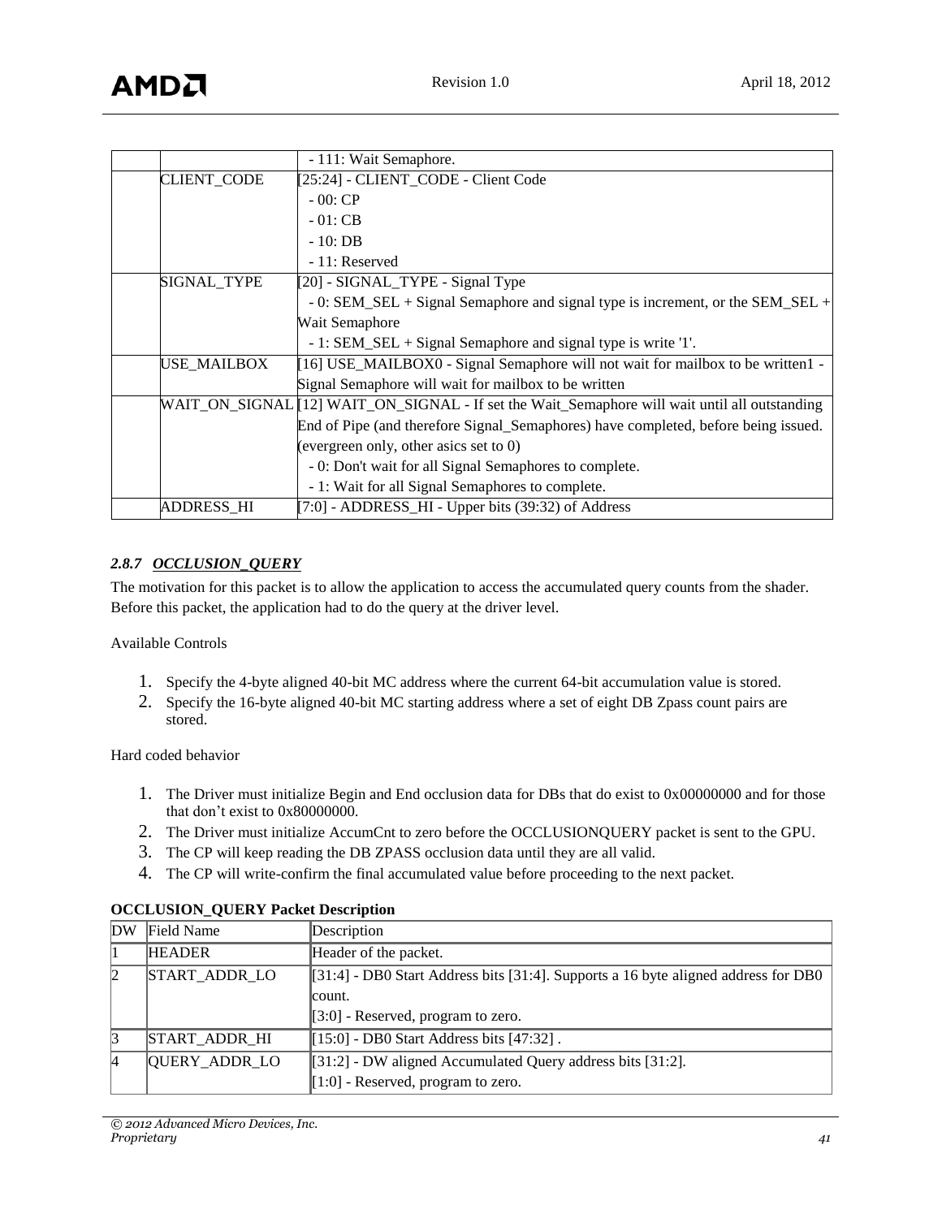| | | - 111: Wait Semaphore. |
|---|---|---|
| | CLIENT_CODE | [25:24] - CLIENT_CODE - Client Code<br>- 00: CP<br>- 01: CB<br>- 10: DB<br>- 11: Reserved |
| | SIGNAL_TYPE | [20] - SIGNAL_TYPE - Signal Type<br>- 0: SEM_SEL + Signal Semaphore and signal type is increment, or the SEM_SEL + Wait Semaphore<br>- 1: SEM_SEL + Signal Semaphore and signal type is write '1'. |
| | USE_MAILBOX | [16] USE_MAILBOX0 - Signal Semaphore will not wait for mailbox to be written1 - Signal Semaphore will wait for mailbox to be written |
| | WAIT_ON_SIGNAL | [12] WAIT_ON_SIGNAL - If set the Wait_Semaphore will wait until all outstanding End of Pipe (and therefore Signal_Semaphores) have completed, before being issued. (evergreen only, other asics set to 0)<br>- 0: Don't wait for all Signal Semaphores to complete.<br>- 1: Wait for all Signal Semaphores to complete. |
| | ADDRESS_HI | [7:0] - ADDRESS_HI - Upper bits (39:32) of Address |

### *2.8.7 OCCLUSION_QUERY*

The motivation for this packet is to allow the application to access the accumulated query counts from the shader. Before this packet, the application had to do the query at the driver level.

Available Controls

1. Specify the 4-byte aligned 40-bit MC address where the current 64-bit accumulation value is stored.
2. Specify the 16-byte aligned 40-bit MC starting address where a set of eight DB Zpass count pairs are stored.

Hard coded behavior

1. The Driver must initialize Begin and End occlusion data for DBs that do exist to 0x00000000 and for those that don't exist to 0x80000000.
2. The Driver must initialize AccumCnt to zero before the OCCLUSIONQUERY packet is sent to the GPU.
3. The CP will keep reading the DB ZPASS occlusion data until they are all valid.
4. The CP will write-confirm the final accumulated value before proceeding to the next packet.

**OCCLUSION_QUERY Packet Description**

| DW | Field Name | Description |
|---|---|---|
| 1 | HEADER | Header of the packet. |
| 2 | START_ADDR_LO | [31:4] - DB0 Start Address bits [31:4]. Supports a 16 byte aligned address for DB0 count.<br>[3:0] - Reserved, program to zero. |
| 3 | START_ADDR_HI | [15:0] - DB0 Start Address bits [47:32] . |
| 4 | QUERY_ADDR_LO | [31:2] - DW aligned Accumulated Query address bits [31:2].<br>[1:0] - Reserved, program to zero. |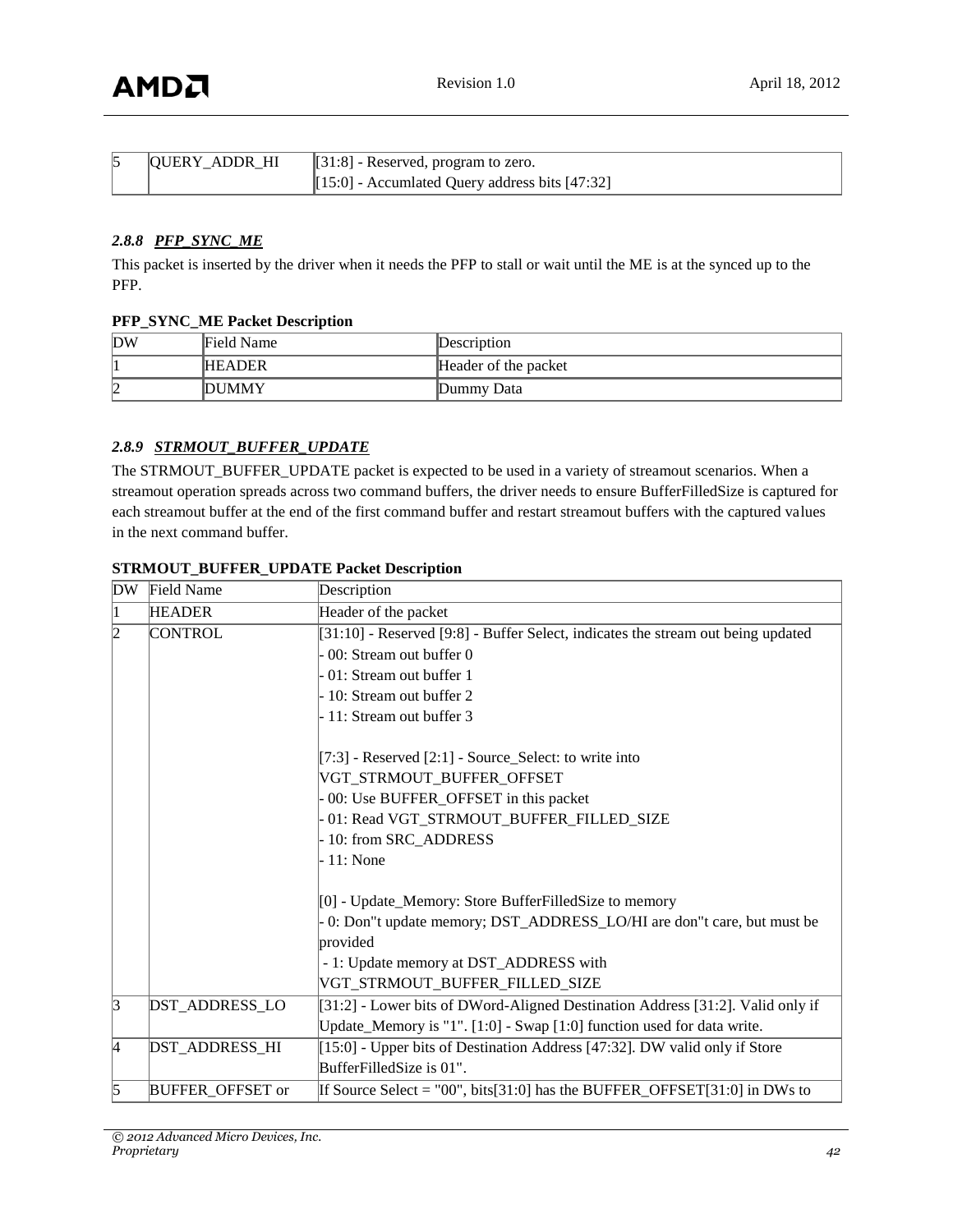| 5 | QUERY_ADDR_HI | [31:8] - Reserved, program to zero.<br>[15:0] - Accumlated Query address bits [47:32] |
|---|---|---|

### 2.8.8 PFP_SYNC_ME

This packet is inserted by the driver when it needs the PFP to stall or wait until the ME is at the synced up to the PFP.

**PFP_SYNC_ME Packet Description**

| DW | Field Name | Description |
|---|---|---|
| 1 | HEADER | Header of the packet |
| 2 | DUMMY | Dummy Data |

### 2.8.9 STRMOUT_BUFFER_UPDATE

The STRMOUT_BUFFER_UPDATE packet is expected to be used in a variety of streamout scenarios. When a streamout operation spreads across two command buffers, the driver needs to ensure BufferFilledSize is captured for each streamout buffer at the end of the first command buffer and restart streamout buffers with the captured values in the next command buffer.

**STRMOUT_BUFFER_UPDATE Packet Description**

| DW | Field Name | Description |
|---|---|---|
| 1 | HEADER | Header of the packet |
| 2 | CONTROL | [31:10] - Reserved [9:8] - Buffer Select, indicates the stream out being updated<br>- 00: Stream out buffer 0<br>- 01: Stream out buffer 1<br>- 10: Stream out buffer 2<br>- 11: Stream out buffer 3<br><br>[7:3] - Reserved [2:1] - Source_Select: to write into VGT_STRMOUT_BUFFER_OFFSET<br>- 00: Use BUFFER_OFFSET in this packet<br>- 01: Read VGT_STRMOUT_BUFFER_FILLED_SIZE<br>- 10: from SRC_ADDRESS<br>- 11: None<br><br>[0] - Update_Memory: Store BufferFilledSize to memory<br>- 0: Don"t update memory; DST_ADDRESS_LO/HI are don"t care, but must be provided<br>- 1: Update memory at DST_ADDRESS with VGT_STRMOUT_BUFFER_FILLED_SIZE |
| 3 | DST_ADDRESS_LO | [31:2] - Lower bits of DWord-Aligned Destination Address [31:2]. Valid only if Update_Memory is "1". [1:0] - Swap [1:0] function used for data write. |
| 4 | DST_ADDRESS_HI | [15:0] - Upper bits of Destination Address [47:32]. DW valid only if Store BufferFilledSize is 01". |
| 5 | BUFFER_OFFSET or | If Source Select = "00", bits[31:0] has the BUFFER_OFFSET[31:0] in DWs to |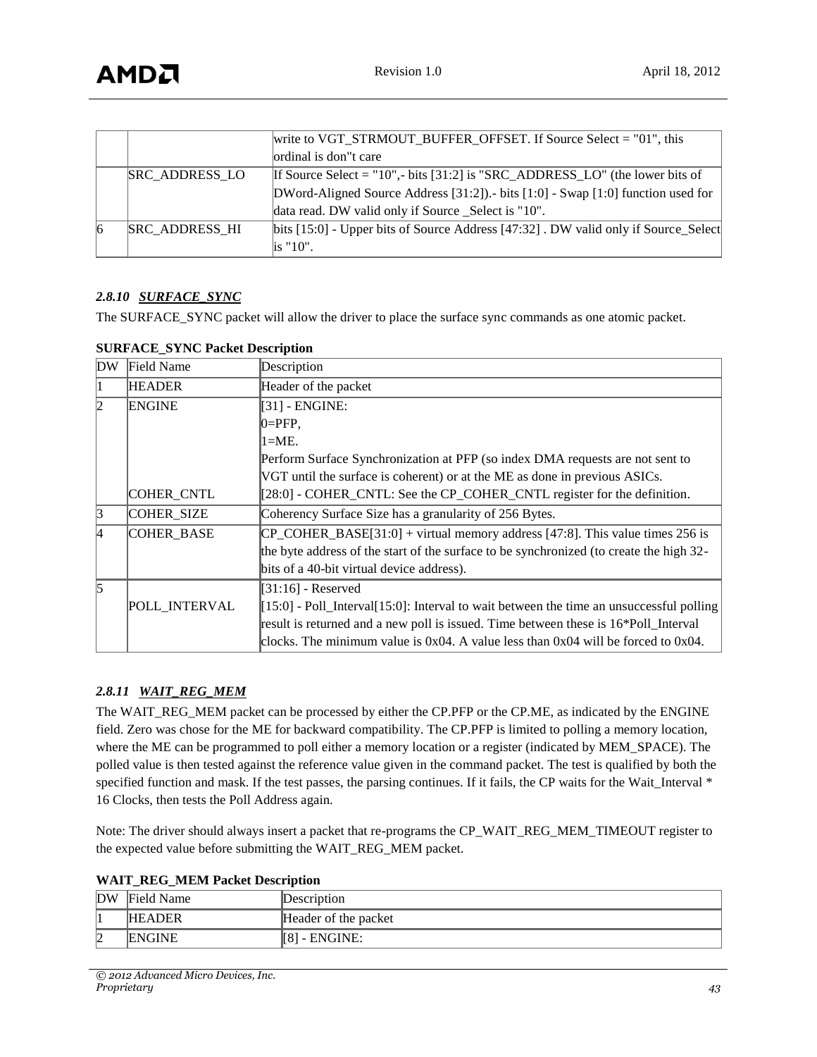| | | |
|---|---|---|
| | | write to VGT_STRMOUT_BUFFER_OFFSET. If Source Select = "01", this ordinal is don"t care |
| | SRC_ADDRESS_LO | If Source Select = "10",- bits [31:2] is "SRC_ADDRESS_LO" (the lower bits of DWord-Aligned Source Address [31:2]).- bits [1:0] - Swap [1:0] function used for data read. DW valid only if Source _Select is "10". |
| 6 | SRC_ADDRESS_HI | bits [15:0] - Upper bits of Source Address [47:32] . DW valid only if Source_Select is "10". |

### *2.8.10 SURFACE_SYNC*

The SURFACE_SYNC packet will allow the driver to place the surface sync commands as one atomic packet.

**SURFACE_SYNC Packet Description**

| DW | Field Name | Description |
|---|---|---|
| 1 | HEADER | Header of the packet |
| 2 | ENGINE<br><br><br><br><br>COHER_CNTL | [31] - ENGINE:<br>0=PFP,<br>1=ME.<br>Perform Surface Synchronization at PFP (so index DMA requests are not sent to VGT until the surface is coherent) or at the ME as done in previous ASICs.<br>[28:0] - COHER_CNTL: See the CP_COHER_CNTL register for the definition. |
| 3 | COHER_SIZE | Coherency Surface Size has a granularity of 256 Bytes. |
| 4 | COHER_BASE | CP_COHER_BASE[31:0] + virtual memory address [47:8]. This value times 256 is the byte address of the start of the surface to be synchronized (to create the high 32-bits of a 40-bit virtual device address). |
| 5 | <br>POLL_INTERVAL | [31:16] - Reserved<br>[15:0] - Poll_Interval[15:0]: Interval to wait between the time an unsuccessful polling result is returned and a new poll is issued. Time between these is 16*Poll_Interval clocks. The minimum value is 0x04. A value less than 0x04 will be forced to 0x04. |

### *2.8.11 WAIT_REG_MEM*

The WAIT_REG_MEM packet can be processed by either the CP.PFP or the CP.ME, as indicated by the ENGINE field. Zero was chose for the ME for backward compatibility. The CP.PFP is limited to polling a memory location, where the ME can be programmed to poll either a memory location or a register (indicated by MEM_SPACE). The polled value is then tested against the reference value given in the command packet. The test is qualified by both the specified function and mask. If the test passes, the parsing continues. If it fails, the CP waits for the Wait_Interval * 16 Clocks, then tests the Poll Address again.

Note: The driver should always insert a packet that re-programs the CP_WAIT_REG_MEM_TIMEOUT register to the expected value before submitting the WAIT_REG_MEM packet.

**WAIT_REG_MEM Packet Description**

| DW | Field Name | Description |
|---|---|---|
| 1 | HEADER | Header of the packet |
| 2 | ENGINE | [8] - ENGINE: |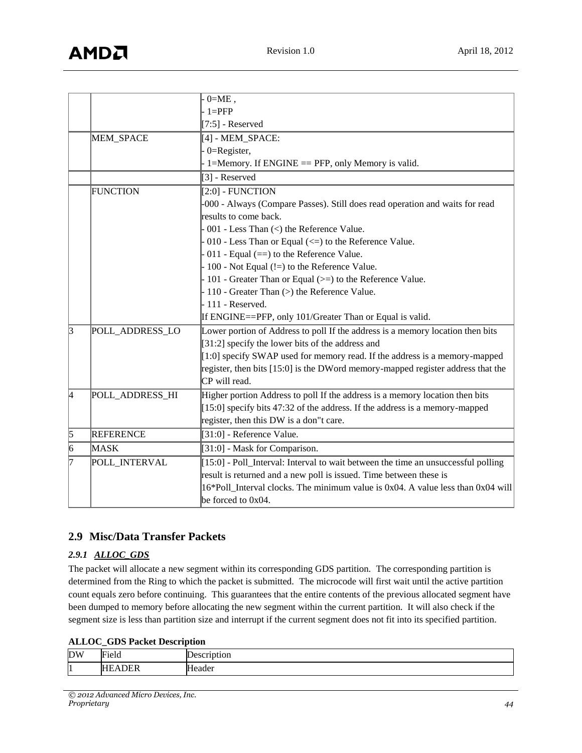| | | |
|---|---|---|
| | | - 0=ME ,<br>- 1=PFP<br>[7:5] - Reserved |
| | MEM_SPACE | [4] - MEM_SPACE:<br>- 0=Register,<br>- 1=Memory. If ENGINE == PFP, only Memory is valid. |
| | | [3] - Reserved |
| | FUNCTION | [2:0] - FUNCTION<br>-000 - Always (Compare Passes). Still does read operation and waits for read results to come back.<br>- 001 - Less Than (<) the Reference Value.<br>- 010 - Less Than or Equal (<=) to the Reference Value.<br>- 011 - Equal (==) to the Reference Value.<br>- 100 - Not Equal (!=) to the Reference Value.<br>- 101 - Greater Than or Equal (>=) to the Reference Value.<br>- 110 - Greater Than (>) the Reference Value.<br>- 111 - Reserved.<br>If ENGINE==PFP, only 101/Greater Than or Equal is valid. |
| 3 | POLL_ADDRESS_LO | Lower portion of Address to poll If the address is a memory location then bits [31:2] specify the lower bits of the address and<br>[1:0] specify SWAP used for memory read. If the address is a memory-mapped register, then bits [15:0] is the DWord memory-mapped register address that the CP will read. |
| 4 | POLL_ADDRESS_HI | Higher portion Address to poll If the address is a memory location then bits [15:0] specify bits 47:32 of the address. If the address is a memory-mapped register, then this DW is a don"t care. |
| 5 | REFERENCE | [31:0] - Reference Value. |
| 6 | MASK | [31:0] - Mask for Comparison. |
| 7 | POLL_INTERVAL | [15:0] - Poll_Interval: Interval to wait between the time an unsuccessful polling result is returned and a new poll is issued. Time between these is 16*Poll_Interval clocks. The minimum value is 0x04. A value less than 0x04 will be forced to 0x04. |

## 2.9 Misc/Data Transfer Packets

### *2.9.1 ALLOC_GDS*

The packet will allocate a new segment within its corresponding GDS partition. The corresponding partition is determined from the Ring to which the packet is submitted. The microcode will first wait until the active partition count equals zero before continuing. This guarantees that the entire contents of the previous allocated segment have been dumped to memory before allocating the new segment within the current partition. It will also check if the segment size is less than partition size and interrupt if the current segment does not fit into its specified partition.

**ALLOC_GDS Packet Description**

| DW | Field | Description |
|---|---|---|
| 1 | HEADER | Header |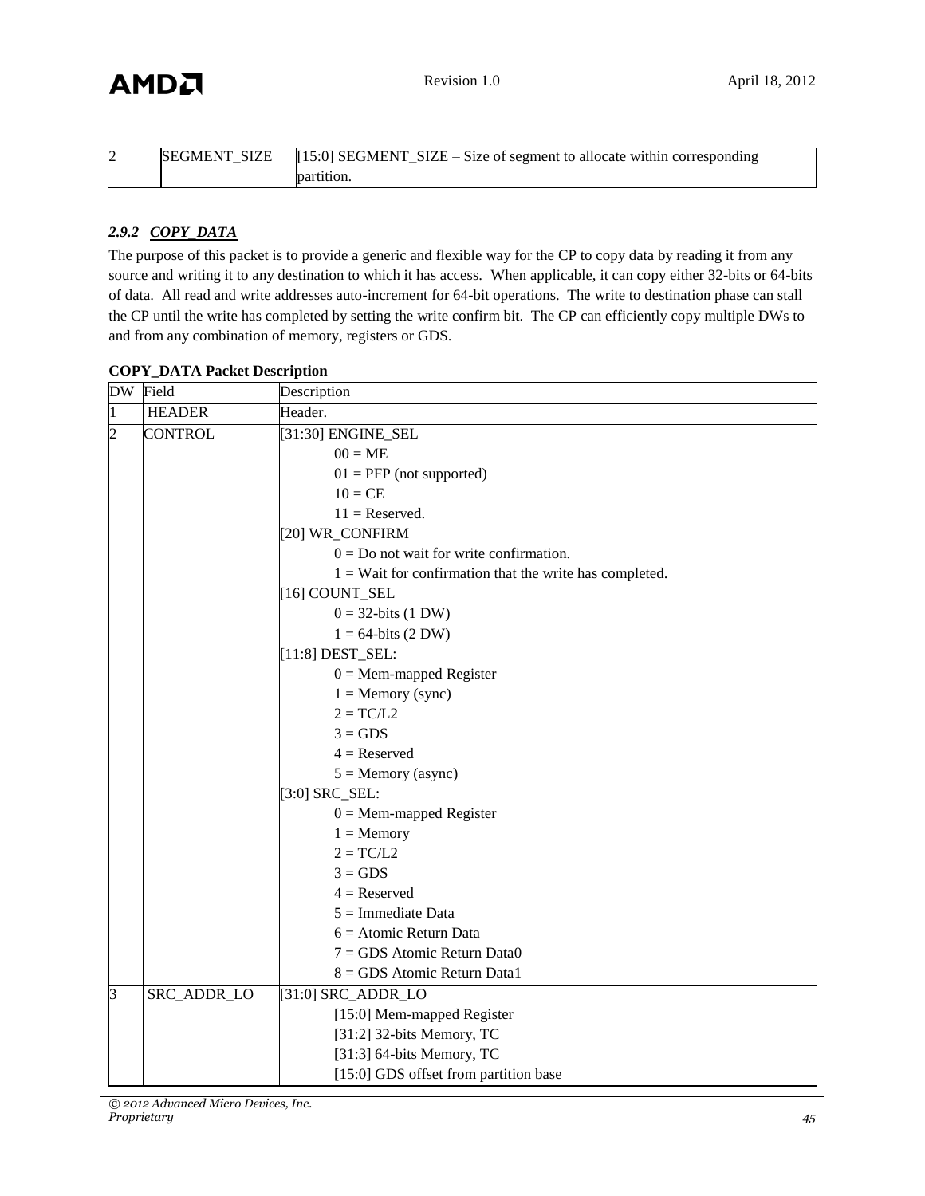| 2 | SEGMENT_SIZE | [15:0] SEGMENT_SIZE – Size of segment to allocate within corresponding partition. |
|---|---|---|

### 2.9.2 COPY_DATA

The purpose of this packet is to provide a generic and flexible way for the CP to copy data by reading it from any source and writing it to any destination to which it has access. When applicable, it can copy either 32-bits or 64-bits of data. All read and write addresses auto-increment for 64-bit operations. The write to destination phase can stall the CP until the write has completed by setting the write confirm bit. The CP can efficiently copy multiple DWs to and from any combination of memory, registers or GDS.

**COPY_DATA Packet Description**

| DW | Field | Description |
|---|---|---|
| 1 | HEADER | Header. |
| 2 | CONTROL | [31:30] ENGINE_SEL<br>00 = ME<br>01 = PFP (not supported)<br>10 = CE<br>11 = Reserved.<br>[20] WR_CONFIRM<br>0 = Do not wait for write confirmation.<br>1 = Wait for confirmation that the write has completed.<br>[16] COUNT_SEL<br>0 = 32-bits (1 DW)<br>1 = 64-bits (2 DW)<br>[11:8] DEST_SEL:<br>0 = Mem-mapped Register<br>1 = Memory (sync)<br>2 = TC/L2<br>3 = GDS<br>4 = Reserved<br>5 = Memory (async)<br>[3:0] SRC_SEL:<br>0 = Mem-mapped Register<br>1 = Memory<br>2 = TC/L2<br>3 = GDS<br>4 = Reserved<br>5 = Immediate Data<br>6 = Atomic Return Data<br>7 = GDS Atomic Return Data0<br>8 = GDS Atomic Return Data1 |
| 3 | SRC_ADDR_LO | [31:0] SRC_ADDR_LO<br>[15:0] Mem-mapped Register<br>[31:2] 32-bits Memory, TC<br>[31:3] 64-bits Memory, TC<br>[15:0] GDS offset from partition base |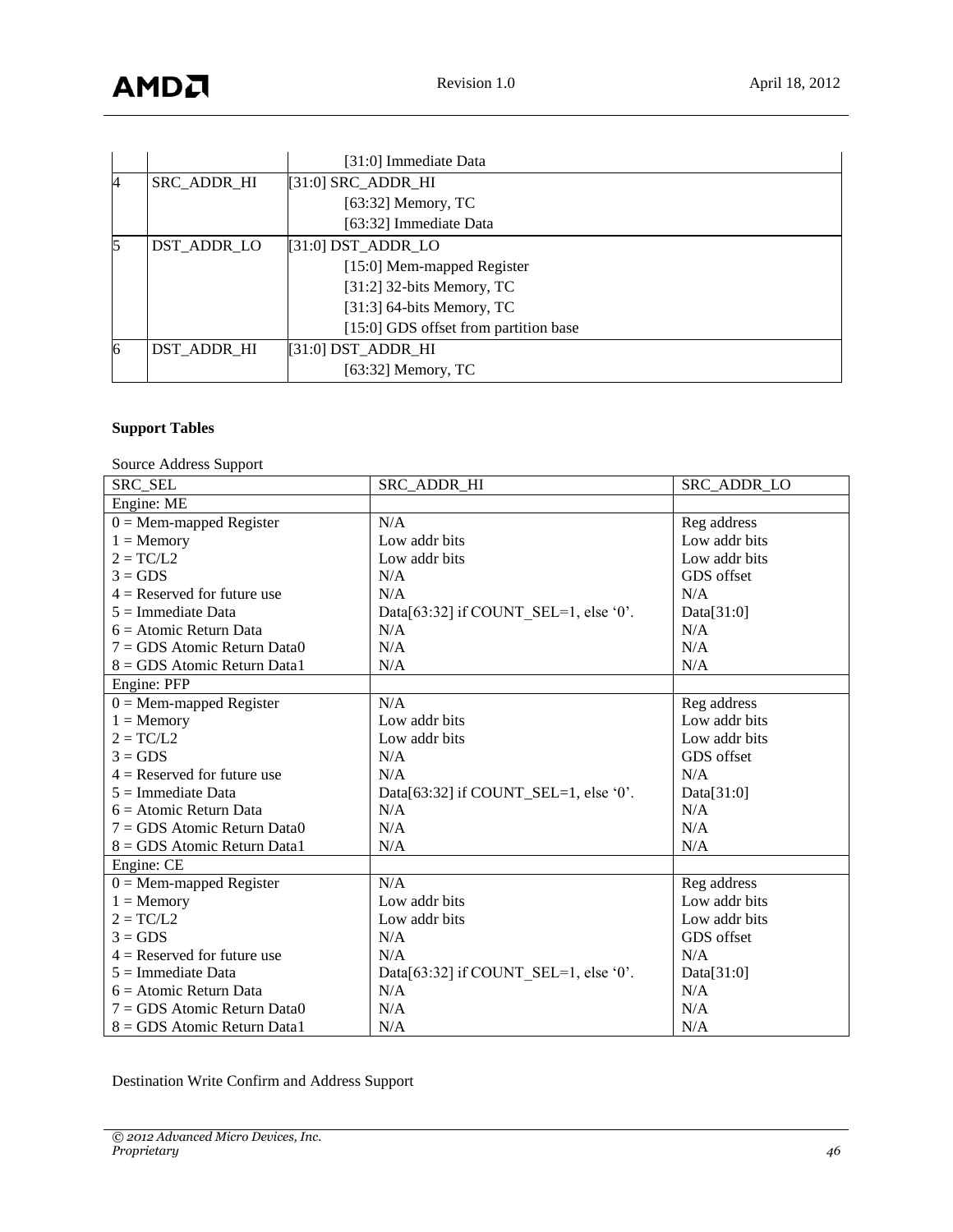| | | |
|---|---|---|
| | | [31:0] Immediate Data |
| 4 | SRC_ADDR_HI | [31:0] SRC_ADDR_HI<br>[63:32] Memory, TC<br>[63:32] Immediate Data |
| 5 | DST_ADDR_LO | [31:0] DST_ADDR_LO<br>[15:0] Mem-mapped Register<br>[31:2] 32-bits Memory, TC<br>[31:3] 64-bits Memory, TC<br>[15:0] GDS offset from partition base |
| 6 | DST_ADDR_HI | [31:0] DST_ADDR_HI<br>[63:32] Memory, TC |

**Support Tables**

Source Address Support

| SRC_SEL | SRC_ADDR_HI | SRC_ADDR_LO |
|---|---|---|
| Engine: ME | | |
| 0 = Mem-mapped Register | N/A | Reg address |
| 1 = Memory | Low addr bits | Low addr bits |
| 2 = TC/L2 | Low addr bits | Low addr bits |
| 3 = GDS | N/A | GDS offset |
| 4 = Reserved for future use | N/A | N/A |
| 5 = Immediate Data | Data[63:32] if COUNT_SEL=1, else ‘0’. | Data[31:0] |
| 6 = Atomic Return Data | N/A | N/A |
| 7 = GDS Atomic Return Data0 | N/A | N/A |
| 8 = GDS Atomic Return Data1 | N/A | N/A |
| Engine: PFP | | |
| 0 = Mem-mapped Register | N/A | Reg address |
| 1 = Memory | Low addr bits | Low addr bits |
| 2 = TC/L2 | Low addr bits | Low addr bits |
| 3 = GDS | N/A | GDS offset |
| 4 = Reserved for future use | N/A | N/A |
| 5 = Immediate Data | Data[63:32] if COUNT_SEL=1, else ‘0’. | Data[31:0] |
| 6 = Atomic Return Data | N/A | N/A |
| 7 = GDS Atomic Return Data0 | N/A | N/A |
| 8 = GDS Atomic Return Data1 | N/A | N/A |
| Engine: CE | | |
| 0 = Mem-mapped Register | N/A | Reg address |
| 1 = Memory | Low addr bits | Low addr bits |
| 2 = TC/L2 | Low addr bits | Low addr bits |
| 3 = GDS | N/A | GDS offset |
| 4 = Reserved for future use | N/A | N/A |
| 5 = Immediate Data | Data[63:32] if COUNT_SEL=1, else ‘0’. | Data[31:0] |
| 6 = Atomic Return Data | N/A | N/A |
| 7 = GDS Atomic Return Data0 | N/A | N/A |
| 8 = GDS Atomic Return Data1 | N/A | N/A |

Destination Write Confirm and Address Support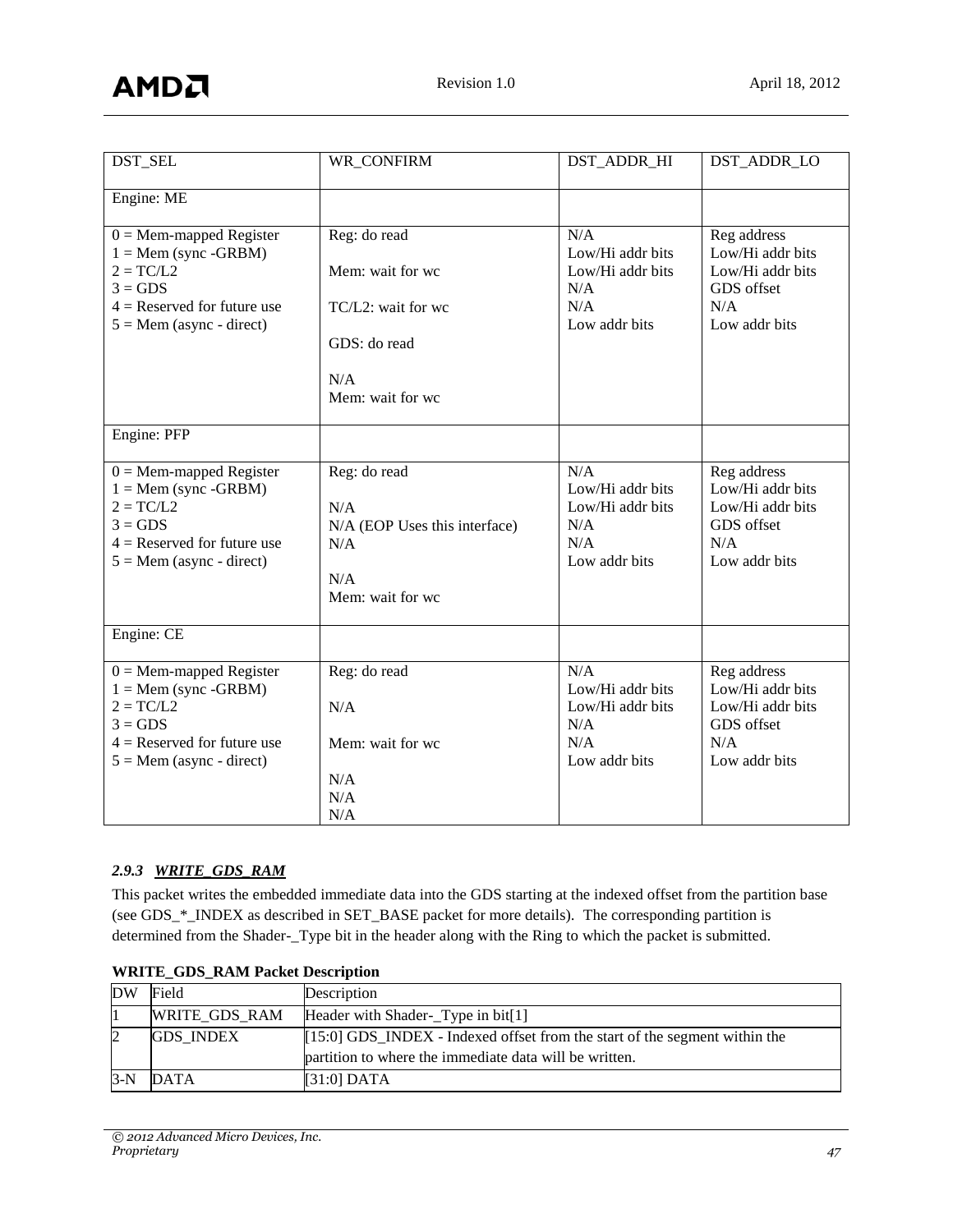| DST_SEL | WR_CONFIRM | DST_ADDR_HI | DST_ADDR_LO |
|---|---|---|---|
| Engine: ME | | | |
| 0 = Mem-mapped Register<br>1 = Mem (sync -GRBM)<br>2 = TC/L2<br>3 = GDS<br>4 = Reserved for future use<br>5 = Mem (async - direct) | Reg: do read<br><br>Mem: wait for wc<br><br>TC/L2: wait for wc<br><br>GDS: do read<br><br>N/A<br>Mem: wait for wc | N/A<br>Low/Hi addr bits<br>Low/Hi addr bits<br>N/A<br>N/A<br>Low addr bits | Reg address<br>Low/Hi addr bits<br>Low/Hi addr bits<br>GDS offset<br>N/A<br>Low addr bits |
| Engine: PFP | | | |
| 0 = Mem-mapped Register<br>1 = Mem (sync -GRBM)<br>2 = TC/L2<br>3 = GDS<br>4 = Reserved for future use<br>5 = Mem (async - direct) | Reg: do read<br><br>N/A<br>N/A (EOP Uses this interface)<br>N/A<br><br>N/A<br>Mem: wait for wc | N/A<br>Low/Hi addr bits<br>Low/Hi addr bits<br>N/A<br>N/A<br>Low addr bits | Reg address<br>Low/Hi addr bits<br>Low/Hi addr bits<br>GDS offset<br>N/A<br>Low addr bits |
| Engine: CE | | | |
| 0 = Mem-mapped Register<br>1 = Mem (sync -GRBM)<br>2 = TC/L2<br>3 = GDS<br>4 = Reserved for future use<br>5 = Mem (async - direct) | Reg: do read<br><br>N/A<br><br>Mem: wait for wc<br><br>N/A<br>N/A<br>N/A | N/A<br>Low/Hi addr bits<br>Low/Hi addr bits<br>N/A<br>N/A<br>Low addr bits | Reg address<br>Low/Hi addr bits<br>Low/Hi addr bits<br>GDS offset<br>N/A<br>Low addr bits |

### *2.9.3 WRITE_GDS_RAM*

This packet writes the embedded immediate data into the GDS starting at the indexed offset from the partition base (see GDS_*_INDEX as described in SET_BASE packet for more details). The corresponding partition is determined from the Shader-_Type bit in the header along with the Ring to which the packet is submitted.

**WRITE_GDS_RAM Packet Description**

| DW | Field | Description |
|---|---|---|
| 1 | WRITE_GDS_RAM | Header with Shader-_Type in bit[1] |
| 2 | GDS_INDEX | [15:0] GDS_INDEX - Indexed offset from the start of the segment within the partition to where the immediate data will be written. |
| 3-N | DATA | [31:0] DATA |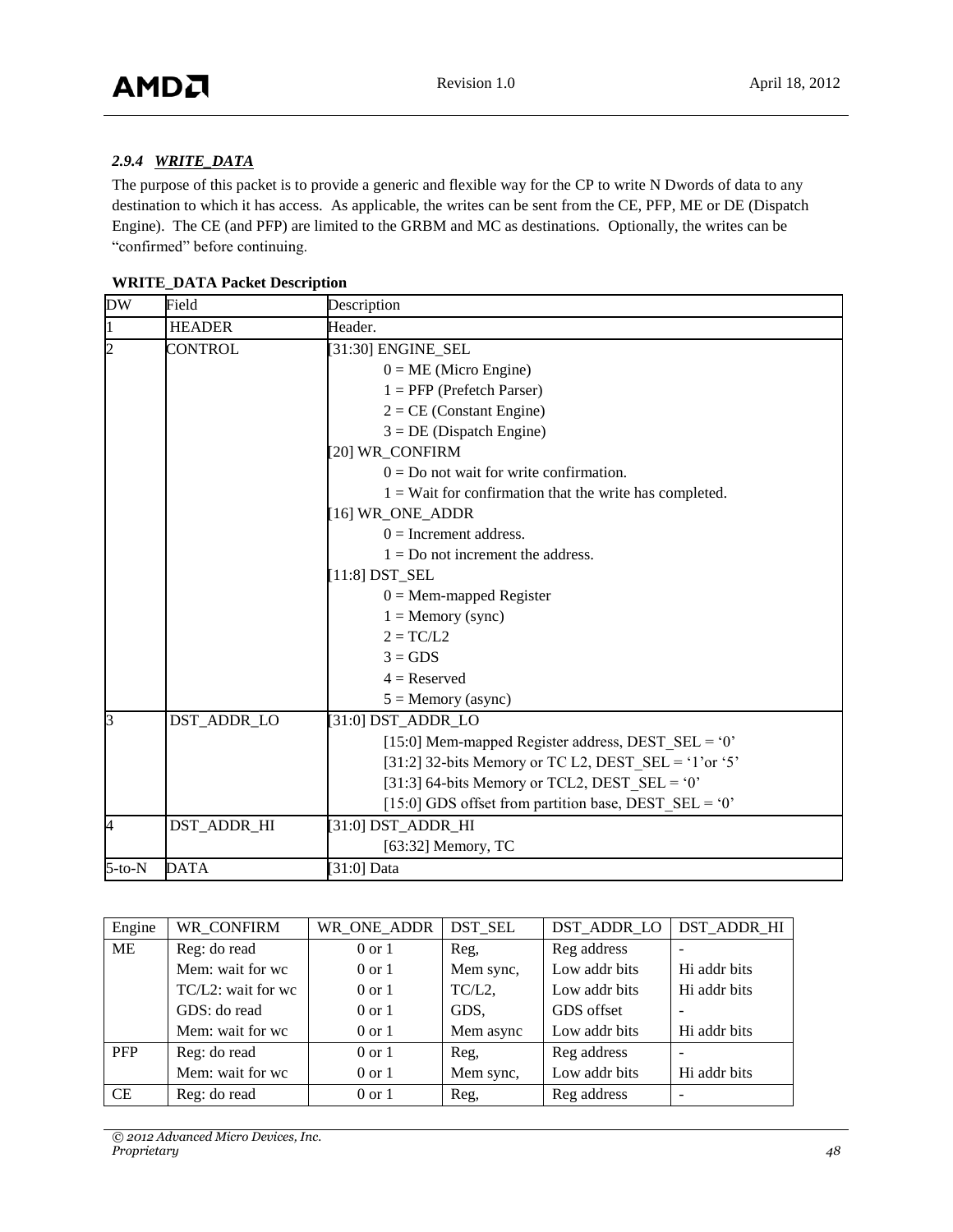#### *2.9.4 WRITE_DATA*

The purpose of this packet is to provide a generic and flexible way for the CP to write N Dwords of data to any destination to which it has access. As applicable, the writes can be sent from the CE, PFP, ME or DE (Dispatch Engine). The CE (and PFP) are limited to the GRBM and MC as destinations. Optionally, the writes can be "confirmed" before continuing.

**WRITE_DATA Packet Description**

| DW | Field | Description |
|---|---|---|
| 1 | HEADER | Header. |
| 2 | CONTROL | [31:30] ENGINE_SEL<br>0 = ME (Micro Engine)<br>1 = PFP (Prefetch Parser)<br>2 = CE (Constant Engine)<br>3 = DE (Dispatch Engine)<br>[20] WR_CONFIRM<br>0 = Do not wait for write confirmation.<br>1 = Wait for confirmation that the write has completed.<br>[16] WR_ONE_ADDR<br>0 = Increment address.<br>1 = Do not increment the address.<br>[11:8] DST_SEL<br>0 = Mem-mapped Register<br>1 = Memory (sync)<br>2 = TC/L2<br>3 = GDS<br>4 = Reserved<br>5 = Memory (async) |
| 3 | DST_ADDR_LO | [31:0] DST_ADDR_LO<br>[15:0] Mem-mapped Register address, DEST_SEL = '0'<br>[31:2] 32-bits Memory or TC L2, DEST_SEL = '1'or '5'<br>[31:3] 64-bits Memory or TCL2, DEST_SEL = '0'<br>[15:0] GDS offset from partition base, DEST_SEL = '0' |
| 4 | DST_ADDR_HI | [31:0] DST_ADDR_HI<br>[63:32] Memory, TC |
| 5-to-N | DATA | [31:0] Data |

| Engine | WR_CONFIRM | WR_ONE_ADDR | DST_SEL | DST_ADDR_LO | DST_ADDR_HI |
|---|---|---|---|---|---|
| ME | Reg: do read | 0 or 1 | Reg, | Reg address | - |
| | Mem: wait for wc | 0 or 1 | Mem sync, | Low addr bits | Hi addr bits |
| | TC/L2: wait for wc | 0 or 1 | TC/L2, | Low addr bits | Hi addr bits |
| | GDS: do read | 0 or 1 | GDS, | GDS offset | - |
| | Mem: wait for wc | 0 or 1 | Mem async | Low addr bits | Hi addr bits |
| PFP | Reg: do read | 0 or 1 | Reg, | Reg address | - |
| | Mem: wait for wc | 0 or 1 | Mem sync, | Low addr bits | Hi addr bits |
| CE | Reg: do read | 0 or 1 | Reg, | Reg address | - |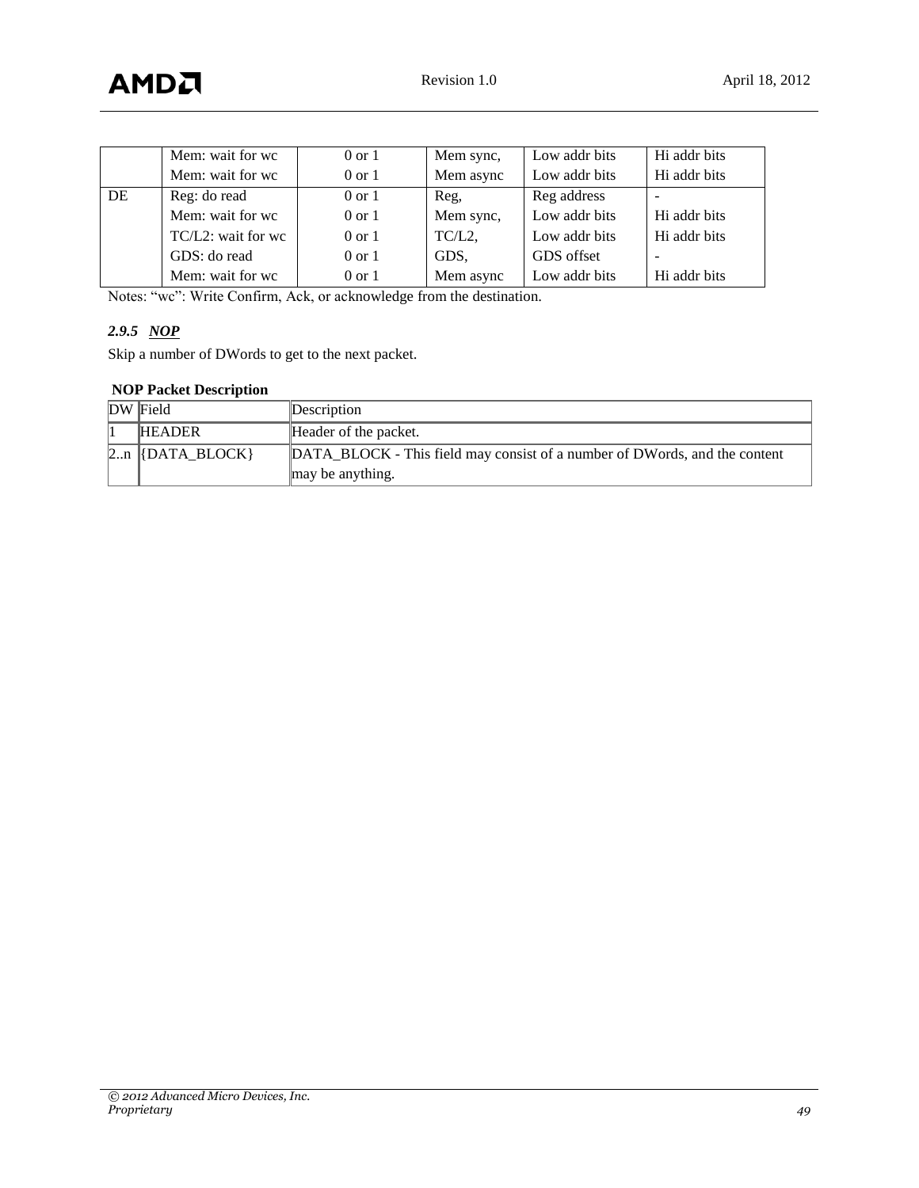| | | | | | |
|---|---|---|---|---|---|
| | Mem: wait for wc | 0 or 1 | Mem sync, | Low addr bits | Hi addr bits |
| | Mem: wait for wc | 0 or 1 | Mem async | Low addr bits | Hi addr bits |
| DE | Reg: do read | 0 or 1 | Reg, | Reg address | - |
| | Mem: wait for wc | 0 or 1 | Mem sync, | Low addr bits | Hi addr bits |
| | TC/L2: wait for wc | 0 or 1 | TC/L2, | Low addr bits | Hi addr bits |
| | GDS: do read | 0 or 1 | GDS, | GDS offset | - |
| | Mem: wait for wc | 0 or 1 | Mem async | Low addr bits | Hi addr bits |

Notes: “wc”: Write Confirm, Ack, or acknowledge from the destination.

### *2.9.5 NOP*

Skip a number of DWords to get to the next packet.

**NOP Packet Description**

| DW | Field | Description |
|---|---|---|
| 1 | HEADER | Header of the packet. |
| 2..n | {DATA_BLOCK} | DATA_BLOCK - This field may consist of a number of DWords, and the content may be anything. |